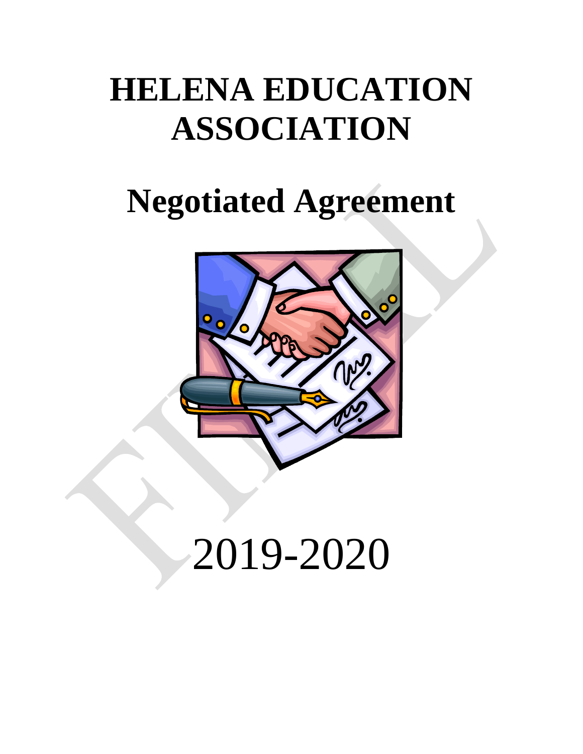# HELENA EDUCATION ASSOCIATION

# Negotiated Agreement

2019-2020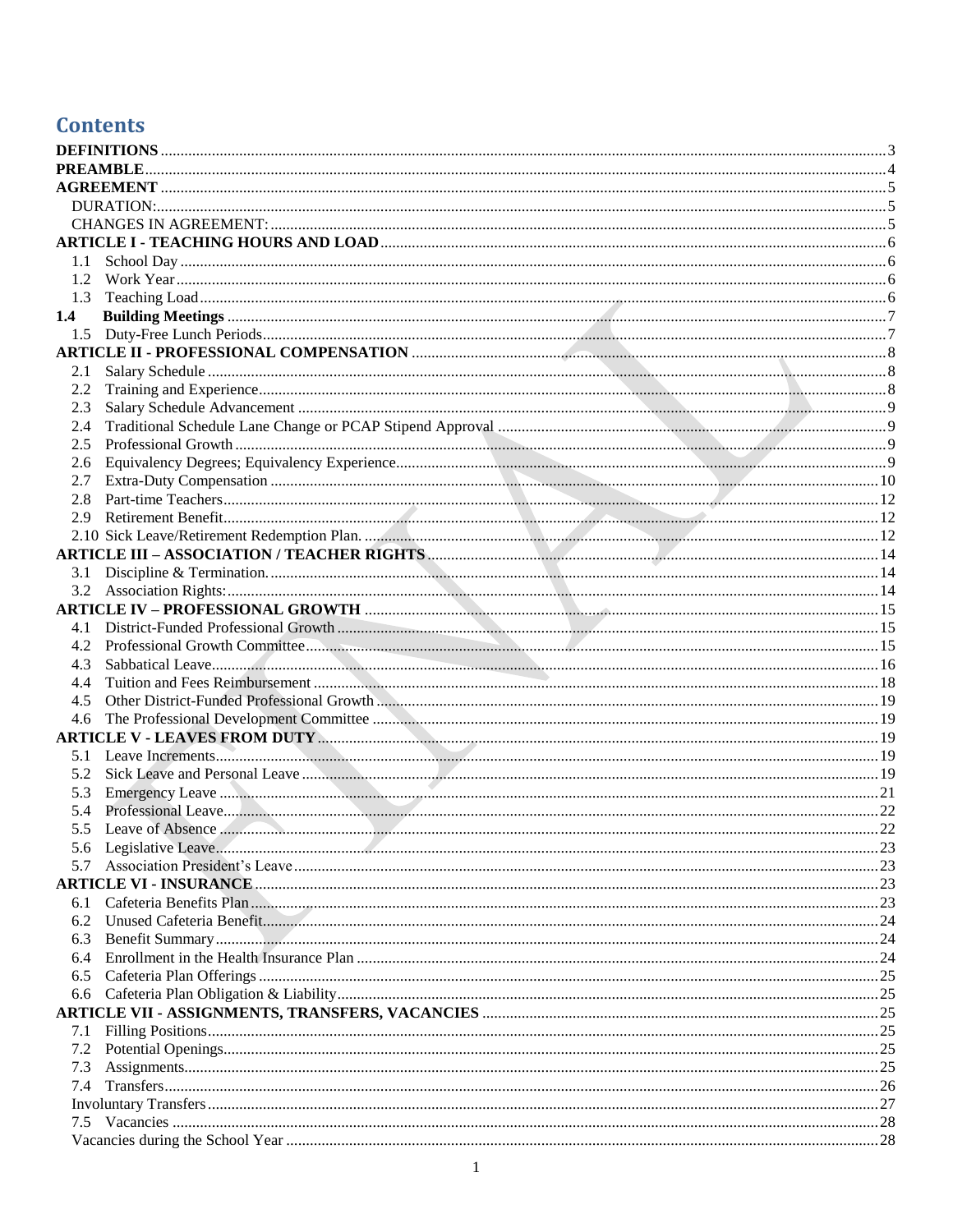# Contents

DEFINITIONS .......... 3
PREAMBLE .......... 4
AGREEMENT .......... 5
DURATION: .......... 5
CHANGES IN AGREEMENT: .......... 5
ARTICLE I - TEACHING HOURS AND LOAD .......... 6
1.1 School Day .......... 6
1.2 Work Year .......... 6
1.3 Teaching Load .......... 6
1.4 Building Meetings .......... 7
1.5 Duty-Free Lunch Periods .......... 7
ARTICLE II - PROFESSIONAL COMPENSATION .......... 8
2.1 Salary Schedule .......... 8
2.2 Training and Experience .......... 8
2.3 Salary Schedule Advancement .......... 9
2.4 Traditional Schedule Lane Change or PCAP Stipend Approval .......... 9
2.5 Professional Growth .......... 9
2.6 Equivalency Degrees; Equivalency Experience .......... 9
2.7 Extra-Duty Compensation .......... 10
2.8 Part-time Teachers .......... 12
2.9 Retirement Benefit .......... 12
2.10 Sick Leave/Retirement Redemption Plan. .......... 12
ARTICLE III – ASSOCIATION / TEACHER RIGHTS .......... 14
3.1 Discipline & Termination. .......... 14
3.2 Association Rights: .......... 14
ARTICLE IV – PROFESSIONAL GROWTH .......... 15
4.1 District-Funded Professional Growth .......... 15
4.2 Professional Growth Committee .......... 15
4.3 Sabbatical Leave .......... 16
4.4 Tuition and Fees Reimbursement .......... 18
4.5 Other District-Funded Professional Growth .......... 19
4.6 The Professional Development Committee .......... 19
ARTICLE V - LEAVES FROM DUTY .......... 19
5.1 Leave Increments .......... 19
5.2 Sick Leave and Personal Leave .......... 19
5.3 Emergency Leave .......... 21
5.4 Professional Leave .......... 22
5.5 Leave of Absence .......... 22
5.6 Legislative Leave .......... 23
5.7 Association President's Leave .......... 23
ARTICLE VI - INSURANCE .......... 23
6.1 Cafeteria Benefits Plan .......... 23
6.2 Unused Cafeteria Benefit .......... 24
6.3 Benefit Summary .......... 24
6.4 Enrollment in the Health Insurance Plan .......... 24
6.5 Cafeteria Plan Offerings .......... 25
6.6 Cafeteria Plan Obligation & Liability .......... 25
ARTICLE VII - ASSIGNMENTS, TRANSFERS, VACANCIES .......... 25
7.1 Filling Positions .......... 25
7.2 Potential Openings .......... 25
7.3 Assignments .......... 25
7.4 Transfers .......... 26
Involuntary Transfers .......... 27
7.5 Vacancies .......... 28
Vacancies during the School Year .......... 28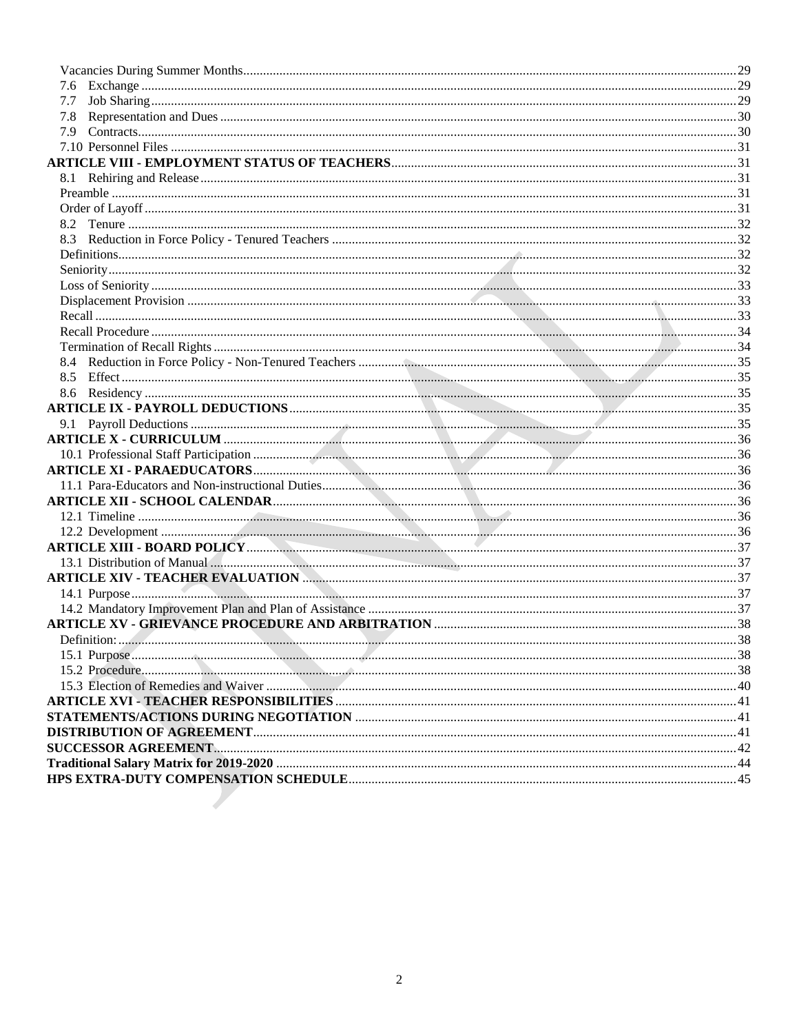Vacancies During Summer Months ..... 29
7.6 Exchange ..... 29
7.7 Job Sharing ..... 29
7.8 Representation and Dues ..... 30
7.9 Contracts ..... 30
7.10 Personnel Files ..... 31
**ARTICLE VIII - EMPLOYMENT STATUS OF TEACHERS** ..... 31
8.1 Rehiring and Release ..... 31
Preamble ..... 31
Order of Layoff ..... 31
8.2 Tenure ..... 32
8.3 Reduction in Force Policy - Tenured Teachers ..... 32
Definitions ..... 32
Seniority ..... 32
Loss of Seniority ..... 33
Displacement Provision ..... 33
Recall ..... 33
Recall Procedure ..... 34
Termination of Recall Rights ..... 34
8.4 Reduction in Force Policy - Non-Tenured Teachers ..... 35
8.5 Effect ..... 35
8.6 Residency ..... 35
**ARTICLE IX - PAYROLL DEDUCTIONS** ..... 35
9.1 Payroll Deductions ..... 35
**ARTICLE X - CURRICULUM** ..... 36
10.1 Professional Staff Participation ..... 36
**ARTICLE XI - PARAEDUCATORS** ..... 36
11.1 Para-Educators and Non-instructional Duties ..... 36
**ARTICLE XII - SCHOOL CALENDAR** ..... 36
12.1 Timeline ..... 36
12.2 Development ..... 36
**ARTICLE XIII - BOARD POLICY** ..... 37
13.1 Distribution of Manual ..... 37
**ARTICLE XIV - TEACHER EVALUATION** ..... 37
14.1 Purpose ..... 37
14.2 Mandatory Improvement Plan and Plan of Assistance ..... 37
**ARTICLE XV - GRIEVANCE PROCEDURE AND ARBITRATION** ..... 38
Definition: ..... 38
15.1 Purpose ..... 38
15.2 Procedure ..... 38
15.3 Election of Remedies and Waiver ..... 40
**ARTICLE XVI - TEACHER RESPONSIBILITIES** ..... 41
**STATEMENTS/ACTIONS DURING NEGOTIATION** ..... 41
**DISTRIBUTION OF AGREEMENT** ..... 41
**SUCCESSOR AGREEMENT** ..... 42
**Traditional Salary Matrix for 2019-2020** ..... 44
**HPS EXTRA-DUTY COMPENSATION SCHEDULE** ..... 45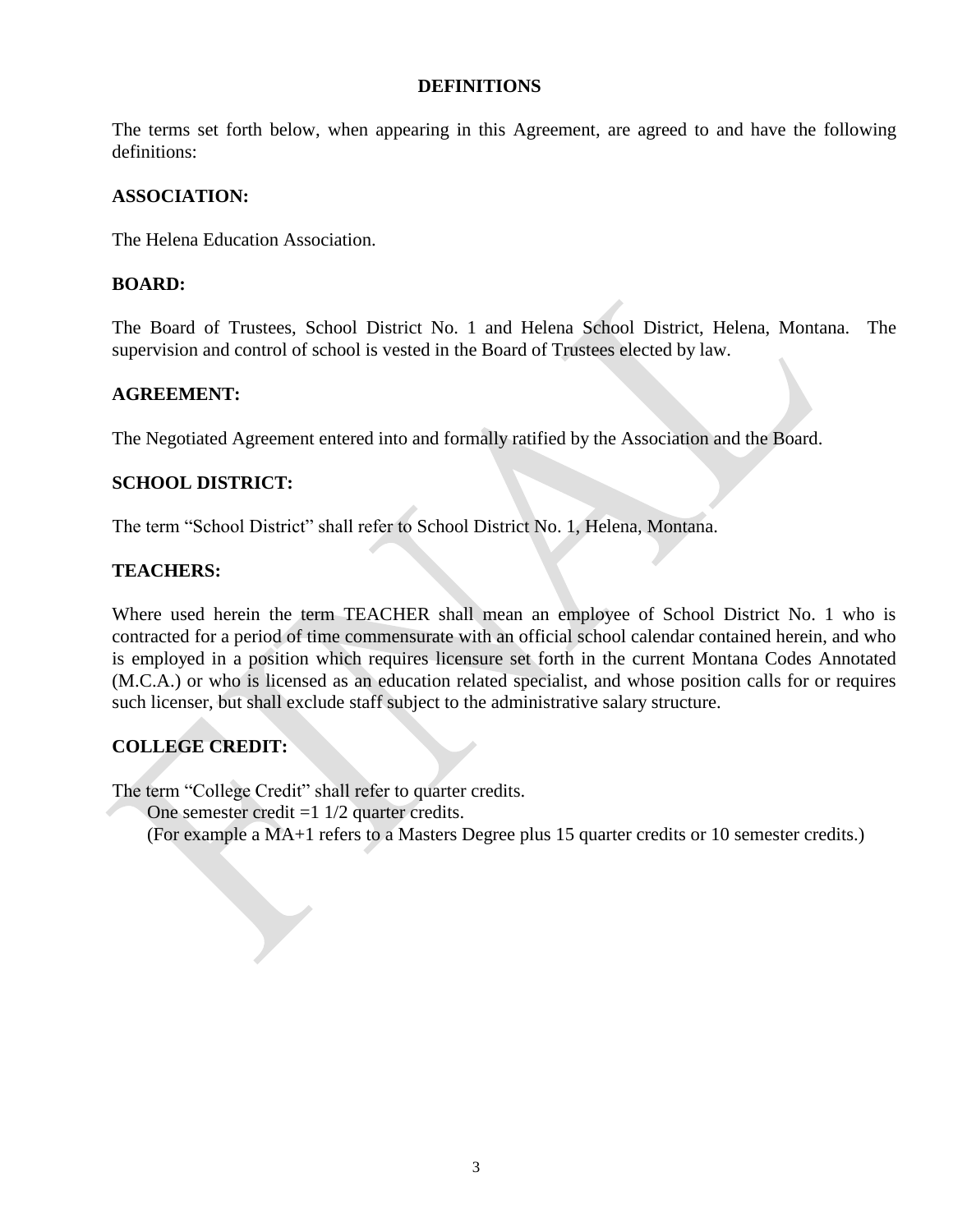# DEFINITIONS

The terms set forth below, when appearing in this Agreement, are agreed to and have the following definitions:

**ASSOCIATION:**

The Helena Education Association.

**BOARD:**

The Board of Trustees, School District No. 1 and Helena School District, Helena, Montana. The supervision and control of school is vested in the Board of Trustees elected by law.

**AGREEMENT:**

The Negotiated Agreement entered into and formally ratified by the Association and the Board.

**SCHOOL DISTRICT:**

The term "School District" shall refer to School District No. 1, Helena, Montana.

**TEACHERS:**

Where used herein the term TEACHER shall mean an employee of School District No. 1 who is contracted for a period of time commensurate with an official school calendar contained herein, and who is employed in a position which requires licensure set forth in the current Montana Codes Annotated (M.C.A.) or who is licensed as an education related specialist, and whose position calls for or requires such licenser, but shall exclude staff subject to the administrative salary structure.

**COLLEGE CREDIT:**

The term "College Credit" shall refer to quarter credits.

One semester credit =1 1/2 quarter credits.

(For example a MA+1 refers to a Masters Degree plus 15 quarter credits or 10 semester credits.)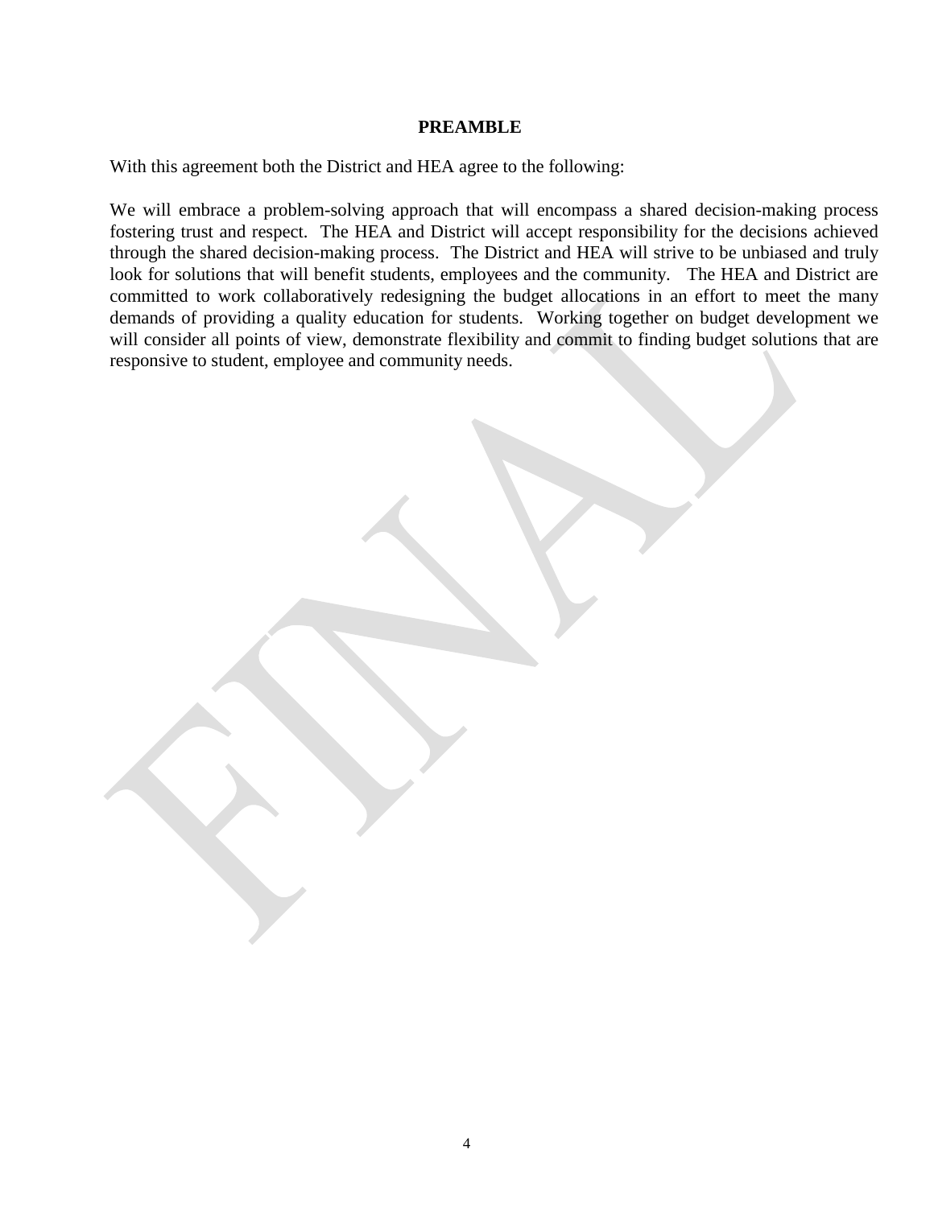## PREAMBLE

With this agreement both the District and HEA agree to the following:

We will embrace a problem-solving approach that will encompass a shared decision-making process fostering trust and respect. The HEA and District will accept responsibility for the decisions achieved through the shared decision-making process. The District and HEA will strive to be unbiased and truly look for solutions that will benefit students, employees and the community. The HEA and District are committed to work collaboratively redesigning the budget allocations in an effort to meet the many demands of providing a quality education for students. Working together on budget development we will consider all points of view, demonstrate flexibility and commit to finding budget solutions that are responsive to student, employee and community needs.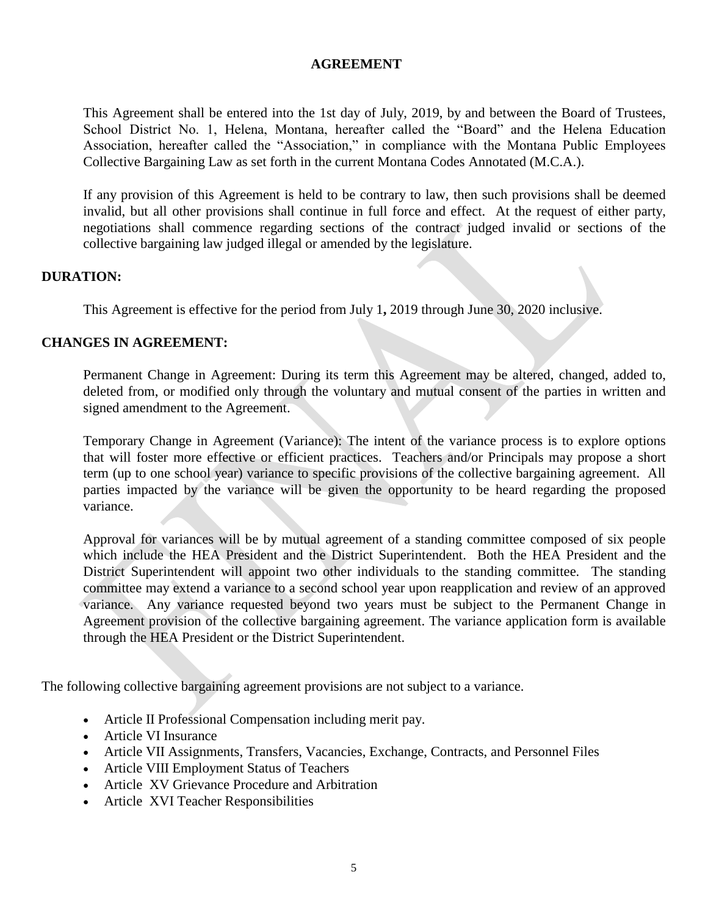# AGREEMENT

This Agreement shall be entered into the 1st day of July, 2019, by and between the Board of Trustees, School District No. 1, Helena, Montana, hereafter called the "Board" and the Helena Education Association, hereafter called the "Association," in compliance with the Montana Public Employees Collective Bargaining Law as set forth in the current Montana Codes Annotated (M.C.A.).

If any provision of this Agreement is held to be contrary to law, then such provisions shall be deemed invalid, but all other provisions shall continue in full force and effect. At the request of either party, negotiations shall commence regarding sections of the contract judged invalid or sections of the collective bargaining law judged illegal or amended by the legislature.

## DURATION:

This Agreement is effective for the period from July 1, 2019 through June 30, 2020 inclusive.

## CHANGES IN AGREEMENT:

Permanent Change in Agreement: During its term this Agreement may be altered, changed, added to, deleted from, or modified only through the voluntary and mutual consent of the parties in written and signed amendment to the Agreement.

Temporary Change in Agreement (Variance): The intent of the variance process is to explore options that will foster more effective or efficient practices. Teachers and/or Principals may propose a short term (up to one school year) variance to specific provisions of the collective bargaining agreement. All parties impacted by the variance will be given the opportunity to be heard regarding the proposed variance.

Approval for variances will be by mutual agreement of a standing committee composed of six people which include the HEA President and the District Superintendent. Both the HEA President and the District Superintendent will appoint two other individuals to the standing committee. The standing committee may extend a variance to a second school year upon reapplication and review of an approved variance. Any variance requested beyond two years must be subject to the Permanent Change in Agreement provision of the collective bargaining agreement. The variance application form is available through the HEA President or the District Superintendent.

The following collective bargaining agreement provisions are not subject to a variance.

- Article II Professional Compensation including merit pay.
- Article VI Insurance
- Article VII Assignments, Transfers, Vacancies, Exchange, Contracts, and Personnel Files
- Article VIII Employment Status of Teachers
- Article XV Grievance Procedure and Arbitration
- Article XVI Teacher Responsibilities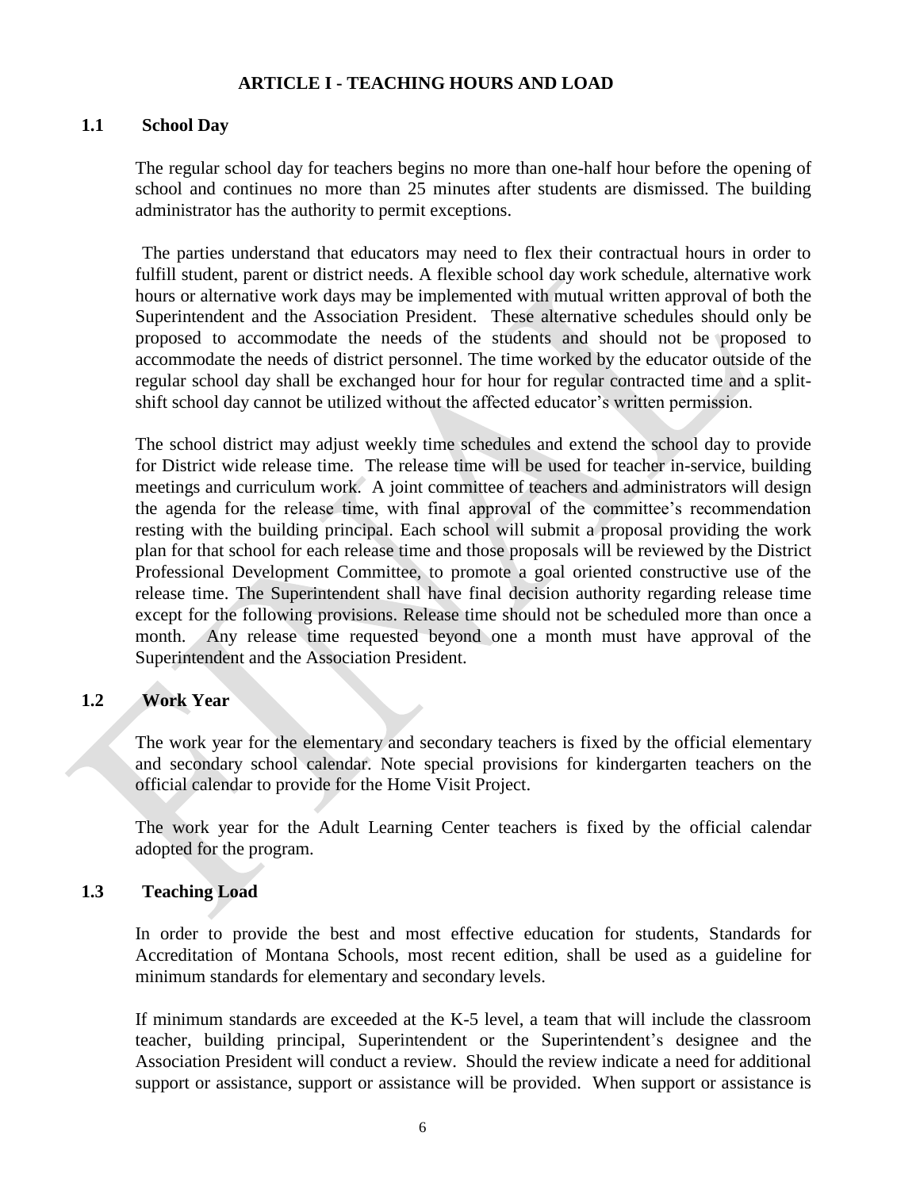# ARTICLE I - TEACHING HOURS AND LOAD

## 1.1 School Day

The regular school day for teachers begins no more than one-half hour before the opening of school and continues no more than 25 minutes after students are dismissed. The building administrator has the authority to permit exceptions.

The parties understand that educators may need to flex their contractual hours in order to fulfill student, parent or district needs. A flexible school day work schedule, alternative work hours or alternative work days may be implemented with mutual written approval of both the Superintendent and the Association President. These alternative schedules should only be proposed to accommodate the needs of the students and should not be proposed to accommodate the needs of district personnel. The time worked by the educator outside of the regular school day shall be exchanged hour for hour for regular contracted time and a split-shift school day cannot be utilized without the affected educator's written permission.

The school district may adjust weekly time schedules and extend the school day to provide for District wide release time. The release time will be used for teacher in-service, building meetings and curriculum work. A joint committee of teachers and administrators will design the agenda for the release time, with final approval of the committee's recommendation resting with the building principal. Each school will submit a proposal providing the work plan for that school for each release time and those proposals will be reviewed by the District Professional Development Committee, to promote a goal oriented constructive use of the release time. The Superintendent shall have final decision authority regarding release time except for the following provisions. Release time should not be scheduled more than once a month. Any release time requested beyond one a month must have approval of the Superintendent and the Association President.

## 1.2 Work Year

The work year for the elementary and secondary teachers is fixed by the official elementary and secondary school calendar. Note special provisions for kindergarten teachers on the official calendar to provide for the Home Visit Project.

The work year for the Adult Learning Center teachers is fixed by the official calendar adopted for the program.

## 1.3 Teaching Load

In order to provide the best and most effective education for students, Standards for Accreditation of Montana Schools, most recent edition, shall be used as a guideline for minimum standards for elementary and secondary levels.

If minimum standards are exceeded at the K-5 level, a team that will include the classroom teacher, building principal, Superintendent or the Superintendent's designee and the Association President will conduct a review. Should the review indicate a need for additional support or assistance, support or assistance will be provided. When support or assistance is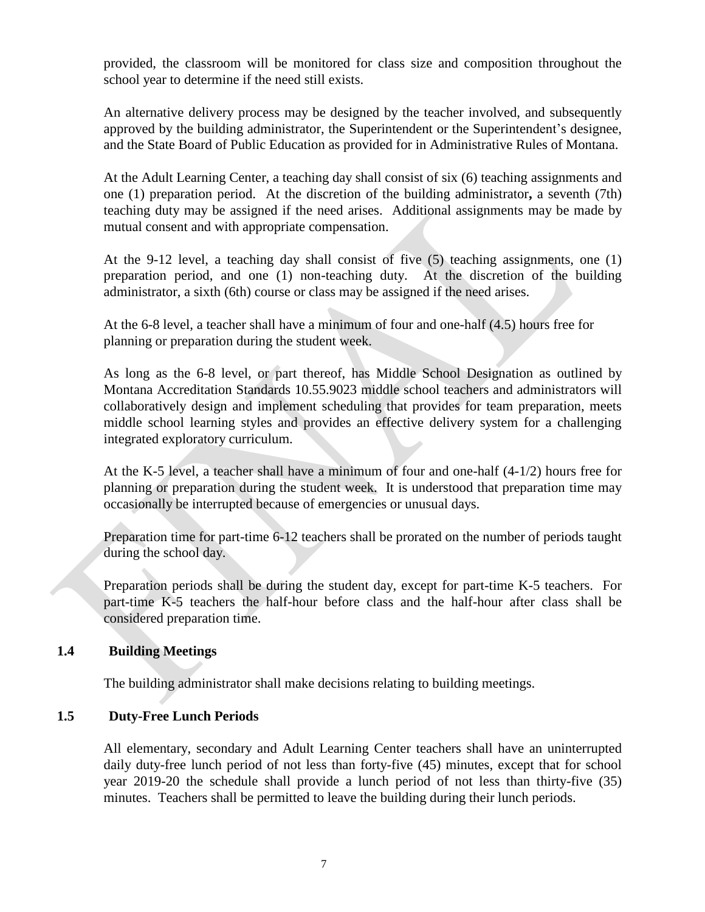provided, the classroom will be monitored for class size and composition throughout the school year to determine if the need still exists.

An alternative delivery process may be designed by the teacher involved, and subsequently approved by the building administrator, the Superintendent or the Superintendent's designee, and the State Board of Public Education as provided for in Administrative Rules of Montana.

At the Adult Learning Center, a teaching day shall consist of six (6) teaching assignments and one (1) preparation period. At the discretion of the building administrator**,** a seventh (7th) teaching duty may be assigned if the need arises. Additional assignments may be made by mutual consent and with appropriate compensation.

At the 9-12 level, a teaching day shall consist of five (5) teaching assignments, one (1) preparation period, and one (1) non-teaching duty. At the discretion of the building administrator, a sixth (6th) course or class may be assigned if the need arises.

At the 6-8 level, a teacher shall have a minimum of four and one-half (4.5) hours free for planning or preparation during the student week.

As long as the 6-8 level, or part thereof, has Middle School Designation as outlined by Montana Accreditation Standards 10.55.9023 middle school teachers and administrators will collaboratively design and implement scheduling that provides for team preparation, meets middle school learning styles and provides an effective delivery system for a challenging integrated exploratory curriculum.

At the K-5 level, a teacher shall have a minimum of four and one-half (4-1/2) hours free for planning or preparation during the student week. It is understood that preparation time may occasionally be interrupted because of emergencies or unusual days.

Preparation time for part-time 6-12 teachers shall be prorated on the number of periods taught during the school day.

Preparation periods shall be during the student day, except for part-time K-5 teachers. For part-time K-5 teachers the half-hour before class and the half-hour after class shall be considered preparation time.

### 1.4 Building Meetings

The building administrator shall make decisions relating to building meetings.

### 1.5 Duty-Free Lunch Periods

All elementary, secondary and Adult Learning Center teachers shall have an uninterrupted daily duty-free lunch period of not less than forty-five (45) minutes, except that for school year 2019-20 the schedule shall provide a lunch period of not less than thirty-five (35) minutes. Teachers shall be permitted to leave the building during their lunch periods.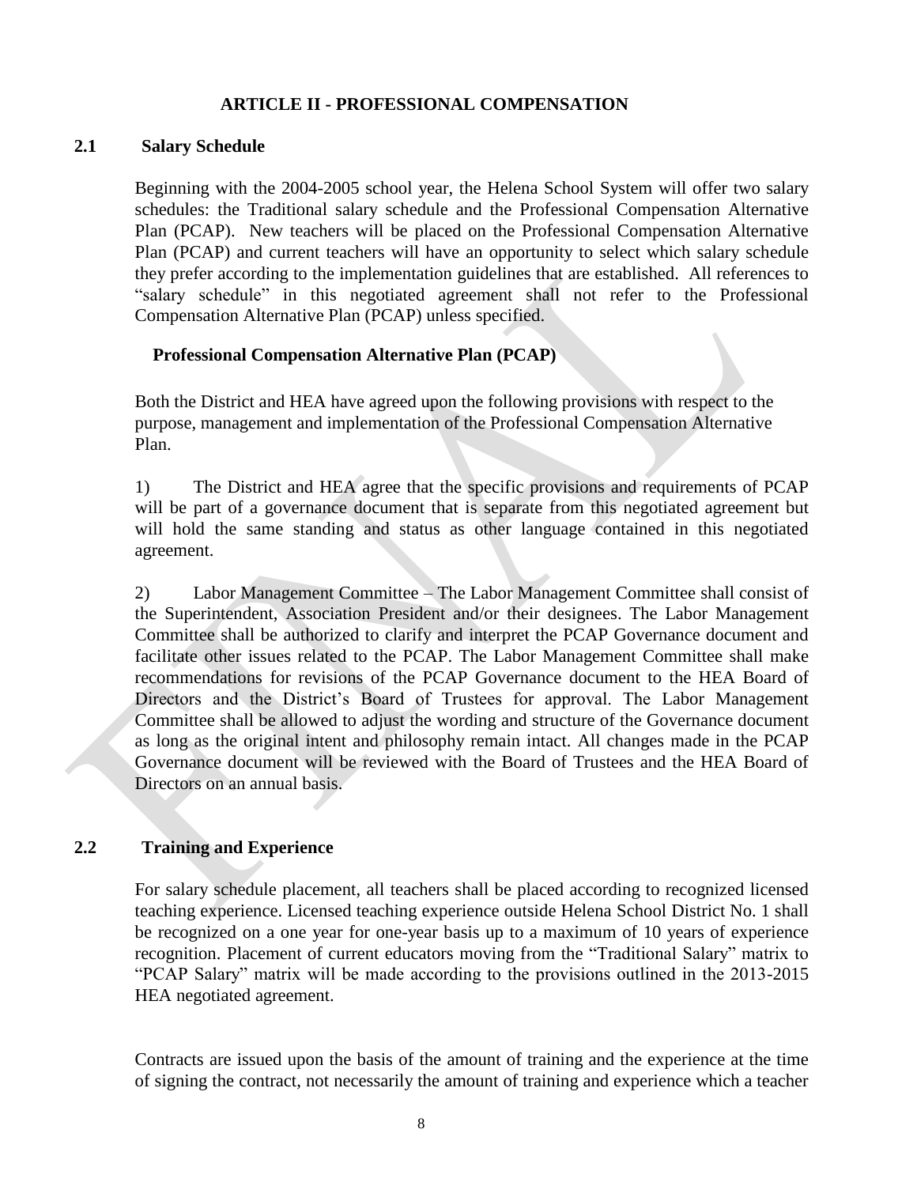## ARTICLE II - PROFESSIONAL COMPENSATION

### 2.1 Salary Schedule

Beginning with the 2004-2005 school year, the Helena School System will offer two salary schedules: the Traditional salary schedule and the Professional Compensation Alternative Plan (PCAP). New teachers will be placed on the Professional Compensation Alternative Plan (PCAP) and current teachers will have an opportunity to select which salary schedule they prefer according to the implementation guidelines that are established. All references to "salary schedule" in this negotiated agreement shall not refer to the Professional Compensation Alternative Plan (PCAP) unless specified.

**Professional Compensation Alternative Plan (PCAP)**

Both the District and HEA have agreed upon the following provisions with respect to the purpose, management and implementation of the Professional Compensation Alternative Plan.

1) The District and HEA agree that the specific provisions and requirements of PCAP will be part of a governance document that is separate from this negotiated agreement but will hold the same standing and status as other language contained in this negotiated agreement.

2) Labor Management Committee – The Labor Management Committee shall consist of the Superintendent, Association President and/or their designees. The Labor Management Committee shall be authorized to clarify and interpret the PCAP Governance document and facilitate other issues related to the PCAP. The Labor Management Committee shall make recommendations for revisions of the PCAP Governance document to the HEA Board of Directors and the District's Board of Trustees for approval. The Labor Management Committee shall be allowed to adjust the wording and structure of the Governance document as long as the original intent and philosophy remain intact. All changes made in the PCAP Governance document will be reviewed with the Board of Trustees and the HEA Board of Directors on an annual basis.

### 2.2 Training and Experience

For salary schedule placement, all teachers shall be placed according to recognized licensed teaching experience. Licensed teaching experience outside Helena School District No. 1 shall be recognized on a one year for one-year basis up to a maximum of 10 years of experience recognition. Placement of current educators moving from the "Traditional Salary" matrix to "PCAP Salary" matrix will be made according to the provisions outlined in the 2013-2015 HEA negotiated agreement.

Contracts are issued upon the basis of the amount of training and the experience at the time of signing the contract, not necessarily the amount of training and experience which a teacher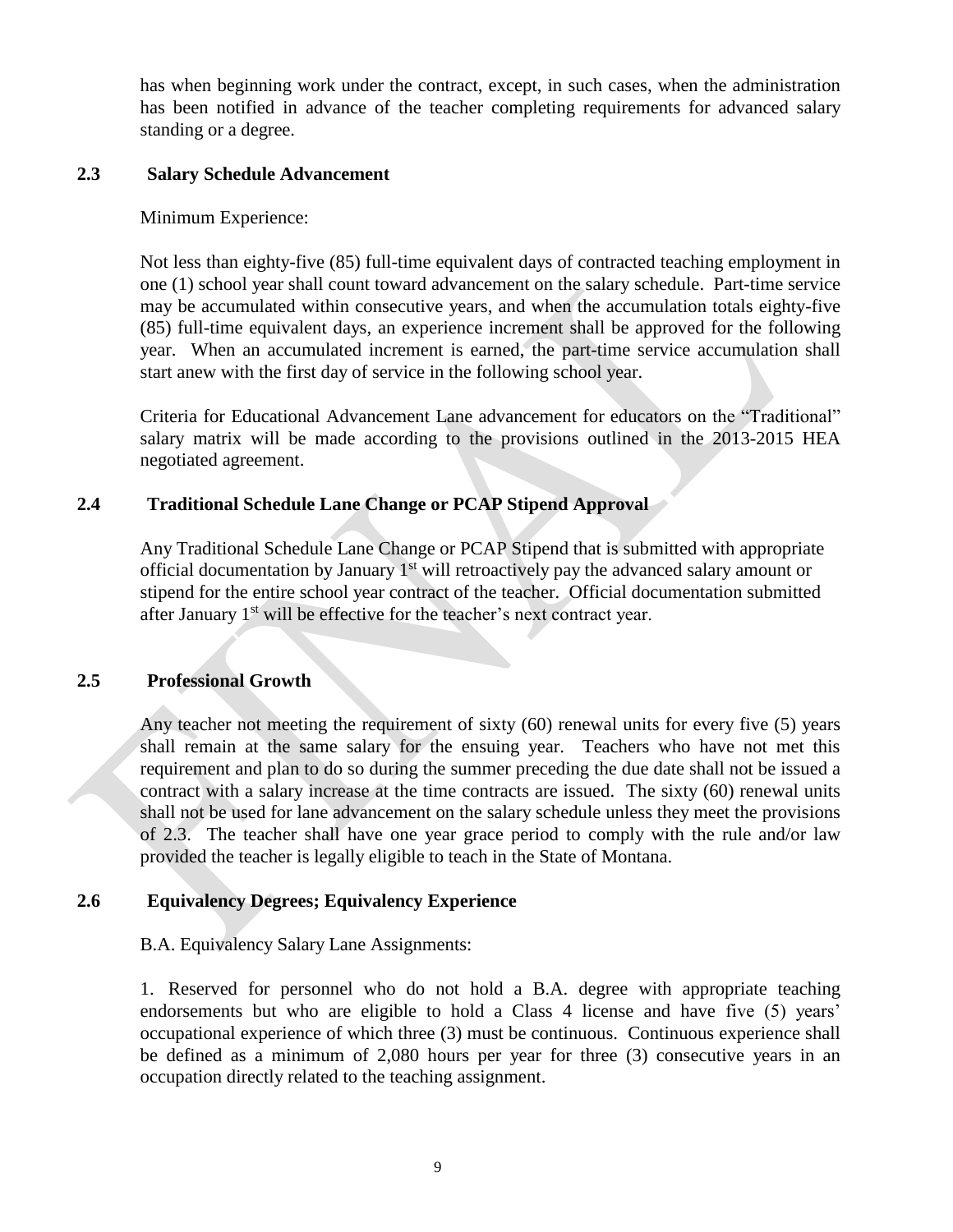has when beginning work under the contract, except, in such cases, when the administration has been notified in advance of the teacher completing requirements for advanced salary standing or a degree.

### 2.3 Salary Schedule Advancement

Minimum Experience:

Not less than eighty-five (85) full-time equivalent days of contracted teaching employment in one (1) school year shall count toward advancement on the salary schedule. Part-time service may be accumulated within consecutive years, and when the accumulation totals eighty-five (85) full-time equivalent days, an experience increment shall be approved for the following year. When an accumulated increment is earned, the part-time service accumulation shall start anew with the first day of service in the following school year.

Criteria for Educational Advancement Lane advancement for educators on the "Traditional" salary matrix will be made according to the provisions outlined in the 2013-2015 HEA negotiated agreement.

### 2.4 Traditional Schedule Lane Change or PCAP Stipend Approval

Any Traditional Schedule Lane Change or PCAP Stipend that is submitted with appropriate official documentation by January 1st will retroactively pay the advanced salary amount or stipend for the entire school year contract of the teacher. Official documentation submitted after January 1st will be effective for the teacher's next contract year.

### 2.5 Professional Growth

Any teacher not meeting the requirement of sixty (60) renewal units for every five (5) years shall remain at the same salary for the ensuing year. Teachers who have not met this requirement and plan to do so during the summer preceding the due date shall not be issued a contract with a salary increase at the time contracts are issued. The sixty (60) renewal units shall not be used for lane advancement on the salary schedule unless they meet the provisions of 2.3. The teacher shall have one year grace period to comply with the rule and/or law provided the teacher is legally eligible to teach in the State of Montana.

### 2.6 Equivalency Degrees; Equivalency Experience

B.A. Equivalency Salary Lane Assignments:

1. Reserved for personnel who do not hold a B.A. degree with appropriate teaching endorsements but who are eligible to hold a Class 4 license and have five (5) years' occupational experience of which three (3) must be continuous. Continuous experience shall be defined as a minimum of 2,080 hours per year for three (3) consecutive years in an occupation directly related to the teaching assignment.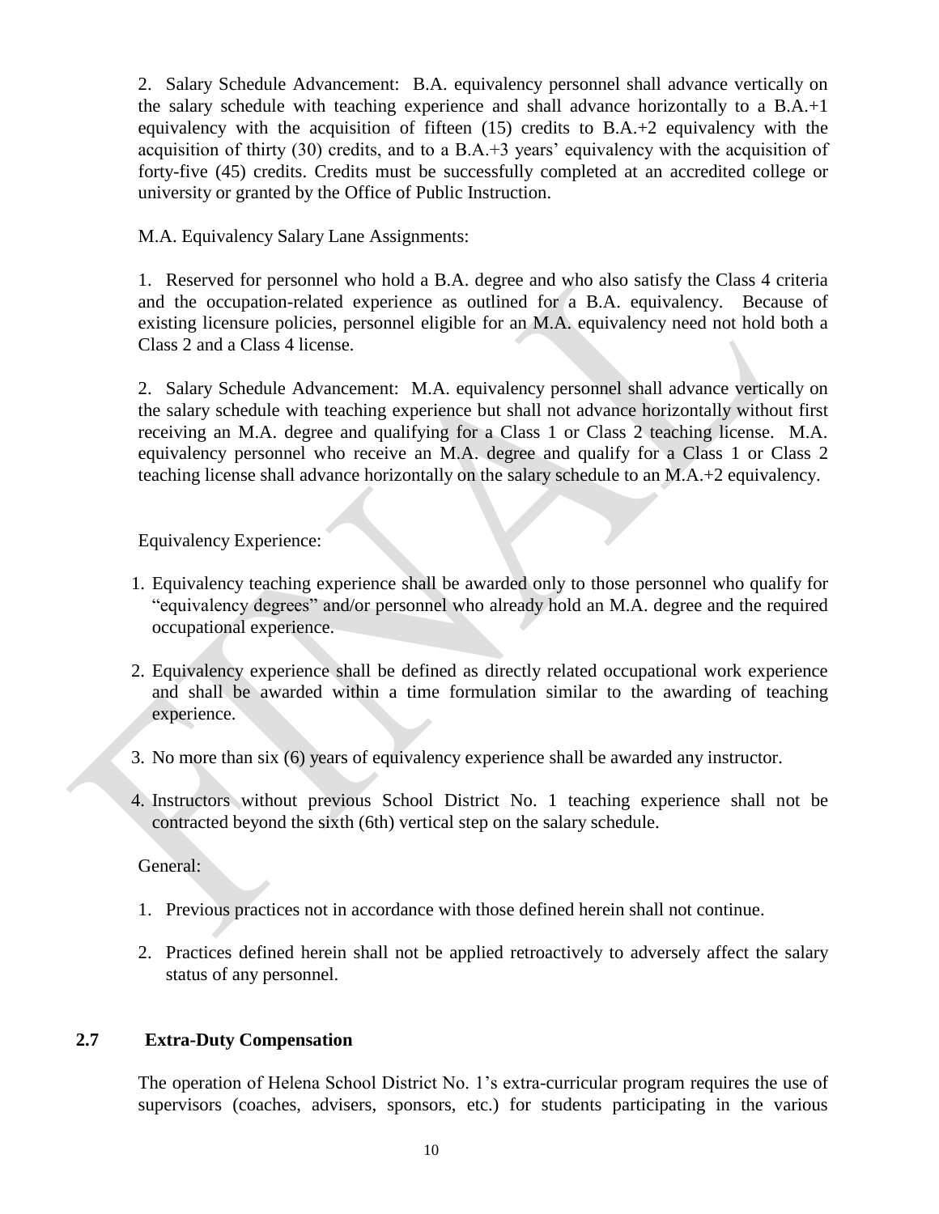2. Salary Schedule Advancement: B.A. equivalency personnel shall advance vertically on the salary schedule with teaching experience and shall advance horizontally to a B.A.+1 equivalency with the acquisition of fifteen (15) credits to B.A.+2 equivalency with the acquisition of thirty (30) credits, and to a B.A.+3 years' equivalency with the acquisition of forty-five (45) credits. Credits must be successfully completed at an accredited college or university or granted by the Office of Public Instruction.

M.A. Equivalency Salary Lane Assignments:

1. Reserved for personnel who hold a B.A. degree and who also satisfy the Class 4 criteria and the occupation-related experience as outlined for a B.A. equivalency. Because of existing licensure policies, personnel eligible for an M.A. equivalency need not hold both a Class 2 and a Class 4 license.

2. Salary Schedule Advancement: M.A. equivalency personnel shall advance vertically on the salary schedule with teaching experience but shall not advance horizontally without first receiving an M.A. degree and qualifying for a Class 1 or Class 2 teaching license. M.A. equivalency personnel who receive an M.A. degree and qualify for a Class 1 or Class 2 teaching license shall advance horizontally on the salary schedule to an M.A.+2 equivalency.

Equivalency Experience:

1. Equivalency teaching experience shall be awarded only to those personnel who qualify for "equivalency degrees" and/or personnel who already hold an M.A. degree and the required occupational experience.
2. Equivalency experience shall be defined as directly related occupational work experience and shall be awarded within a time formulation similar to the awarding of teaching experience.
3. No more than six (6) years of equivalency experience shall be awarded any instructor.
4. Instructors without previous School District No. 1 teaching experience shall not be contracted beyond the sixth (6th) vertical step on the salary schedule.

General:

1. Previous practices not in accordance with those defined herein shall not continue.
2. Practices defined herein shall not be applied retroactively to adversely affect the salary status of any personnel.

### 2.7 Extra-Duty Compensation

The operation of Helena School District No. 1's extra-curricular program requires the use of supervisors (coaches, advisers, sponsors, etc.) for students participating in the various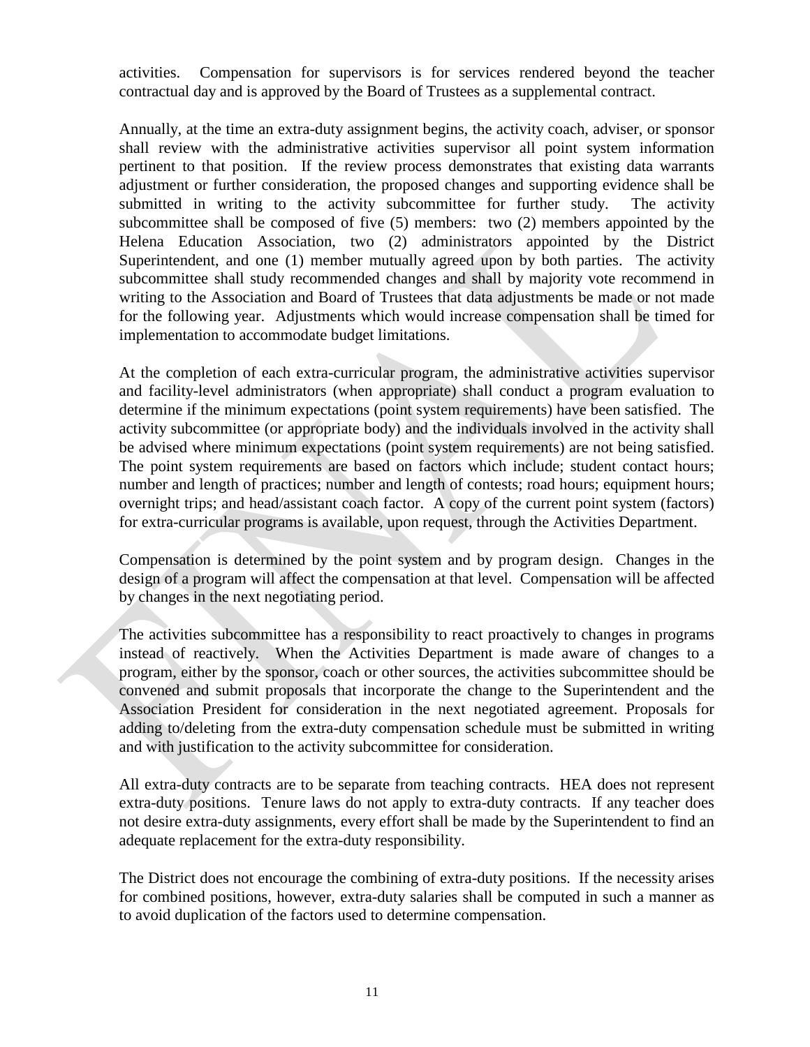activities. Compensation for supervisors is for services rendered beyond the teacher contractual day and is approved by the Board of Trustees as a supplemental contract.

Annually, at the time an extra-duty assignment begins, the activity coach, adviser, or sponsor shall review with the administrative activities supervisor all point system information pertinent to that position. If the review process demonstrates that existing data warrants adjustment or further consideration, the proposed changes and supporting evidence shall be submitted in writing to the activity subcommittee for further study. The activity subcommittee shall be composed of five (5) members: two (2) members appointed by the Helena Education Association, two (2) administrators appointed by the District Superintendent, and one (1) member mutually agreed upon by both parties. The activity subcommittee shall study recommended changes and shall by majority vote recommend in writing to the Association and Board of Trustees that data adjustments be made or not made for the following year. Adjustments which would increase compensation shall be timed for implementation to accommodate budget limitations.

At the completion of each extra-curricular program, the administrative activities supervisor and facility-level administrators (when appropriate) shall conduct a program evaluation to determine if the minimum expectations (point system requirements) have been satisfied. The activity subcommittee (or appropriate body) and the individuals involved in the activity shall be advised where minimum expectations (point system requirements) are not being satisfied. The point system requirements are based on factors which include; student contact hours; number and length of practices; number and length of contests; road hours; equipment hours; overnight trips; and head/assistant coach factor. A copy of the current point system (factors) for extra-curricular programs is available, upon request, through the Activities Department.

Compensation is determined by the point system and by program design. Changes in the design of a program will affect the compensation at that level. Compensation will be affected by changes in the next negotiating period.

The activities subcommittee has a responsibility to react proactively to changes in programs instead of reactively. When the Activities Department is made aware of changes to a program, either by the sponsor, coach or other sources, the activities subcommittee should be convened and submit proposals that incorporate the change to the Superintendent and the Association President for consideration in the next negotiated agreement. Proposals for adding to/deleting from the extra-duty compensation schedule must be submitted in writing and with justification to the activity subcommittee for consideration.

All extra-duty contracts are to be separate from teaching contracts. HEA does not represent extra-duty positions. Tenure laws do not apply to extra-duty contracts. If any teacher does not desire extra-duty assignments, every effort shall be made by the Superintendent to find an adequate replacement for the extra-duty responsibility.

The District does not encourage the combining of extra-duty positions. If the necessity arises for combined positions, however, extra-duty salaries shall be computed in such a manner as to avoid duplication of the factors used to determine compensation.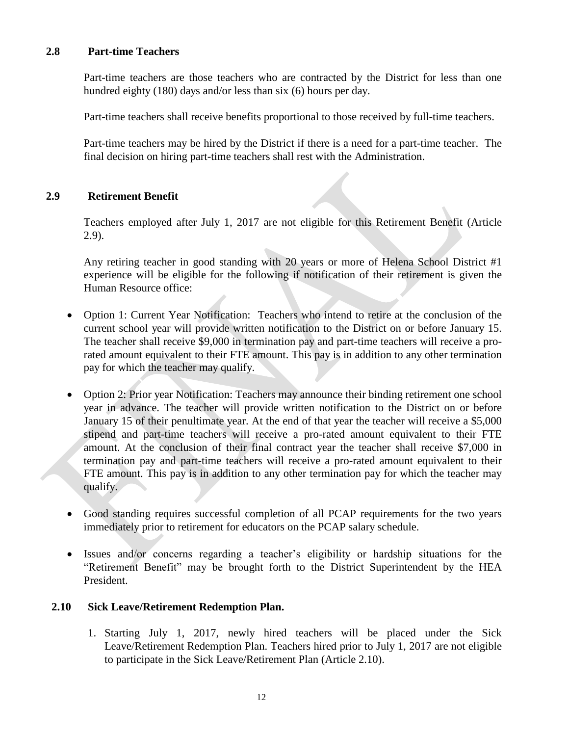### 2.8 Part-time Teachers

Part-time teachers are those teachers who are contracted by the District for less than one hundred eighty (180) days and/or less than six (6) hours per day.

Part-time teachers shall receive benefits proportional to those received by full-time teachers.

Part-time teachers may be hired by the District if there is a need for a part-time teacher. The final decision on hiring part-time teachers shall rest with the Administration.

### 2.9 Retirement Benefit

Teachers employed after July 1, 2017 are not eligible for this Retirement Benefit (Article 2.9).

Any retiring teacher in good standing with 20 years or more of Helena School District #1 experience will be eligible for the following if notification of their retirement is given the Human Resource office:

- Option 1: Current Year Notification: Teachers who intend to retire at the conclusion of the current school year will provide written notification to the District on or before January 15. The teacher shall receive $9,000 in termination pay and part-time teachers will receive a pro-rated amount equivalent to their FTE amount. This pay is in addition to any other termination pay for which the teacher may qualify.

- Option 2: Prior year Notification: Teachers may announce their binding retirement one school year in advance. The teacher will provide written notification to the District on or before January 15 of their penultimate year. At the end of that year the teacher will receive a $5,000 stipend and part-time teachers will receive a pro-rated amount equivalent to their FTE amount. At the conclusion of their final contract year the teacher shall receive $7,000 in termination pay and part-time teachers will receive a pro-rated amount equivalent to their FTE amount. This pay is in addition to any other termination pay for which the teacher may qualify.

- Good standing requires successful completion of all PCAP requirements for the two years immediately prior to retirement for educators on the PCAP salary schedule.

- Issues and/or concerns regarding a teacher's eligibility or hardship situations for the "Retirement Benefit" may be brought forth to the District Superintendent by the HEA President.

### 2.10 Sick Leave/Retirement Redemption Plan.

1. Starting July 1, 2017, newly hired teachers will be placed under the Sick Leave/Retirement Redemption Plan. Teachers hired prior to July 1, 2017 are not eligible to participate in the Sick Leave/Retirement Plan (Article 2.10).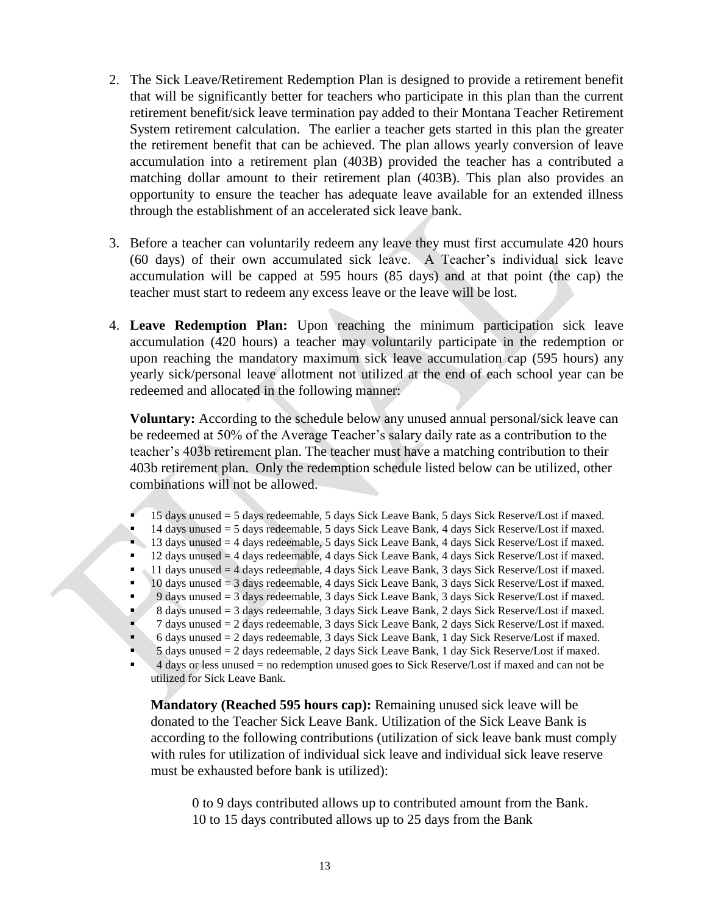2. The Sick Leave/Retirement Redemption Plan is designed to provide a retirement benefit that will be significantly better for teachers who participate in this plan than the current retirement benefit/sick leave termination pay added to their Montana Teacher Retirement System retirement calculation. The earlier a teacher gets started in this plan the greater the retirement benefit that can be achieved. The plan allows yearly conversion of leave accumulation into a retirement plan (403B) provided the teacher has a contributed a matching dollar amount to their retirement plan (403B). This plan also provides an opportunity to ensure the teacher has adequate leave available for an extended illness through the establishment of an accelerated sick leave bank.

3. Before a teacher can voluntarily redeem any leave they must first accumulate 420 hours (60 days) of their own accumulated sick leave. A Teacher's individual sick leave accumulation will be capped at 595 hours (85 days) and at that point (the cap) the teacher must start to redeem any excess leave or the leave will be lost.

4. **Leave Redemption Plan:** Upon reaching the minimum participation sick leave accumulation (420 hours) a teacher may voluntarily participate in the redemption or upon reaching the mandatory maximum sick leave accumulation cap (595 hours) any yearly sick/personal leave allotment not utilized at the end of each school year can be redeemed and allocated in the following manner:

   **Voluntary:** According to the schedule below any unused annual personal/sick leave can be redeemed at 50% of the Average Teacher's salary daily rate as a contribution to the teacher's 403b retirement plan. The teacher must have a matching contribution to their 403b retirement plan. Only the redemption schedule listed below can be utilized, other combinations will not be allowed.

   - 15 days unused = 5 days redeemable, 5 days Sick Leave Bank, 5 days Sick Reserve/Lost if maxed.
   - 14 days unused = 5 days redeemable, 5 days Sick Leave Bank, 4 days Sick Reserve/Lost if maxed.
   - 13 days unused = 4 days redeemable, 5 days Sick Leave Bank, 4 days Sick Reserve/Lost if maxed.
   - 12 days unused = 4 days redeemable, 4 days Sick Leave Bank, 4 days Sick Reserve/Lost if maxed.
   - 11 days unused = 4 days redeemable, 4 days Sick Leave Bank, 3 days Sick Reserve/Lost if maxed.
   - 10 days unused = 3 days redeemable, 4 days Sick Leave Bank, 3 days Sick Reserve/Lost if maxed.
   - 9 days unused = 3 days redeemable, 3 days Sick Leave Bank, 3 days Sick Reserve/Lost if maxed.
   - 8 days unused = 3 days redeemable, 3 days Sick Leave Bank, 2 days Sick Reserve/Lost if maxed.
   - 7 days unused = 2 days redeemable, 3 days Sick Leave Bank, 2 days Sick Reserve/Lost if maxed.
   - 6 days unused = 2 days redeemable, 3 days Sick Leave Bank, 1 day Sick Reserve/Lost if maxed.
   - 5 days unused = 2 days redeemable, 2 days Sick Leave Bank, 1 day Sick Reserve/Lost if maxed.
   - 4 days or less unused = no redemption unused goes to Sick Reserve/Lost if maxed and can not be utilized for Sick Leave Bank.

   **Mandatory (Reached 595 hours cap):** Remaining unused sick leave will be donated to the Teacher Sick Leave Bank. Utilization of the Sick Leave Bank is according to the following contributions (utilization of sick leave bank must comply with rules for utilization of individual sick leave and individual sick leave reserve must be exhausted before bank is utilized):

   0 to 9 days contributed allows up to contributed amount from the Bank.
   10 to 15 days contributed allows up to 25 days from the Bank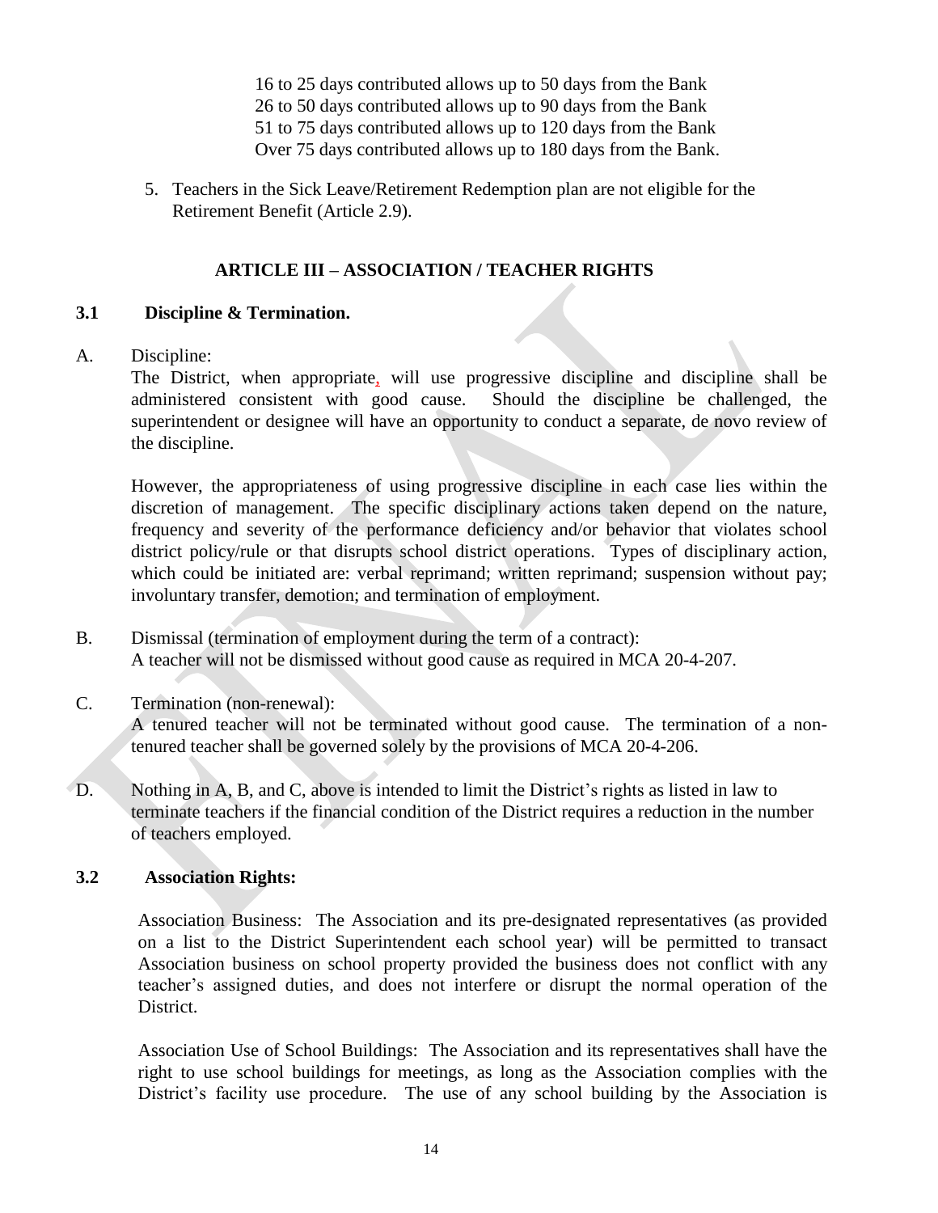16 to 25 days contributed allows up to 50 days from the Bank
26 to 50 days contributed allows up to 90 days from the Bank
51 to 75 days contributed allows up to 120 days from the Bank
Over 75 days contributed allows up to 180 days from the Bank.

5. Teachers in the Sick Leave/Retirement Redemption plan are not eligible for the Retirement Benefit (Article 2.9).

## ARTICLE III – ASSOCIATION / TEACHER RIGHTS

### 3.1 Discipline & Termination.

A. Discipline:
The District, when appropriate, will use progressive discipline and discipline shall be administered consistent with good cause. Should the discipline be challenged, the superintendent or designee will have an opportunity to conduct a separate, de novo review of the discipline.

However, the appropriateness of using progressive discipline in each case lies within the discretion of management. The specific disciplinary actions taken depend on the nature, frequency and severity of the performance deficiency and/or behavior that violates school district policy/rule or that disrupts school district operations. Types of disciplinary action, which could be initiated are: verbal reprimand; written reprimand; suspension without pay; involuntary transfer, demotion; and termination of employment.

B. Dismissal (termination of employment during the term of a contract):
A teacher will not be dismissed without good cause as required in MCA 20-4-207.

C. Termination (non-renewal):
A tenured teacher will not be terminated without good cause. The termination of a non-tenured teacher shall be governed solely by the provisions of MCA 20-4-206.

D. Nothing in A, B, and C, above is intended to limit the District's rights as listed in law to terminate teachers if the financial condition of the District requires a reduction in the number of teachers employed.

### 3.2 Association Rights:

Association Business: The Association and its pre-designated representatives (as provided on a list to the District Superintendent each school year) will be permitted to transact Association business on school property provided the business does not conflict with any teacher's assigned duties, and does not interfere or disrupt the normal operation of the District.

Association Use of School Buildings: The Association and its representatives shall have the right to use school buildings for meetings, as long as the Association complies with the District's facility use procedure. The use of any school building by the Association is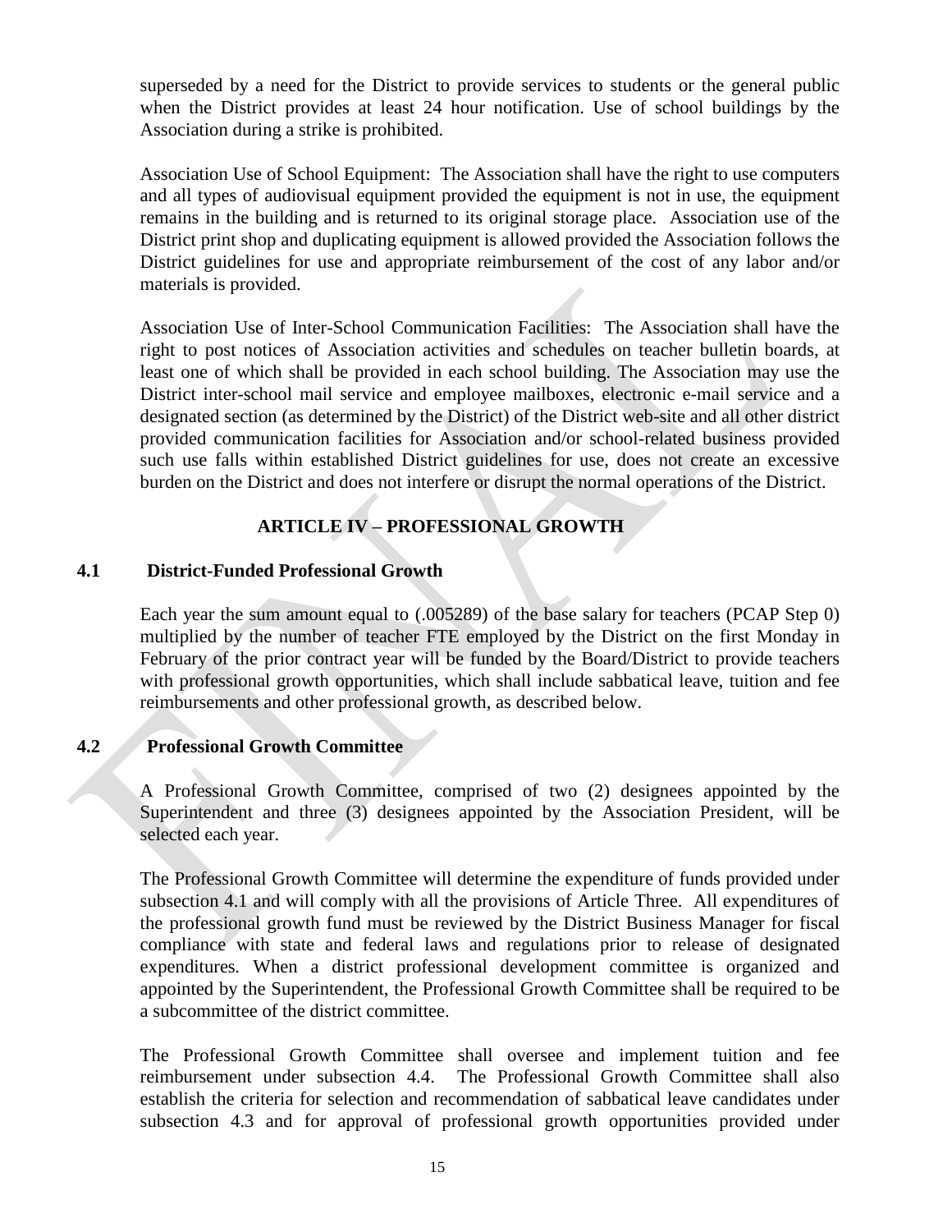superseded by a need for the District to provide services to students or the general public when the District provides at least 24 hour notification. Use of school buildings by the Association during a strike is prohibited.

Association Use of School Equipment: The Association shall have the right to use computers and all types of audiovisual equipment provided the equipment is not in use, the equipment remains in the building and is returned to its original storage place. Association use of the District print shop and duplicating equipment is allowed provided the Association follows the District guidelines for use and appropriate reimbursement of the cost of any labor and/or materials is provided.

Association Use of Inter-School Communication Facilities: The Association shall have the right to post notices of Association activities and schedules on teacher bulletin boards, at least one of which shall be provided in each school building. The Association may use the District inter-school mail service and employee mailboxes, electronic e-mail service and a designated section (as determined by the District) of the District web-site and all other district provided communication facilities for Association and/or school-related business provided such use falls within established District guidelines for use, does not create an excessive burden on the District and does not interfere or disrupt the normal operations of the District.

## ARTICLE IV – PROFESSIONAL GROWTH

### 4.1 District-Funded Professional Growth

Each year the sum amount equal to (.005289) of the base salary for teachers (PCAP Step 0) multiplied by the number of teacher FTE employed by the District on the first Monday in February of the prior contract year will be funded by the Board/District to provide teachers with professional growth opportunities, which shall include sabbatical leave, tuition and fee reimbursements and other professional growth, as described below.

### 4.2 Professional Growth Committee

A Professional Growth Committee, comprised of two (2) designees appointed by the Superintendent and three (3) designees appointed by the Association President, will be selected each year.

The Professional Growth Committee will determine the expenditure of funds provided under subsection 4.1 and will comply with all the provisions of Article Three. All expenditures of the professional growth fund must be reviewed by the District Business Manager for fiscal compliance with state and federal laws and regulations prior to release of designated expenditures. When a district professional development committee is organized and appointed by the Superintendent, the Professional Growth Committee shall be required to be a subcommittee of the district committee.

The Professional Growth Committee shall oversee and implement tuition and fee reimbursement under subsection 4.4. The Professional Growth Committee shall also establish the criteria for selection and recommendation of sabbatical leave candidates under subsection 4.3 and for approval of professional growth opportunities provided under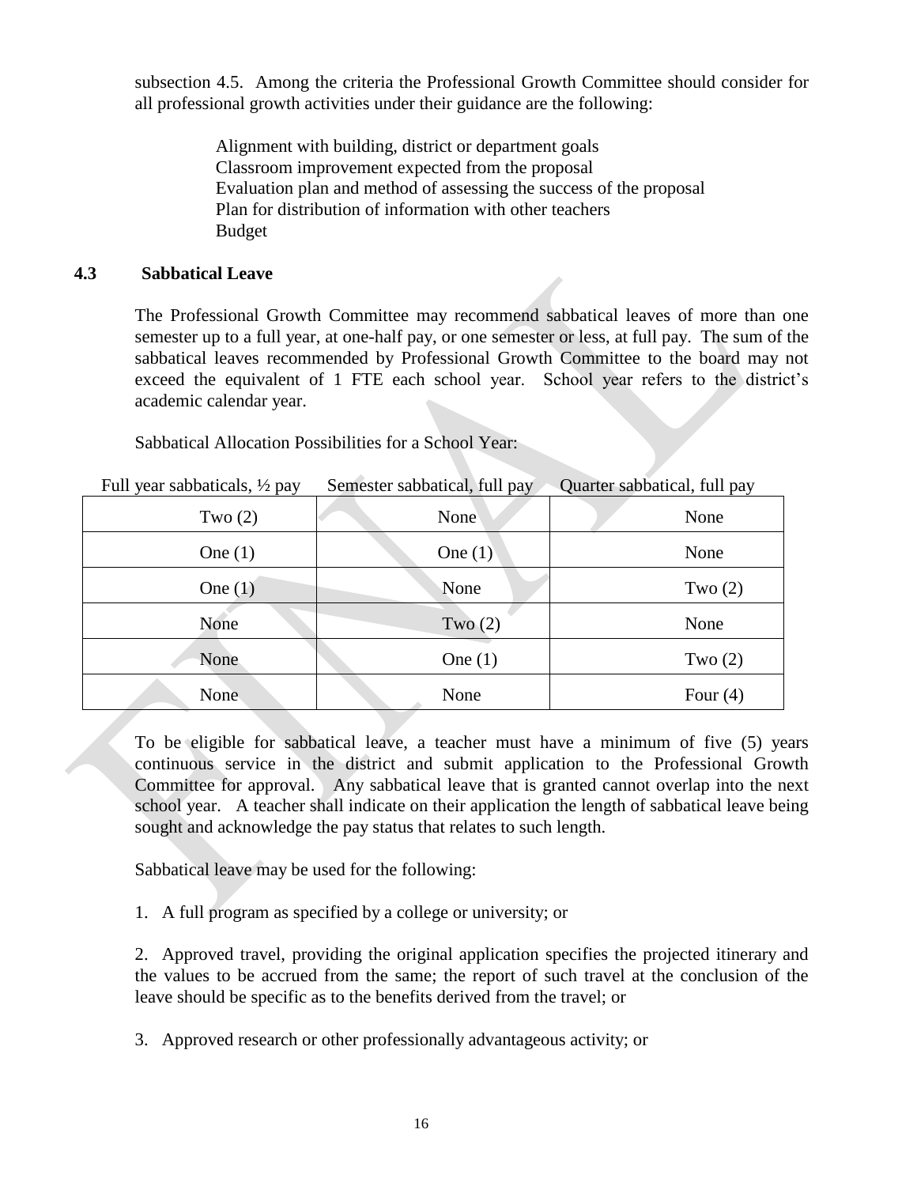subsection 4.5. Among the criteria the Professional Growth Committee should consider for all professional growth activities under their guidance are the following:

Alignment with building, district or department goals
Classroom improvement expected from the proposal
Evaluation plan and method of assessing the success of the proposal
Plan for distribution of information with other teachers
Budget

### 4.3 Sabbatical Leave

The Professional Growth Committee may recommend sabbatical leaves of more than one semester up to a full year, at one-half pay, or one semester or less, at full pay. The sum of the sabbatical leaves recommended by Professional Growth Committee to the board may not exceed the equivalent of 1 FTE each school year. School year refers to the district's academic calendar year.

Sabbatical Allocation Possibilities for a School Year:

| Full year sabbaticals, ½ pay | Semester sabbatical, full pay | Quarter sabbatical, full pay |
|---|---|---|
| Two (2) | None | None |
| One (1) | One (1) | None |
| One (1) | None | Two (2) |
| None | Two (2) | None |
| None | One (1) | Two (2) |
| None | None | Four (4) |

To be eligible for sabbatical leave, a teacher must have a minimum of five (5) years continuous service in the district and submit application to the Professional Growth Committee for approval. Any sabbatical leave that is granted cannot overlap into the next school year. A teacher shall indicate on their application the length of sabbatical leave being sought and acknowledge the pay status that relates to such length.

Sabbatical leave may be used for the following:

1. A full program as specified by a college or university; or

2. Approved travel, providing the original application specifies the projected itinerary and the values to be accrued from the same; the report of such travel at the conclusion of the leave should be specific as to the benefits derived from the travel; or

3. Approved research or other professionally advantageous activity; or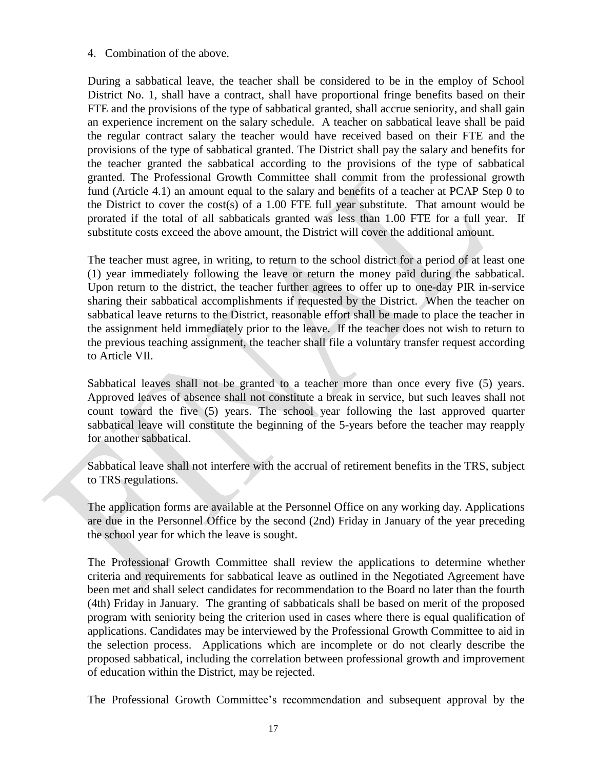4. Combination of the above.

During a sabbatical leave, the teacher shall be considered to be in the employ of School District No. 1, shall have a contract, shall have proportional fringe benefits based on their FTE and the provisions of the type of sabbatical granted, shall accrue seniority, and shall gain an experience increment on the salary schedule. A teacher on sabbatical leave shall be paid the regular contract salary the teacher would have received based on their FTE and the provisions of the type of sabbatical granted. The District shall pay the salary and benefits for the teacher granted the sabbatical according to the provisions of the type of sabbatical granted. The Professional Growth Committee shall commit from the professional growth fund (Article 4.1) an amount equal to the salary and benefits of a teacher at PCAP Step 0 to the District to cover the cost(s) of a 1.00 FTE full year substitute. That amount would be prorated if the total of all sabbaticals granted was less than 1.00 FTE for a full year. If substitute costs exceed the above amount, the District will cover the additional amount.

The teacher must agree, in writing, to return to the school district for a period of at least one (1) year immediately following the leave or return the money paid during the sabbatical. Upon return to the district, the teacher further agrees to offer up to one-day PIR in-service sharing their sabbatical accomplishments if requested by the District. When the teacher on sabbatical leave returns to the District, reasonable effort shall be made to place the teacher in the assignment held immediately prior to the leave. If the teacher does not wish to return to the previous teaching assignment, the teacher shall file a voluntary transfer request according to Article VII.

Sabbatical leaves shall not be granted to a teacher more than once every five (5) years. Approved leaves of absence shall not constitute a break in service, but such leaves shall not count toward the five (5) years. The school year following the last approved quarter sabbatical leave will constitute the beginning of the 5-years before the teacher may reapply for another sabbatical.

Sabbatical leave shall not interfere with the accrual of retirement benefits in the TRS, subject to TRS regulations.

The application forms are available at the Personnel Office on any working day. Applications are due in the Personnel Office by the second (2nd) Friday in January of the year preceding the school year for which the leave is sought.

The Professional Growth Committee shall review the applications to determine whether criteria and requirements for sabbatical leave as outlined in the Negotiated Agreement have been met and shall select candidates for recommendation to the Board no later than the fourth (4th) Friday in January. The granting of sabbaticals shall be based on merit of the proposed program with seniority being the criterion used in cases where there is equal qualification of applications. Candidates may be interviewed by the Professional Growth Committee to aid in the selection process. Applications which are incomplete or do not clearly describe the proposed sabbatical, including the correlation between professional growth and improvement of education within the District, may be rejected.

The Professional Growth Committee's recommendation and subsequent approval by the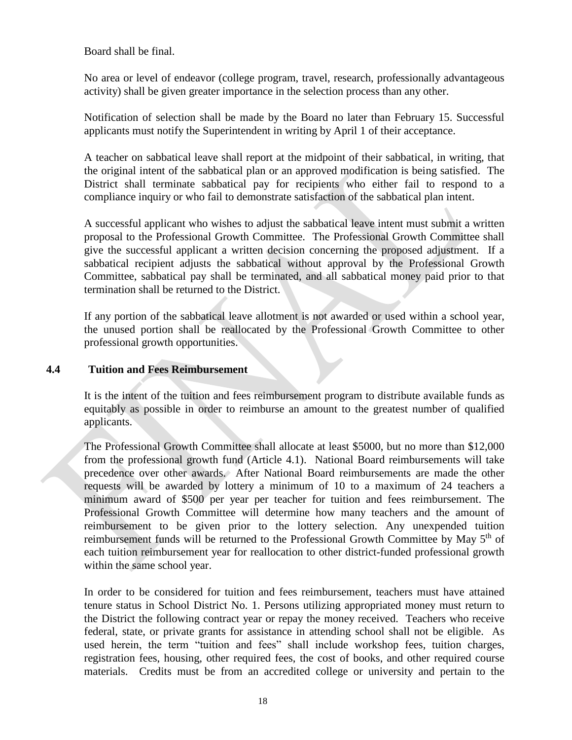Board shall be final.

No area or level of endeavor (college program, travel, research, professionally advantageous activity) shall be given greater importance in the selection process than any other.

Notification of selection shall be made by the Board no later than February 15. Successful applicants must notify the Superintendent in writing by April 1 of their acceptance.

A teacher on sabbatical leave shall report at the midpoint of their sabbatical, in writing, that the original intent of the sabbatical plan or an approved modification is being satisfied. The District shall terminate sabbatical pay for recipients who either fail to respond to a compliance inquiry or who fail to demonstrate satisfaction of the sabbatical plan intent.

A successful applicant who wishes to adjust the sabbatical leave intent must submit a written proposal to the Professional Growth Committee. The Professional Growth Committee shall give the successful applicant a written decision concerning the proposed adjustment. If a sabbatical recipient adjusts the sabbatical without approval by the Professional Growth Committee, sabbatical pay shall be terminated, and all sabbatical money paid prior to that termination shall be returned to the District.

If any portion of the sabbatical leave allotment is not awarded or used within a school year, the unused portion shall be reallocated by the Professional Growth Committee to other professional growth opportunities.

### 4.4 Tuition and Fees Reimbursement

It is the intent of the tuition and fees reimbursement program to distribute available funds as equitably as possible in order to reimburse an amount to the greatest number of qualified applicants.

The Professional Growth Committee shall allocate at least $5000, but no more than $12,000 from the professional growth fund (Article 4.1). National Board reimbursements will take precedence over other awards. After National Board reimbursements are made the other requests will be awarded by lottery a minimum of 10 to a maximum of 24 teachers a minimum award of $500 per year per teacher for tuition and fees reimbursement. The Professional Growth Committee will determine how many teachers and the amount of reimbursement to be given prior to the lottery selection. Any unexpended tuition reimbursement funds will be returned to the Professional Growth Committee by May 5th of each tuition reimbursement year for reallocation to other district-funded professional growth within the same school year.

In order to be considered for tuition and fees reimbursement, teachers must have attained tenure status in School District No. 1. Persons utilizing appropriated money must return to the District the following contract year or repay the money received. Teachers who receive federal, state, or private grants for assistance in attending school shall not be eligible. As used herein, the term "tuition and fees" shall include workshop fees, tuition charges, registration fees, housing, other required fees, the cost of books, and other required course materials. Credits must be from an accredited college or university and pertain to the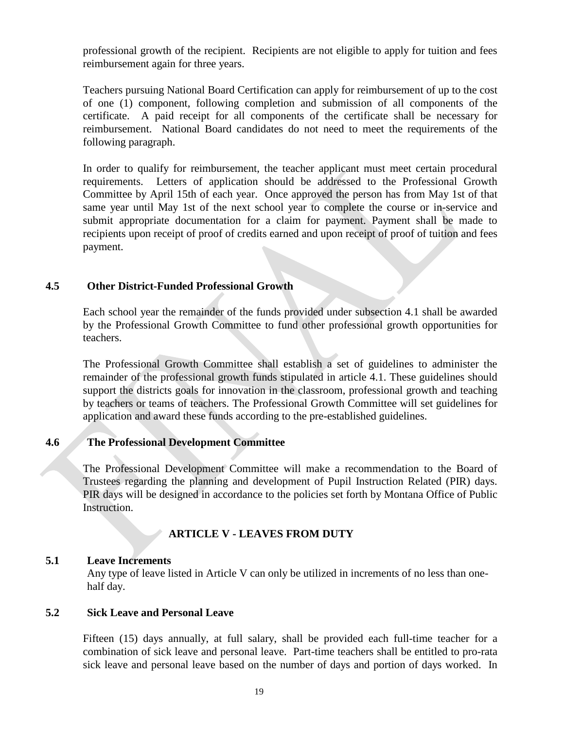professional growth of the recipient. Recipients are not eligible to apply for tuition and fees reimbursement again for three years.

Teachers pursuing National Board Certification can apply for reimbursement of up to the cost of one (1) component, following completion and submission of all components of the certificate. A paid receipt for all components of the certificate shall be necessary for reimbursement. National Board candidates do not need to meet the requirements of the following paragraph.

In order to qualify for reimbursement, the teacher applicant must meet certain procedural requirements. Letters of application should be addressed to the Professional Growth Committee by April 15th of each year. Once approved the person has from May 1st of that same year until May 1st of the next school year to complete the course or in-service and submit appropriate documentation for a claim for payment. Payment shall be made to recipients upon receipt of proof of credits earned and upon receipt of proof of tuition and fees payment.

### 4.5 Other District-Funded Professional Growth

Each school year the remainder of the funds provided under subsection 4.1 shall be awarded by the Professional Growth Committee to fund other professional growth opportunities for teachers.

The Professional Growth Committee shall establish a set of guidelines to administer the remainder of the professional growth funds stipulated in article 4.1. These guidelines should support the districts goals for innovation in the classroom, professional growth and teaching by teachers or teams of teachers. The Professional Growth Committee will set guidelines for application and award these funds according to the pre-established guidelines.

### 4.6 The Professional Development Committee

The Professional Development Committee will make a recommendation to the Board of Trustees regarding the planning and development of Pupil Instruction Related (PIR) days. PIR days will be designed in accordance to the policies set forth by Montana Office of Public Instruction.

## ARTICLE V - LEAVES FROM DUTY

### 5.1 Leave Increments

Any type of leave listed in Article V can only be utilized in increments of no less than one-half day.

### 5.2 Sick Leave and Personal Leave

Fifteen (15) days annually, at full salary, shall be provided each full-time teacher for a combination of sick leave and personal leave. Part-time teachers shall be entitled to pro-rata sick leave and personal leave based on the number of days and portion of days worked. In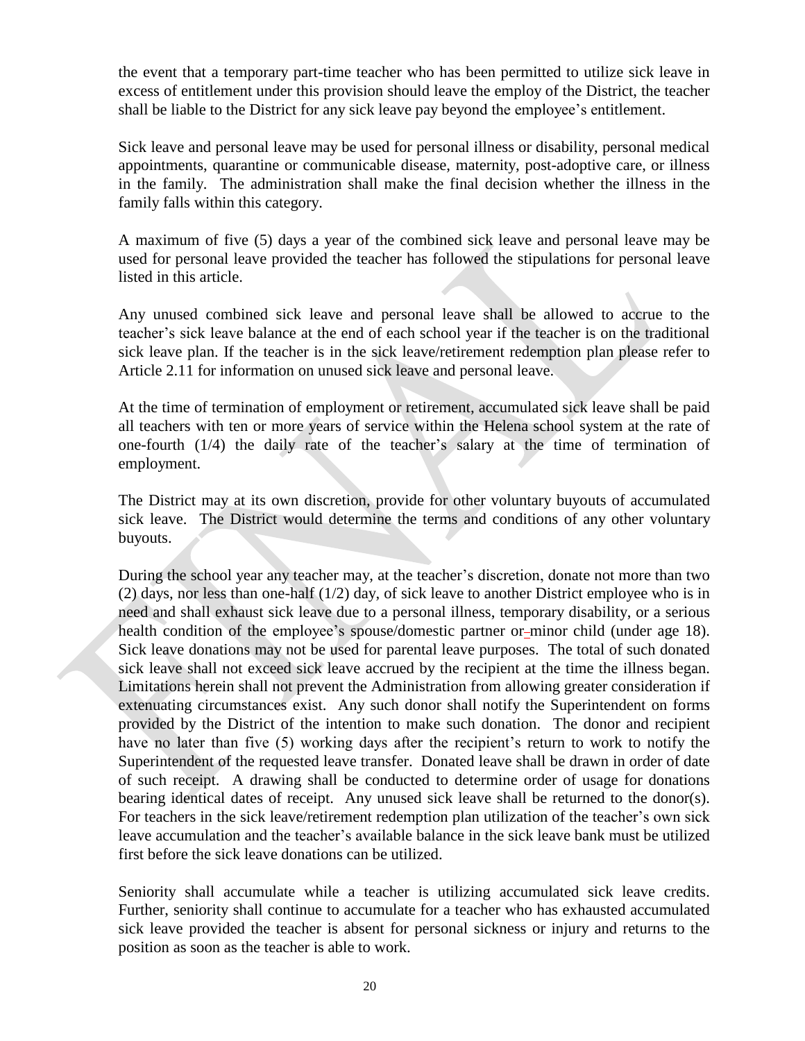the event that a temporary part-time teacher who has been permitted to utilize sick leave in excess of entitlement under this provision should leave the employ of the District, the teacher shall be liable to the District for any sick leave pay beyond the employee's entitlement.

Sick leave and personal leave may be used for personal illness or disability, personal medical appointments, quarantine or communicable disease, maternity, post-adoptive care, or illness in the family. The administration shall make the final decision whether the illness in the family falls within this category.

A maximum of five (5) days a year of the combined sick leave and personal leave may be used for personal leave provided the teacher has followed the stipulations for personal leave listed in this article.

Any unused combined sick leave and personal leave shall be allowed to accrue to the teacher's sick leave balance at the end of each school year if the teacher is on the traditional sick leave plan. If the teacher is in the sick leave/retirement redemption plan please refer to Article 2.11 for information on unused sick leave and personal leave.

At the time of termination of employment or retirement, accumulated sick leave shall be paid all teachers with ten or more years of service within the Helena school system at the rate of one-fourth (1/4) the daily rate of the teacher's salary at the time of termination of employment.

The District may at its own discretion, provide for other voluntary buyouts of accumulated sick leave. The District would determine the terms and conditions of any other voluntary buyouts.

During the school year any teacher may, at the teacher's discretion, donate not more than two (2) days, nor less than one-half (1/2) day, of sick leave to another District employee who is in need and shall exhaust sick leave due to a personal illness, temporary disability, or a serious health condition of the employee's spouse/domestic partner or minor child (under age 18). Sick leave donations may not be used for parental leave purposes. The total of such donated sick leave shall not exceed sick leave accrued by the recipient at the time the illness began. Limitations herein shall not prevent the Administration from allowing greater consideration if extenuating circumstances exist. Any such donor shall notify the Superintendent on forms provided by the District of the intention to make such donation. The donor and recipient have no later than five (5) working days after the recipient's return to work to notify the Superintendent of the requested leave transfer. Donated leave shall be drawn in order of date of such receipt. A drawing shall be conducted to determine order of usage for donations bearing identical dates of receipt. Any unused sick leave shall be returned to the donor(s). For teachers in the sick leave/retirement redemption plan utilization of the teacher's own sick leave accumulation and the teacher's available balance in the sick leave bank must be utilized first before the sick leave donations can be utilized.

Seniority shall accumulate while a teacher is utilizing accumulated sick leave credits. Further, seniority shall continue to accumulate for a teacher who has exhausted accumulated sick leave provided the teacher is absent for personal sickness or injury and returns to the position as soon as the teacher is able to work.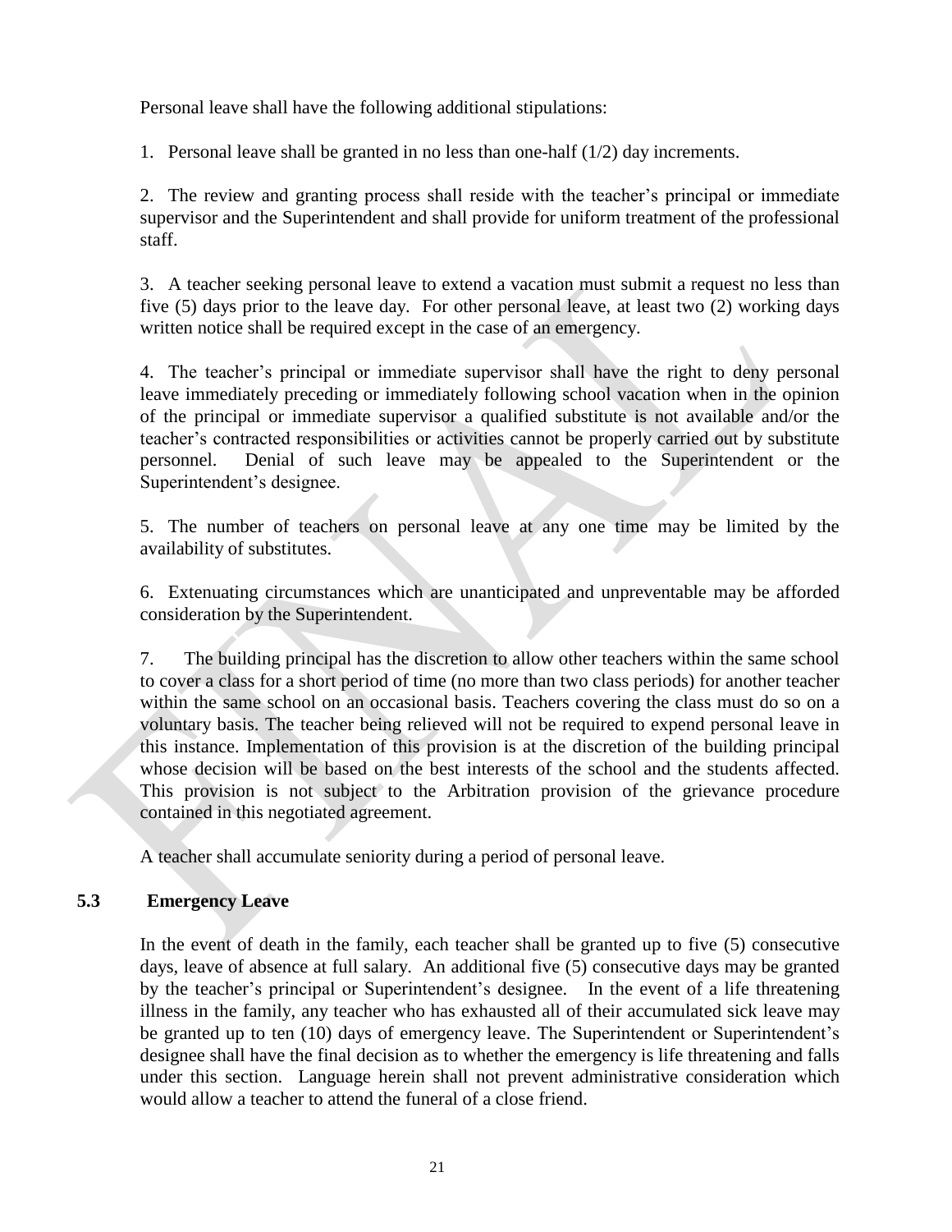Personal leave shall have the following additional stipulations:

1. Personal leave shall be granted in no less than one-half (1/2) day increments.

2. The review and granting process shall reside with the teacher's principal or immediate supervisor and the Superintendent and shall provide for uniform treatment of the professional staff.

3. A teacher seeking personal leave to extend a vacation must submit a request no less than five (5) days prior to the leave day. For other personal leave, at least two (2) working days written notice shall be required except in the case of an emergency.

4. The teacher's principal or immediate supervisor shall have the right to deny personal leave immediately preceding or immediately following school vacation when in the opinion of the principal or immediate supervisor a qualified substitute is not available and/or the teacher's contracted responsibilities or activities cannot be properly carried out by substitute personnel. Denial of such leave may be appealed to the Superintendent or the Superintendent's designee.

5. The number of teachers on personal leave at any one time may be limited by the availability of substitutes.

6. Extenuating circumstances which are unanticipated and unpreventable may be afforded consideration by the Superintendent.

7. The building principal has the discretion to allow other teachers within the same school to cover a class for a short period of time (no more than two class periods) for another teacher within the same school on an occasional basis. Teachers covering the class must do so on a voluntary basis. The teacher being relieved will not be required to expend personal leave in this instance. Implementation of this provision is at the discretion of the building principal whose decision will be based on the best interests of the school and the students affected. This provision is not subject to the Arbitration provision of the grievance procedure contained in this negotiated agreement.

A teacher shall accumulate seniority during a period of personal leave.

### 5.3 Emergency Leave

In the event of death in the family, each teacher shall be granted up to five (5) consecutive days, leave of absence at full salary. An additional five (5) consecutive days may be granted by the teacher's principal or Superintendent's designee. In the event of a life threatening illness in the family, any teacher who has exhausted all of their accumulated sick leave may be granted up to ten (10) days of emergency leave. The Superintendent or Superintendent's designee shall have the final decision as to whether the emergency is life threatening and falls under this section. Language herein shall not prevent administrative consideration which would allow a teacher to attend the funeral of a close friend.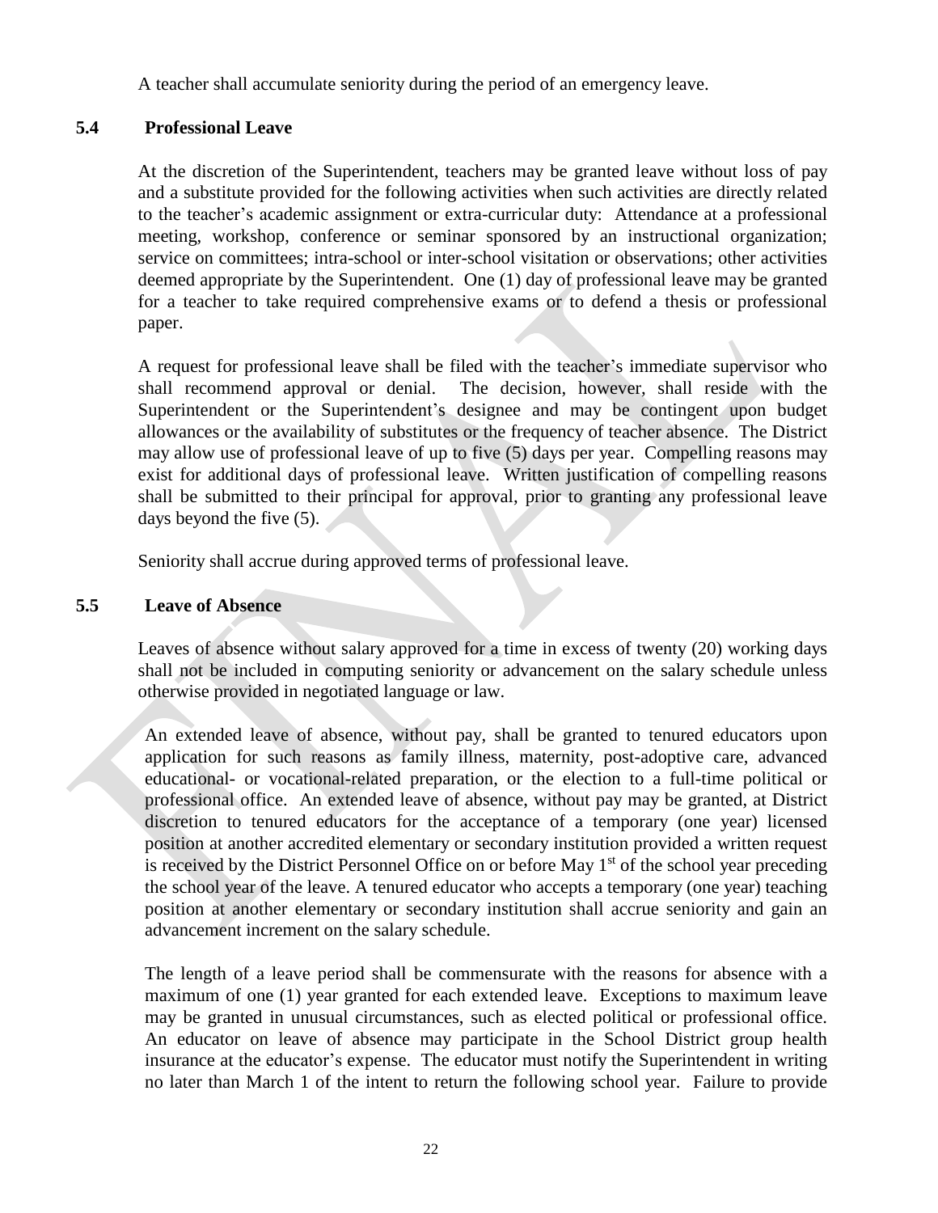A teacher shall accumulate seniority during the period of an emergency leave.

### 5.4 Professional Leave

At the discretion of the Superintendent, teachers may be granted leave without loss of pay and a substitute provided for the following activities when such activities are directly related to the teacher's academic assignment or extra-curricular duty: Attendance at a professional meeting, workshop, conference or seminar sponsored by an instructional organization; service on committees; intra-school or inter-school visitation or observations; other activities deemed appropriate by the Superintendent. One (1) day of professional leave may be granted for a teacher to take required comprehensive exams or to defend a thesis or professional paper.

A request for professional leave shall be filed with the teacher's immediate supervisor who shall recommend approval or denial. The decision, however, shall reside with the Superintendent or the Superintendent's designee and may be contingent upon budget allowances or the availability of substitutes or the frequency of teacher absence. The District may allow use of professional leave of up to five (5) days per year. Compelling reasons may exist for additional days of professional leave. Written justification of compelling reasons shall be submitted to their principal for approval, prior to granting any professional leave days beyond the five (5).

Seniority shall accrue during approved terms of professional leave.

### 5.5 Leave of Absence

Leaves of absence without salary approved for a time in excess of twenty (20) working days shall not be included in computing seniority or advancement on the salary schedule unless otherwise provided in negotiated language or law.

An extended leave of absence, without pay, shall be granted to tenured educators upon application for such reasons as family illness, maternity, post-adoptive care, advanced educational- or vocational-related preparation, or the election to a full-time political or professional office. An extended leave of absence, without pay may be granted, at District discretion to tenured educators for the acceptance of a temporary (one year) licensed position at another accredited elementary or secondary institution provided a written request is received by the District Personnel Office on or before May 1st of the school year preceding the school year of the leave. A tenured educator who accepts a temporary (one year) teaching position at another elementary or secondary institution shall accrue seniority and gain an advancement increment on the salary schedule.

The length of a leave period shall be commensurate with the reasons for absence with a maximum of one (1) year granted for each extended leave. Exceptions to maximum leave may be granted in unusual circumstances, such as elected political or professional office. An educator on leave of absence may participate in the School District group health insurance at the educator's expense. The educator must notify the Superintendent in writing no later than March 1 of the intent to return the following school year. Failure to provide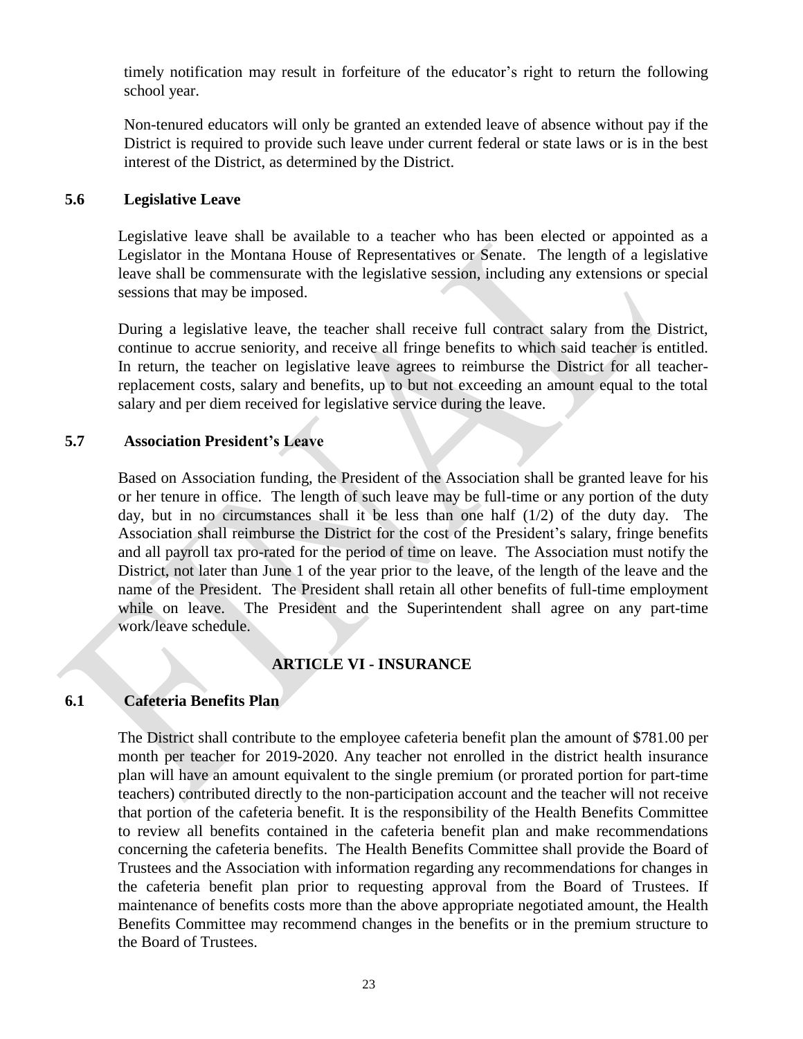timely notification may result in forfeiture of the educator's right to return the following school year.

Non-tenured educators will only be granted an extended leave of absence without pay if the District is required to provide such leave under current federal or state laws or is in the best interest of the District, as determined by the District.

### 5.6 Legislative Leave

Legislative leave shall be available to a teacher who has been elected or appointed as a Legislator in the Montana House of Representatives or Senate. The length of a legislative leave shall be commensurate with the legislative session, including any extensions or special sessions that may be imposed.

During a legislative leave, the teacher shall receive full contract salary from the District, continue to accrue seniority, and receive all fringe benefits to which said teacher is entitled. In return, the teacher on legislative leave agrees to reimburse the District for all teacher-replacement costs, salary and benefits, up to but not exceeding an amount equal to the total salary and per diem received for legislative service during the leave.

### 5.7 Association President's Leave

Based on Association funding, the President of the Association shall be granted leave for his or her tenure in office. The length of such leave may be full-time or any portion of the duty day, but in no circumstances shall it be less than one half (1/2) of the duty day. The Association shall reimburse the District for the cost of the President's salary, fringe benefits and all payroll tax pro-rated for the period of time on leave. The Association must notify the District, not later than June 1 of the year prior to the leave, of the length of the leave and the name of the President. The President shall retain all other benefits of full-time employment while on leave. The President and the Superintendent shall agree on any part-time work/leave schedule.

## ARTICLE VI - INSURANCE

### 6.1 Cafeteria Benefits Plan

The District shall contribute to the employee cafeteria benefit plan the amount of $781.00 per month per teacher for 2019-2020. Any teacher not enrolled in the district health insurance plan will have an amount equivalent to the single premium (or prorated portion for part-time teachers) contributed directly to the non-participation account and the teacher will not receive that portion of the cafeteria benefit. It is the responsibility of the Health Benefits Committee to review all benefits contained in the cafeteria benefit plan and make recommendations concerning the cafeteria benefits. The Health Benefits Committee shall provide the Board of Trustees and the Association with information regarding any recommendations for changes in the cafeteria benefit plan prior to requesting approval from the Board of Trustees. If maintenance of benefits costs more than the above appropriate negotiated amount, the Health Benefits Committee may recommend changes in the benefits or in the premium structure to the Board of Trustees.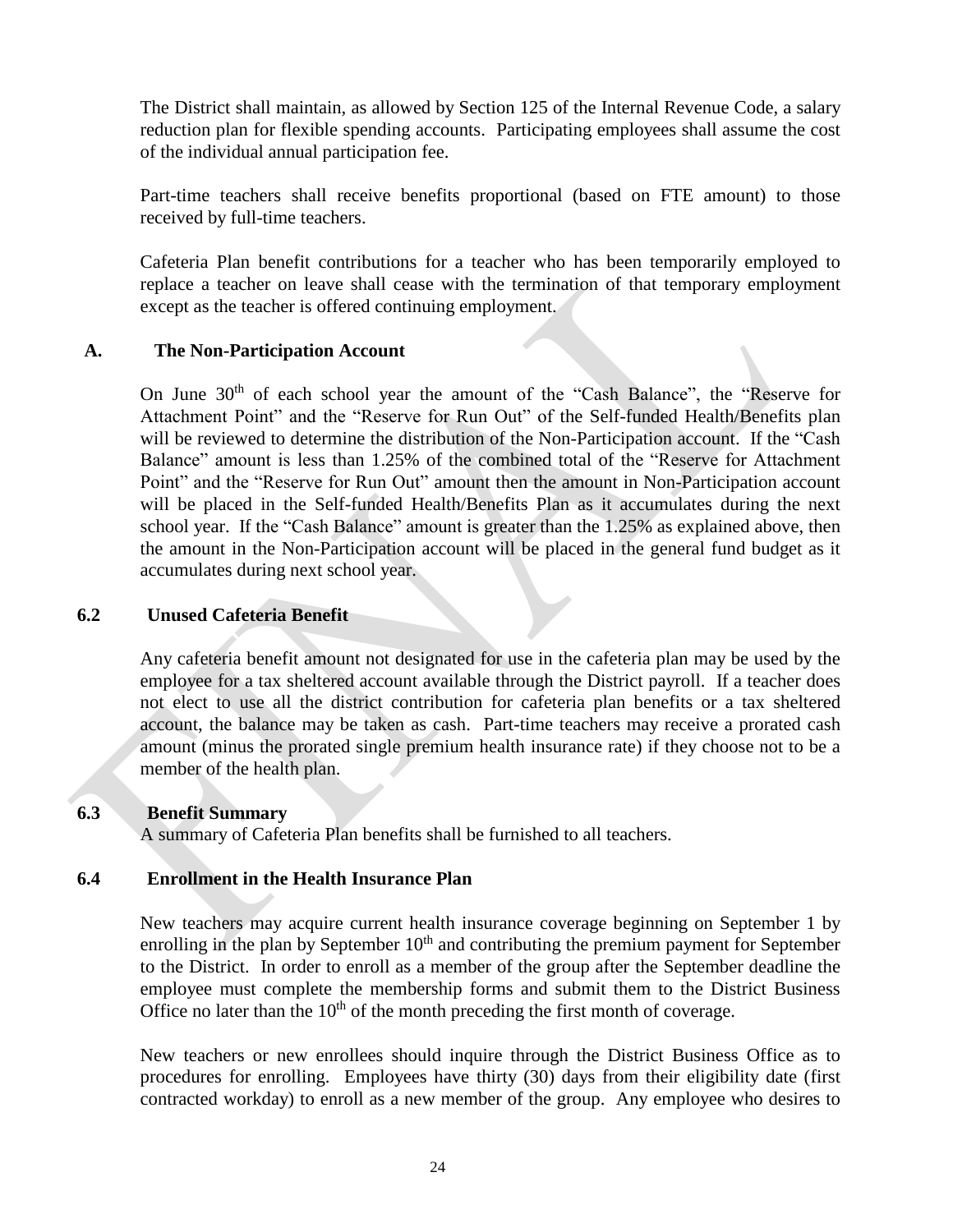The District shall maintain, as allowed by Section 125 of the Internal Revenue Code, a salary reduction plan for flexible spending accounts. Participating employees shall assume the cost of the individual annual participation fee.

Part-time teachers shall receive benefits proportional (based on FTE amount) to those received by full-time teachers.

Cafeteria Plan benefit contributions for a teacher who has been temporarily employed to replace a teacher on leave shall cease with the termination of that temporary employment except as the teacher is offered continuing employment.

### A. The Non-Participation Account

On June 30th of each school year the amount of the "Cash Balance", the "Reserve for Attachment Point" and the "Reserve for Run Out" of the Self-funded Health/Benefits plan will be reviewed to determine the distribution of the Non-Participation account. If the "Cash Balance" amount is less than 1.25% of the combined total of the "Reserve for Attachment Point" and the "Reserve for Run Out" amount then the amount in Non-Participation account will be placed in the Self-funded Health/Benefits Plan as it accumulates during the next school year. If the "Cash Balance" amount is greater than the 1.25% as explained above, then the amount in the Non-Participation account will be placed in the general fund budget as it accumulates during next school year.

### 6.2 Unused Cafeteria Benefit

Any cafeteria benefit amount not designated for use in the cafeteria plan may be used by the employee for a tax sheltered account available through the District payroll. If a teacher does not elect to use all the district contribution for cafeteria plan benefits or a tax sheltered account, the balance may be taken as cash. Part-time teachers may receive a prorated cash amount (minus the prorated single premium health insurance rate) if they choose not to be a member of the health plan.

### 6.3 Benefit Summary

A summary of Cafeteria Plan benefits shall be furnished to all teachers.

### 6.4 Enrollment in the Health Insurance Plan

New teachers may acquire current health insurance coverage beginning on September 1 by enrolling in the plan by September 10th and contributing the premium payment for September to the District. In order to enroll as a member of the group after the September deadline the employee must complete the membership forms and submit them to the District Business Office no later than the 10th of the month preceding the first month of coverage.

New teachers or new enrollees should inquire through the District Business Office as to procedures for enrolling. Employees have thirty (30) days from their eligibility date (first contracted workday) to enroll as a new member of the group. Any employee who desires to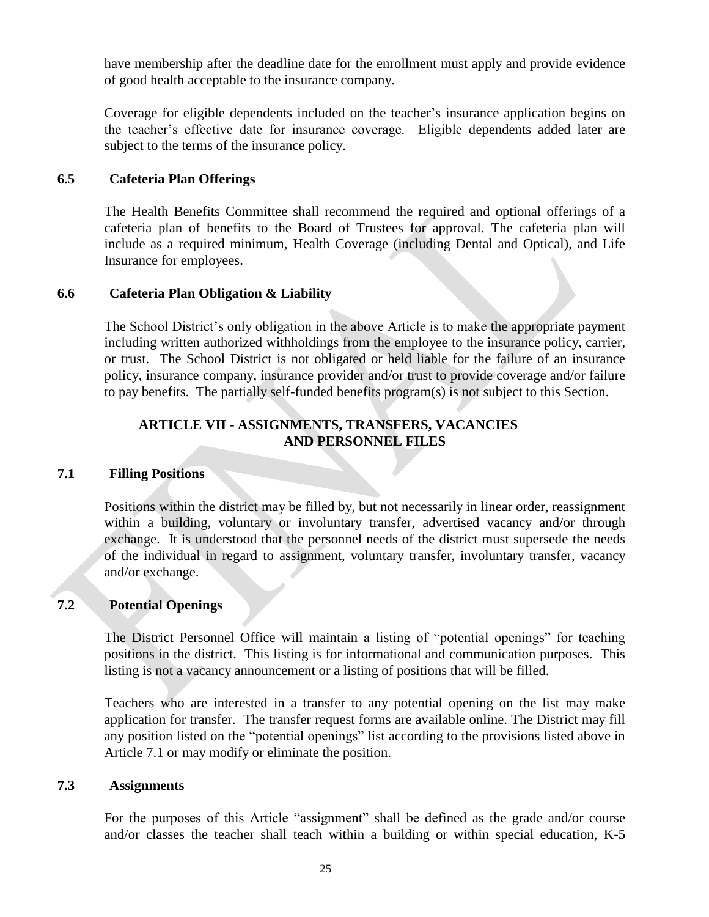have membership after the deadline date for the enrollment must apply and provide evidence of good health acceptable to the insurance company.

Coverage for eligible dependents included on the teacher's insurance application begins on the teacher's effective date for insurance coverage. Eligible dependents added later are subject to the terms of the insurance policy.

### 6.5 Cafeteria Plan Offerings

The Health Benefits Committee shall recommend the required and optional offerings of a cafeteria plan of benefits to the Board of Trustees for approval. The cafeteria plan will include as a required minimum, Health Coverage (including Dental and Optical), and Life Insurance for employees.

### 6.6 Cafeteria Plan Obligation & Liability

The School District's only obligation in the above Article is to make the appropriate payment including written authorized withholdings from the employee to the insurance policy, carrier, or trust. The School District is not obligated or held liable for the failure of an insurance policy, insurance company, insurance provider and/or trust to provide coverage and/or failure to pay benefits. The partially self-funded benefits program(s) is not subject to this Section.

## ARTICLE VII - ASSIGNMENTS, TRANSFERS, VACANCIES AND PERSONNEL FILES

### 7.1 Filling Positions

Positions within the district may be filled by, but not necessarily in linear order, reassignment within a building, voluntary or involuntary transfer, advertised vacancy and/or through exchange. It is understood that the personnel needs of the district must supersede the needs of the individual in regard to assignment, voluntary transfer, involuntary transfer, vacancy and/or exchange.

### 7.2 Potential Openings

The District Personnel Office will maintain a listing of "potential openings" for teaching positions in the district. This listing is for informational and communication purposes. This listing is not a vacancy announcement or a listing of positions that will be filled.

Teachers who are interested in a transfer to any potential opening on the list may make application for transfer. The transfer request forms are available online. The District may fill any position listed on the "potential openings" list according to the provisions listed above in Article 7.1 or may modify or eliminate the position.

### 7.3 Assignments

For the purposes of this Article "assignment" shall be defined as the grade and/or course and/or classes the teacher shall teach within a building or within special education, K-5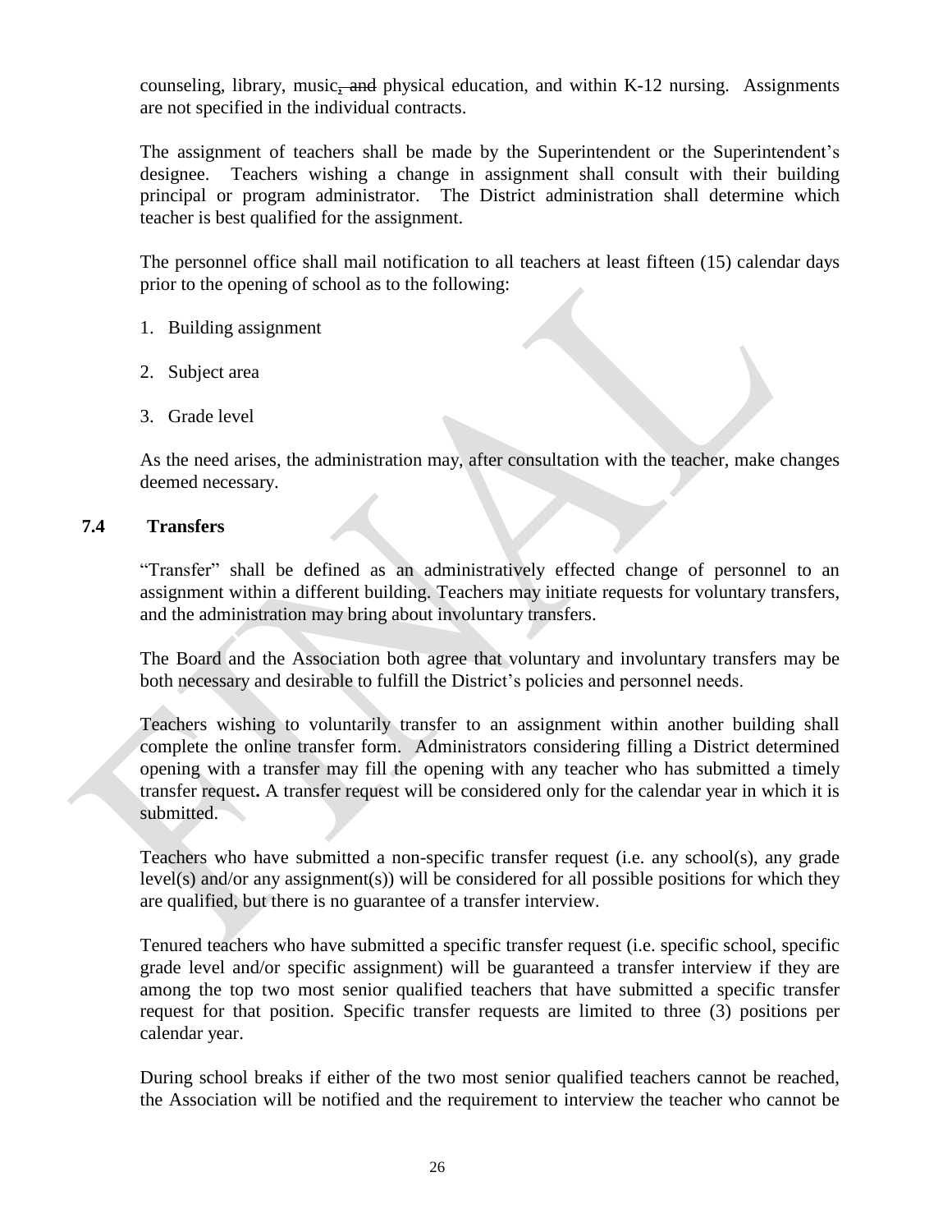counseling, library, music, ~~and~~ physical education, and within K-12 nursing. Assignments are not specified in the individual contracts.

The assignment of teachers shall be made by the Superintendent or the Superintendent's designee. Teachers wishing a change in assignment shall consult with their building principal or program administrator. The District administration shall determine which teacher is best qualified for the assignment.

The personnel office shall mail notification to all teachers at least fifteen (15) calendar days prior to the opening of school as to the following:

1. Building assignment
2. Subject area
3. Grade level

As the need arises, the administration may, after consultation with the teacher, make changes deemed necessary.

### 7.4 Transfers

"Transfer" shall be defined as an administratively effected change of personnel to an assignment within a different building. Teachers may initiate requests for voluntary transfers, and the administration may bring about involuntary transfers.

The Board and the Association both agree that voluntary and involuntary transfers may be both necessary and desirable to fulfill the District's policies and personnel needs.

Teachers wishing to voluntarily transfer to an assignment within another building shall complete the online transfer form. Administrators considering filling a District determined opening with a transfer may fill the opening with any teacher who has submitted a timely transfer request. A transfer request will be considered only for the calendar year in which it is submitted.

Teachers who have submitted a non-specific transfer request (i.e. any school(s), any grade level(s) and/or any assignment(s)) will be considered for all possible positions for which they are qualified, but there is no guarantee of a transfer interview.

Tenured teachers who have submitted a specific transfer request (i.e. specific school, specific grade level and/or specific assignment) will be guaranteed a transfer interview if they are among the top two most senior qualified teachers that have submitted a specific transfer request for that position. Specific transfer requests are limited to three (3) positions per calendar year.

During school breaks if either of the two most senior qualified teachers cannot be reached, the Association will be notified and the requirement to interview the teacher who cannot be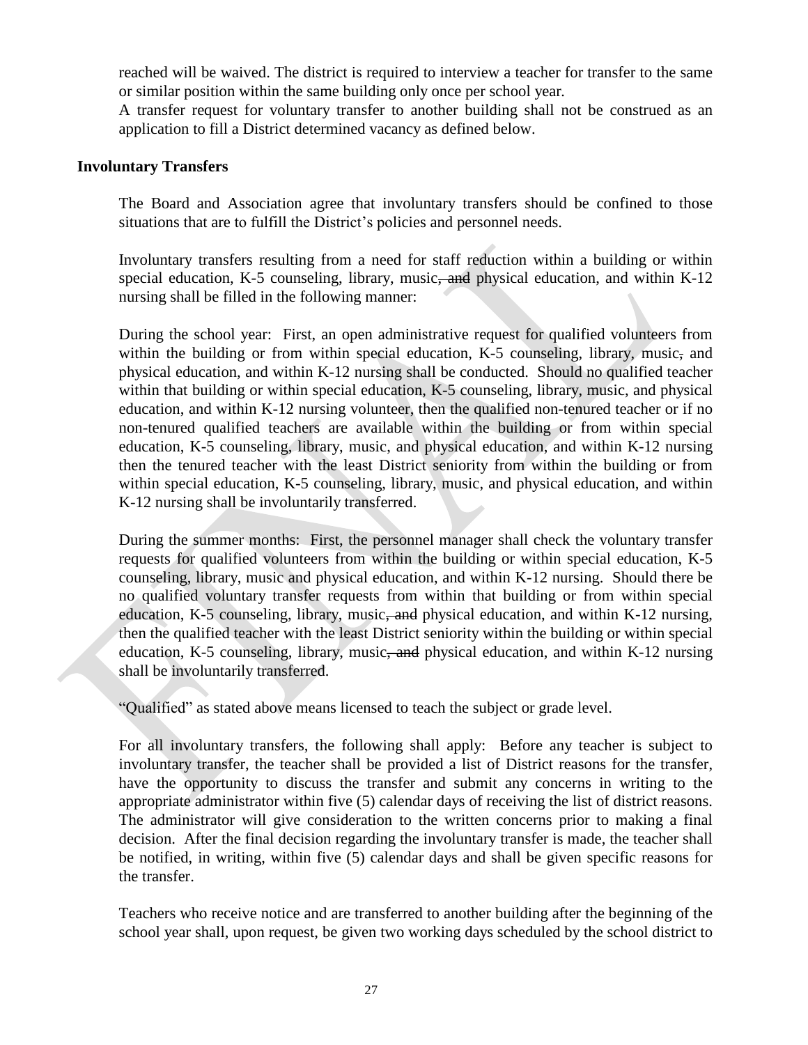reached will be waived. The district is required to interview a teacher for transfer to the same or similar position within the same building only once per school year.

A transfer request for voluntary transfer to another building shall not be construed as an application to fill a District determined vacancy as defined below.

**Involuntary Transfers**

The Board and Association agree that involuntary transfers should be confined to those situations that are to fulfill the District's policies and personnel needs.

Involuntary transfers resulting from a need for staff reduction within a building or within special education, K-5 counseling, library, music~~, and~~ physical education, and within K-12 nursing shall be filled in the following manner:

During the school year: First, an open administrative request for qualified volunteers from within the building or from within special education, K-5 counseling, library, music~~,~~ and physical education, and within K-12 nursing shall be conducted. Should no qualified teacher within that building or within special education, K-5 counseling, library, music, and physical education, and within K-12 nursing volunteer, then the qualified non-tenured teacher or if no non-tenured qualified teachers are available within the building or from within special education, K-5 counseling, library, music, and physical education, and within K-12 nursing then the tenured teacher with the least District seniority from within the building or from within special education, K-5 counseling, library, music, and physical education, and within K-12 nursing shall be involuntarily transferred.

During the summer months: First, the personnel manager shall check the voluntary transfer requests for qualified volunteers from within the building or within special education, K-5 counseling, library, music and physical education, and within K-12 nursing. Should there be no qualified voluntary transfer requests from within that building or from within special education, K-5 counseling, library, music~~, and~~ physical education, and within K-12 nursing, then the qualified teacher with the least District seniority within the building or within special education, K-5 counseling, library, music~~, and~~ physical education, and within K-12 nursing shall be involuntarily transferred.

"Qualified" as stated above means licensed to teach the subject or grade level.

For all involuntary transfers, the following shall apply: Before any teacher is subject to involuntary transfer, the teacher shall be provided a list of District reasons for the transfer, have the opportunity to discuss the transfer and submit any concerns in writing to the appropriate administrator within five (5) calendar days of receiving the list of district reasons. The administrator will give consideration to the written concerns prior to making a final decision. After the final decision regarding the involuntary transfer is made, the teacher shall be notified, in writing, within five (5) calendar days and shall be given specific reasons for the transfer.

Teachers who receive notice and are transferred to another building after the beginning of the school year shall, upon request, be given two working days scheduled by the school district to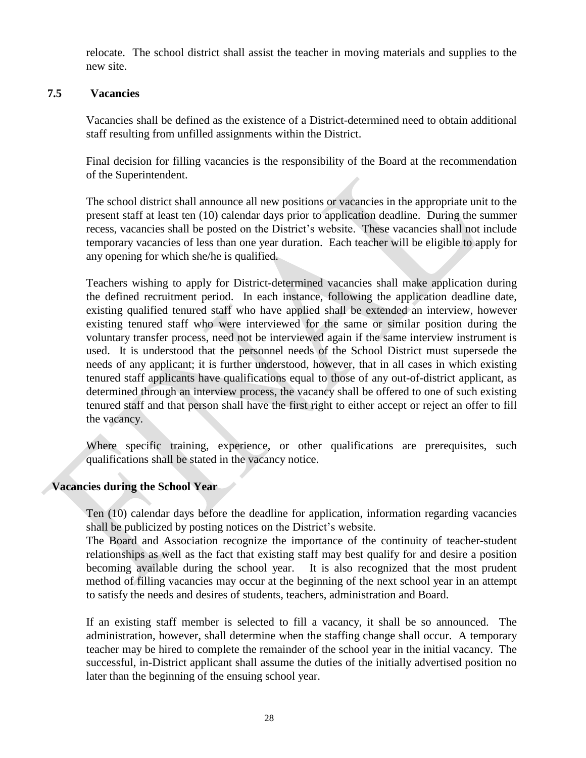relocate. The school district shall assist the teacher in moving materials and supplies to the new site.

## 7.5 Vacancies

Vacancies shall be defined as the existence of a District-determined need to obtain additional staff resulting from unfilled assignments within the District.

Final decision for filling vacancies is the responsibility of the Board at the recommendation of the Superintendent.

The school district shall announce all new positions or vacancies in the appropriate unit to the present staff at least ten (10) calendar days prior to application deadline. During the summer recess, vacancies shall be posted on the District's website. These vacancies shall not include temporary vacancies of less than one year duration. Each teacher will be eligible to apply for any opening for which she/he is qualified.

Teachers wishing to apply for District-determined vacancies shall make application during the defined recruitment period. In each instance, following the application deadline date, existing qualified tenured staff who have applied shall be extended an interview, however existing tenured staff who were interviewed for the same or similar position during the voluntary transfer process, need not be interviewed again if the same interview instrument is used. It is understood that the personnel needs of the School District must supersede the needs of any applicant; it is further understood, however, that in all cases in which existing tenured staff applicants have qualifications equal to those of any out-of-district applicant, as determined through an interview process, the vacancy shall be offered to one of such existing tenured staff and that person shall have the first right to either accept or reject an offer to fill the vacancy.

Where specific training, experience, or other qualifications are prerequisites, such qualifications shall be stated in the vacancy notice.

### Vacancies during the School Year

Ten (10) calendar days before the deadline for application, information regarding vacancies shall be publicized by posting notices on the District's website.

The Board and Association recognize the importance of the continuity of teacher-student relationships as well as the fact that existing staff may best qualify for and desire a position becoming available during the school year. It is also recognized that the most prudent method of filling vacancies may occur at the beginning of the next school year in an attempt to satisfy the needs and desires of students, teachers, administration and Board.

If an existing staff member is selected to fill a vacancy, it shall be so announced. The administration, however, shall determine when the staffing change shall occur. A temporary teacher may be hired to complete the remainder of the school year in the initial vacancy. The successful, in-District applicant shall assume the duties of the initially advertised position no later than the beginning of the ensuing school year.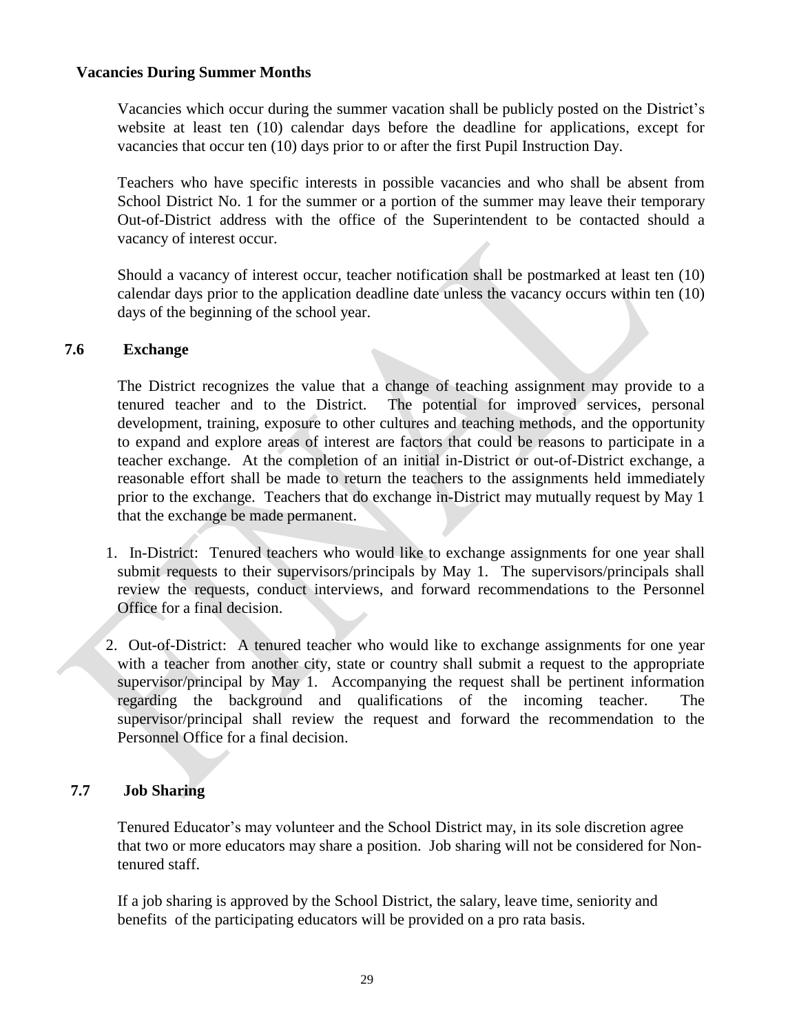**Vacancies During Summer Months**

Vacancies which occur during the summer vacation shall be publicly posted on the District's website at least ten (10) calendar days before the deadline for applications, except for vacancies that occur ten (10) days prior to or after the first Pupil Instruction Day.

Teachers who have specific interests in possible vacancies and who shall be absent from School District No. 1 for the summer or a portion of the summer may leave their temporary Out-of-District address with the office of the Superintendent to be contacted should a vacancy of interest occur.

Should a vacancy of interest occur, teacher notification shall be postmarked at least ten (10) calendar days prior to the application deadline date unless the vacancy occurs within ten (10) days of the beginning of the school year.

## 7.6 Exchange

The District recognizes the value that a change of teaching assignment may provide to a tenured teacher and to the District. The potential for improved services, personal development, training, exposure to other cultures and teaching methods, and the opportunity to expand and explore areas of interest are factors that could be reasons to participate in a teacher exchange. At the completion of an initial in-District or out-of-District exchange, a reasonable effort shall be made to return the teachers to the assignments held immediately prior to the exchange. Teachers that do exchange in-District may mutually request by May 1 that the exchange be made permanent.

1. In-District: Tenured teachers who would like to exchange assignments for one year shall submit requests to their supervisors/principals by May 1. The supervisors/principals shall review the requests, conduct interviews, and forward recommendations to the Personnel Office for a final decision.

2. Out-of-District: A tenured teacher who would like to exchange assignments for one year with a teacher from another city, state or country shall submit a request to the appropriate supervisor/principal by May 1. Accompanying the request shall be pertinent information regarding the background and qualifications of the incoming teacher. The supervisor/principal shall review the request and forward the recommendation to the Personnel Office for a final decision.

## 7.7 Job Sharing

Tenured Educator's may volunteer and the School District may, in its sole discretion agree that two or more educators may share a position. Job sharing will not be considered for Non-tenured staff.

If a job sharing is approved by the School District, the salary, leave time, seniority and benefits of the participating educators will be provided on a pro rata basis.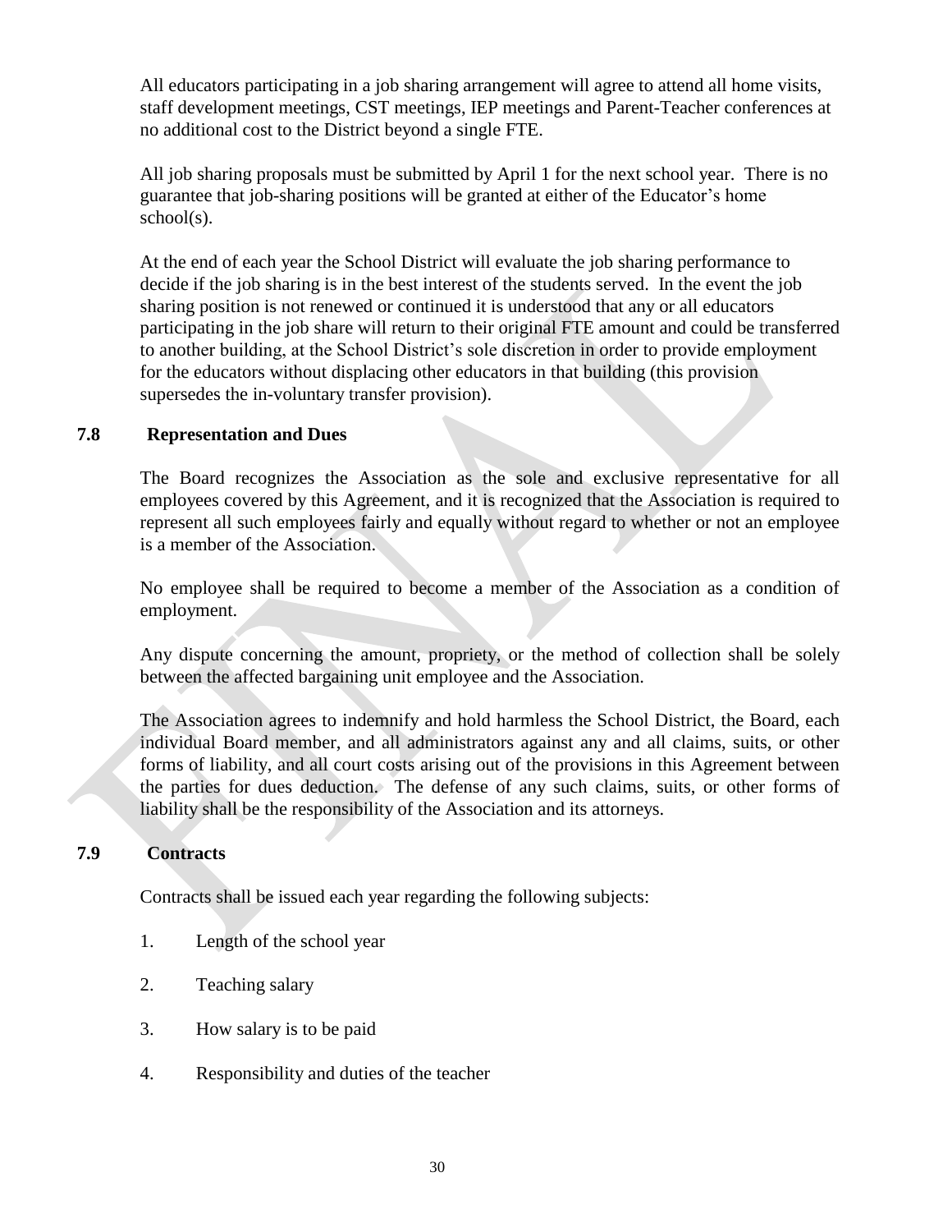All educators participating in a job sharing arrangement will agree to attend all home visits, staff development meetings, CST meetings, IEP meetings and Parent-Teacher conferences at no additional cost to the District beyond a single FTE.

All job sharing proposals must be submitted by April 1 for the next school year. There is no guarantee that job-sharing positions will be granted at either of the Educator's home school(s).

At the end of each year the School District will evaluate the job sharing performance to decide if the job sharing is in the best interest of the students served. In the event the job sharing position is not renewed or continued it is understood that any or all educators participating in the job share will return to their original FTE amount and could be transferred to another building, at the School District's sole discretion in order to provide employment for the educators without displacing other educators in that building (this provision supersedes the in-voluntary transfer provision).

### 7.8 Representation and Dues

The Board recognizes the Association as the sole and exclusive representative for all employees covered by this Agreement, and it is recognized that the Association is required to represent all such employees fairly and equally without regard to whether or not an employee is a member of the Association.

No employee shall be required to become a member of the Association as a condition of employment.

Any dispute concerning the amount, propriety, or the method of collection shall be solely between the affected bargaining unit employee and the Association.

The Association agrees to indemnify and hold harmless the School District, the Board, each individual Board member, and all administrators against any and all claims, suits, or other forms of liability, and all court costs arising out of the provisions in this Agreement between the parties for dues deduction. The defense of any such claims, suits, or other forms of liability shall be the responsibility of the Association and its attorneys.

### 7.9 Contracts

Contracts shall be issued each year regarding the following subjects:

1. Length of the school year
2. Teaching salary
3. How salary is to be paid
4. Responsibility and duties of the teacher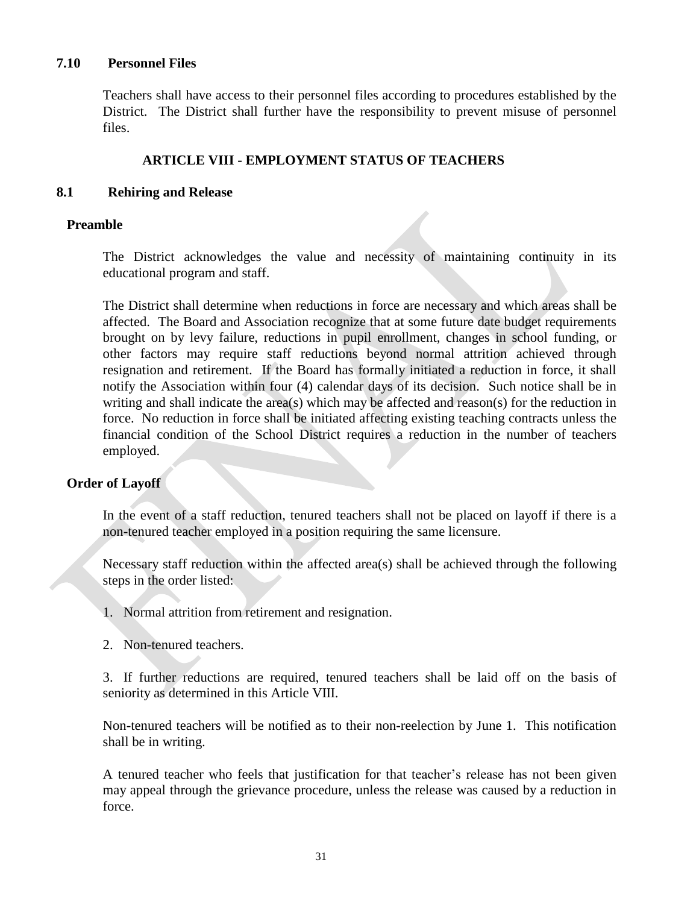### 7.10 Personnel Files

Teachers shall have access to their personnel files according to procedures established by the District. The District shall further have the responsibility to prevent misuse of personnel files.

## ARTICLE VIII - EMPLOYMENT STATUS OF TEACHERS

### 8.1 Rehiring and Release

**Preamble**

The District acknowledges the value and necessity of maintaining continuity in its educational program and staff.

The District shall determine when reductions in force are necessary and which areas shall be affected. The Board and Association recognize that at some future date budget requirements brought on by levy failure, reductions in pupil enrollment, changes in school funding, or other factors may require staff reductions beyond normal attrition achieved through resignation and retirement. If the Board has formally initiated a reduction in force, it shall notify the Association within four (4) calendar days of its decision. Such notice shall be in writing and shall indicate the area(s) which may be affected and reason(s) for the reduction in force. No reduction in force shall be initiated affecting existing teaching contracts unless the financial condition of the School District requires a reduction in the number of teachers employed.

**Order of Layoff**

In the event of a staff reduction, tenured teachers shall not be placed on layoff if there is a non-tenured teacher employed in a position requiring the same licensure.

Necessary staff reduction within the affected area(s) shall be achieved through the following steps in the order listed:

1. Normal attrition from retirement and resignation.

2. Non-tenured teachers.

3. If further reductions are required, tenured teachers shall be laid off on the basis of seniority as determined in this Article VIII.

Non-tenured teachers will be notified as to their non-reelection by June 1. This notification shall be in writing.

A tenured teacher who feels that justification for that teacher's release has not been given may appeal through the grievance procedure, unless the release was caused by a reduction in force.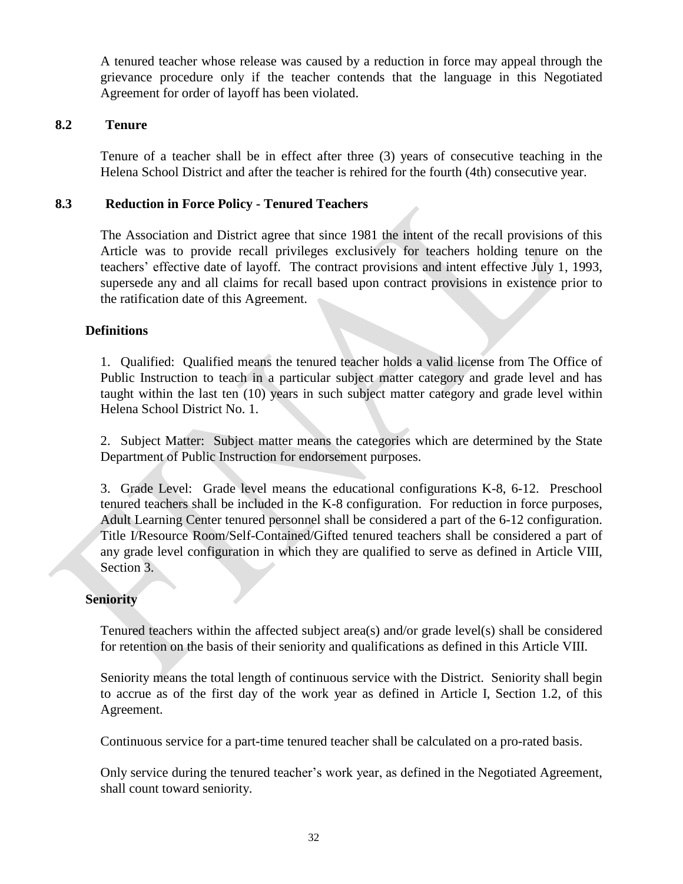A tenured teacher whose release was caused by a reduction in force may appeal through the grievance procedure only if the teacher contends that the language in this Negotiated Agreement for order of layoff has been violated.

### 8.2 Tenure

Tenure of a teacher shall be in effect after three (3) years of consecutive teaching in the Helena School District and after the teacher is rehired for the fourth (4th) consecutive year.

### 8.3 Reduction in Force Policy - Tenured Teachers

The Association and District agree that since 1981 the intent of the recall provisions of this Article was to provide recall privileges exclusively for teachers holding tenure on the teachers' effective date of layoff. The contract provisions and intent effective July 1, 1993, supersede any and all claims for recall based upon contract provisions in existence prior to the ratification date of this Agreement.

**Definitions**

1. Qualified: Qualified means the tenured teacher holds a valid license from The Office of Public Instruction to teach in a particular subject matter category and grade level and has taught within the last ten (10) years in such subject matter category and grade level within Helena School District No. 1.

2. Subject Matter: Subject matter means the categories which are determined by the State Department of Public Instruction for endorsement purposes.

3. Grade Level: Grade level means the educational configurations K-8, 6-12. Preschool tenured teachers shall be included in the K-8 configuration. For reduction in force purposes, Adult Learning Center tenured personnel shall be considered a part of the 6-12 configuration. Title I/Resource Room/Self-Contained/Gifted tenured teachers shall be considered a part of any grade level configuration in which they are qualified to serve as defined in Article VIII, Section 3.

**Seniority**

Tenured teachers within the affected subject area(s) and/or grade level(s) shall be considered for retention on the basis of their seniority and qualifications as defined in this Article VIII.

Seniority means the total length of continuous service with the District. Seniority shall begin to accrue as of the first day of the work year as defined in Article I, Section 1.2, of this Agreement.

Continuous service for a part-time tenured teacher shall be calculated on a pro-rated basis.

Only service during the tenured teacher's work year, as defined in the Negotiated Agreement, shall count toward seniority.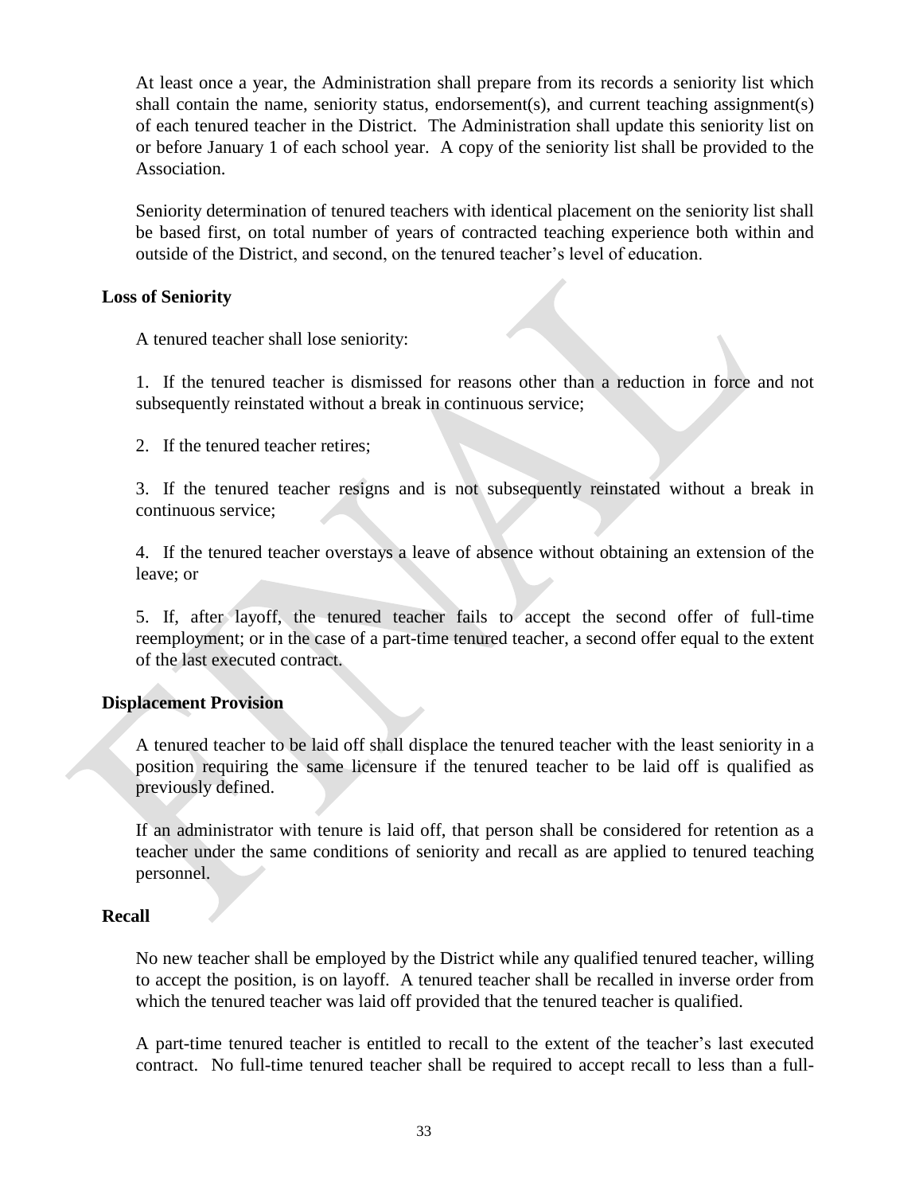At least once a year, the Administration shall prepare from its records a seniority list which shall contain the name, seniority status, endorsement(s), and current teaching assignment(s) of each tenured teacher in the District. The Administration shall update this seniority list on or before January 1 of each school year. A copy of the seniority list shall be provided to the Association.

Seniority determination of tenured teachers with identical placement on the seniority list shall be based first, on total number of years of contracted teaching experience both within and outside of the District, and second, on the tenured teacher's level of education.

**Loss of Seniority**

A tenured teacher shall lose seniority:

1. If the tenured teacher is dismissed for reasons other than a reduction in force and not subsequently reinstated without a break in continuous service;

2. If the tenured teacher retires;

3. If the tenured teacher resigns and is not subsequently reinstated without a break in continuous service;

4. If the tenured teacher overstays a leave of absence without obtaining an extension of the leave; or

5. If, after layoff, the tenured teacher fails to accept the second offer of full-time reemployment; or in the case of a part-time tenured teacher, a second offer equal to the extent of the last executed contract.

**Displacement Provision**

A tenured teacher to be laid off shall displace the tenured teacher with the least seniority in a position requiring the same licensure if the tenured teacher to be laid off is qualified as previously defined.

If an administrator with tenure is laid off, that person shall be considered for retention as a teacher under the same conditions of seniority and recall as are applied to tenured teaching personnel.

**Recall**

No new teacher shall be employed by the District while any qualified tenured teacher, willing to accept the position, is on layoff. A tenured teacher shall be recalled in inverse order from which the tenured teacher was laid off provided that the tenured teacher is qualified.

A part-time tenured teacher is entitled to recall to the extent of the teacher's last executed contract. No full-time tenured teacher shall be required to accept recall to less than a full-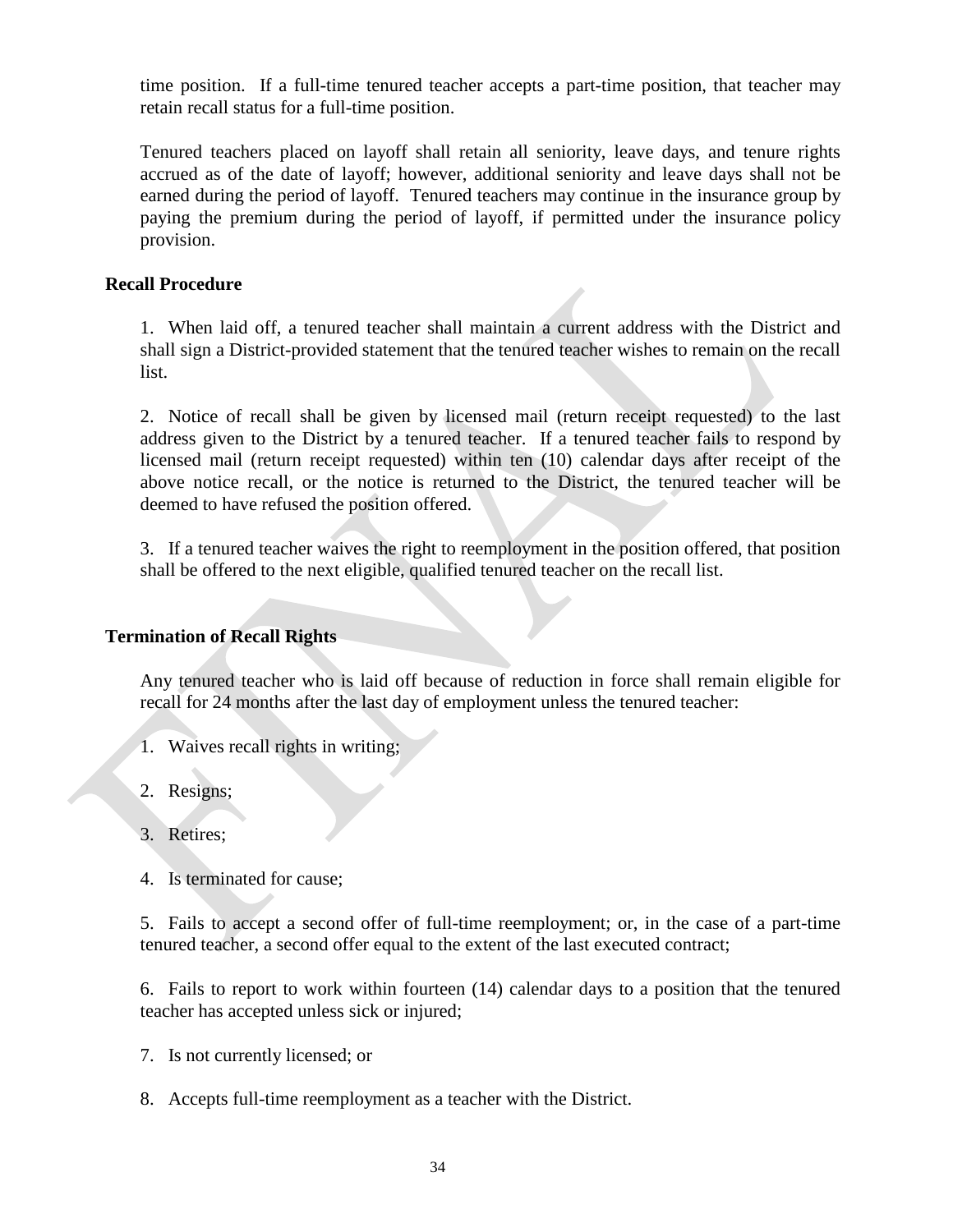time position. If a full-time tenured teacher accepts a part-time position, that teacher may retain recall status for a full-time position.

Tenured teachers placed on layoff shall retain all seniority, leave days, and tenure rights accrued as of the date of layoff; however, additional seniority and leave days shall not be earned during the period of layoff. Tenured teachers may continue in the insurance group by paying the premium during the period of layoff, if permitted under the insurance policy provision.

**Recall Procedure**

1. When laid off, a tenured teacher shall maintain a current address with the District and shall sign a District-provided statement that the tenured teacher wishes to remain on the recall list.

2. Notice of recall shall be given by licensed mail (return receipt requested) to the last address given to the District by a tenured teacher. If a tenured teacher fails to respond by licensed mail (return receipt requested) within ten (10) calendar days after receipt of the above notice recall, or the notice is returned to the District, the tenured teacher will be deemed to have refused the position offered.

3. If a tenured teacher waives the right to reemployment in the position offered, that position shall be offered to the next eligible, qualified tenured teacher on the recall list.

**Termination of Recall Rights**

Any tenured teacher who is laid off because of reduction in force shall remain eligible for recall for 24 months after the last day of employment unless the tenured teacher:

1. Waives recall rights in writing;

2. Resigns;

3. Retires;

4. Is terminated for cause;

5. Fails to accept a second offer of full-time reemployment; or, in the case of a part-time tenured teacher, a second offer equal to the extent of the last executed contract;

6. Fails to report to work within fourteen (14) calendar days to a position that the tenured teacher has accepted unless sick or injured;

7. Is not currently licensed; or

8. Accepts full-time reemployment as a teacher with the District.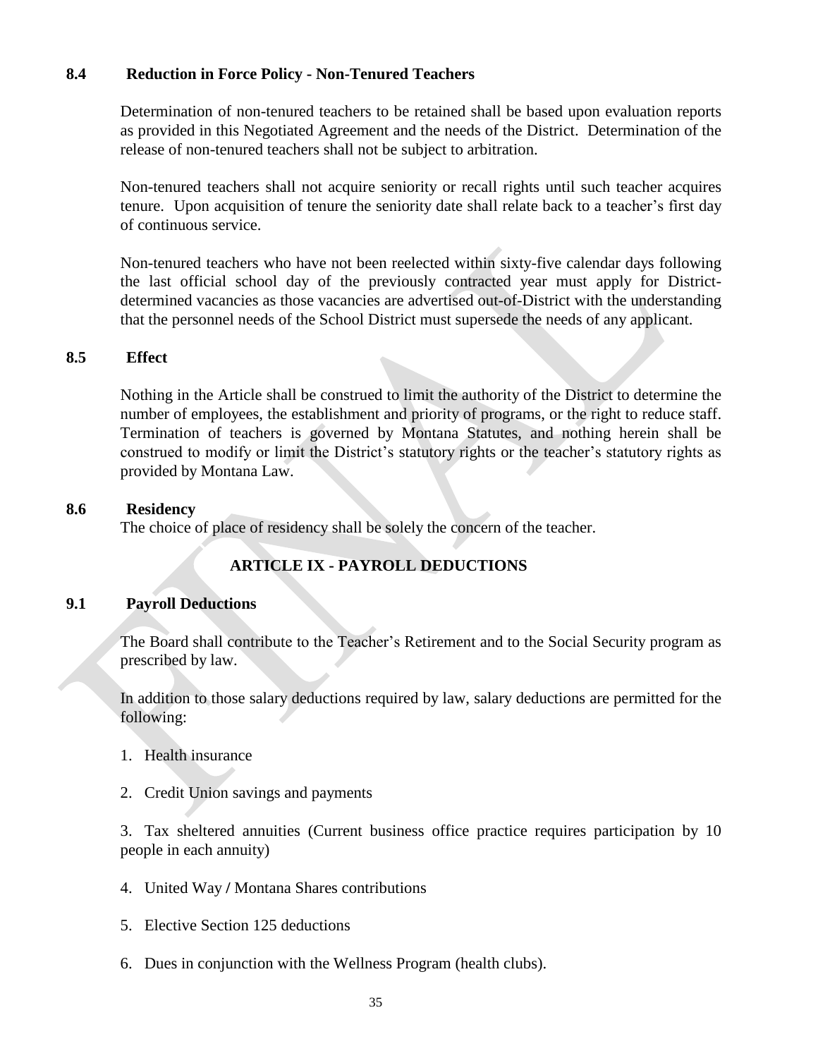### 8.4 Reduction in Force Policy - Non-Tenured Teachers

Determination of non-tenured teachers to be retained shall be based upon evaluation reports as provided in this Negotiated Agreement and the needs of the District. Determination of the release of non-tenured teachers shall not be subject to arbitration.

Non-tenured teachers shall not acquire seniority or recall rights until such teacher acquires tenure. Upon acquisition of tenure the seniority date shall relate back to a teacher's first day of continuous service.

Non-tenured teachers who have not been reelected within sixty-five calendar days following the last official school day of the previously contracted year must apply for District-determined vacancies as those vacancies are advertised out-of-District with the understanding that the personnel needs of the School District must supersede the needs of any applicant.

### 8.5 Effect

Nothing in the Article shall be construed to limit the authority of the District to determine the number of employees, the establishment and priority of programs, or the right to reduce staff. Termination of teachers is governed by Montana Statutes, and nothing herein shall be construed to modify or limit the District's statutory rights or the teacher's statutory rights as provided by Montana Law.

### 8.6 Residency

The choice of place of residency shall be solely the concern of the teacher.

## ARTICLE IX - PAYROLL DEDUCTIONS

### 9.1 Payroll Deductions

The Board shall contribute to the Teacher's Retirement and to the Social Security program as prescribed by law.

In addition to those salary deductions required by law, salary deductions are permitted for the following:

1. Health insurance

2. Credit Union savings and payments

3. Tax sheltered annuities (Current business office practice requires participation by 10 people in each annuity)

4. United Way / Montana Shares contributions

5. Elective Section 125 deductions

6. Dues in conjunction with the Wellness Program (health clubs).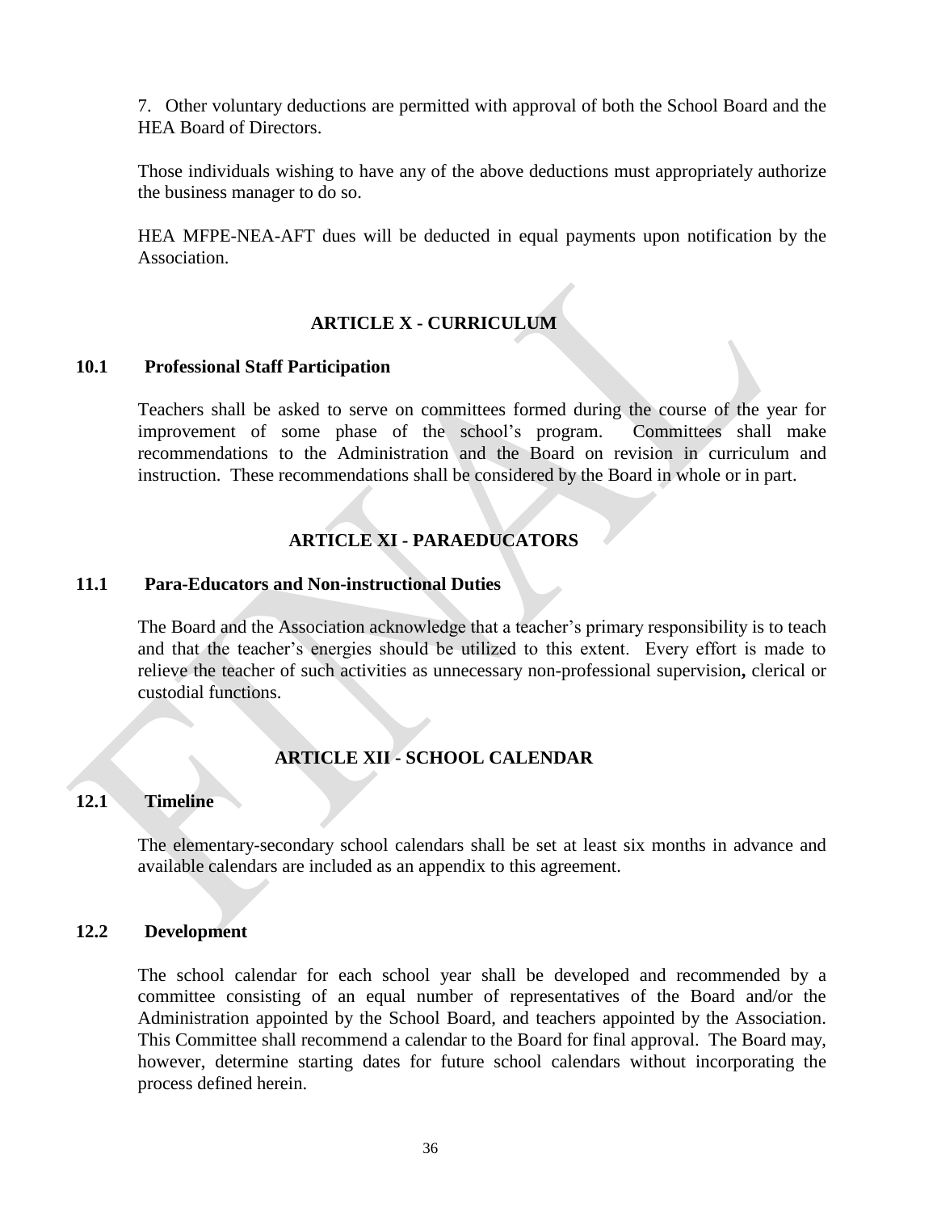7. Other voluntary deductions are permitted with approval of both the School Board and the HEA Board of Directors.

Those individuals wishing to have any of the above deductions must appropriately authorize the business manager to do so.

HEA MFPE-NEA-AFT dues will be deducted in equal payments upon notification by the Association.

## ARTICLE X - CURRICULUM

### 10.1 Professional Staff Participation

Teachers shall be asked to serve on committees formed during the course of the year for improvement of some phase of the school's program. Committees shall make recommendations to the Administration and the Board on revision in curriculum and instruction. These recommendations shall be considered by the Board in whole or in part.

## ARTICLE XI - PARAEDUCATORS

### 11.1 Para-Educators and Non-instructional Duties

The Board and the Association acknowledge that a teacher's primary responsibility is to teach and that the teacher's energies should be utilized to this extent. Every effort is made to relieve the teacher of such activities as unnecessary non-professional supervision, clerical or custodial functions.

## ARTICLE XII - SCHOOL CALENDAR

### 12.1 Timeline

The elementary-secondary school calendars shall be set at least six months in advance and available calendars are included as an appendix to this agreement.

### 12.2 Development

The school calendar for each school year shall be developed and recommended by a committee consisting of an equal number of representatives of the Board and/or the Administration appointed by the School Board, and teachers appointed by the Association. This Committee shall recommend a calendar to the Board for final approval. The Board may, however, determine starting dates for future school calendars without incorporating the process defined herein.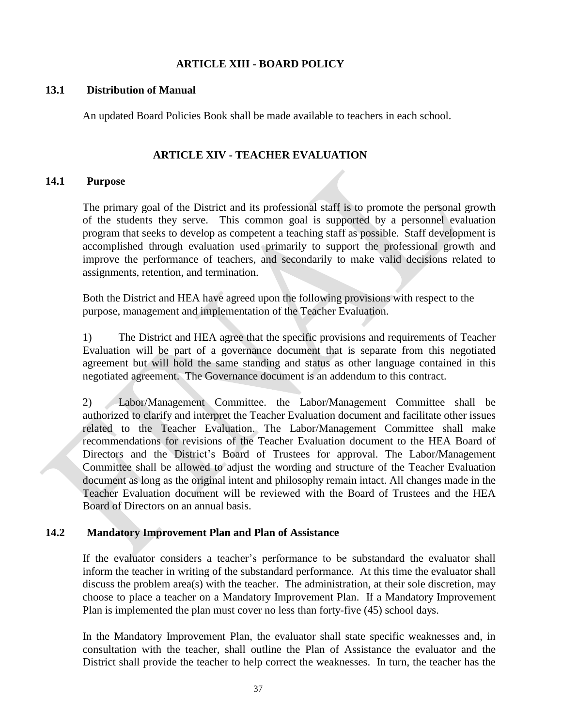## ARTICLE XIII - BOARD POLICY

### 13.1 Distribution of Manual

An updated Board Policies Book shall be made available to teachers in each school.

## ARTICLE XIV - TEACHER EVALUATION

### 14.1 Purpose

The primary goal of the District and its professional staff is to promote the personal growth of the students they serve. This common goal is supported by a personnel evaluation program that seeks to develop as competent a teaching staff as possible. Staff development is accomplished through evaluation used primarily to support the professional growth and improve the performance of teachers, and secondarily to make valid decisions related to assignments, retention, and termination.

Both the District and HEA have agreed upon the following provisions with respect to the purpose, management and implementation of the Teacher Evaluation.

1) The District and HEA agree that the specific provisions and requirements of Teacher Evaluation will be part of a governance document that is separate from this negotiated agreement but will hold the same standing and status as other language contained in this negotiated agreement. The Governance document is an addendum to this contract.

2) Labor/Management Committee. the Labor/Management Committee shall be authorized to clarify and interpret the Teacher Evaluation document and facilitate other issues related to the Teacher Evaluation. The Labor/Management Committee shall make recommendations for revisions of the Teacher Evaluation document to the HEA Board of Directors and the District's Board of Trustees for approval. The Labor/Management Committee shall be allowed to adjust the wording and structure of the Teacher Evaluation document as long as the original intent and philosophy remain intact. All changes made in the Teacher Evaluation document will be reviewed with the Board of Trustees and the HEA Board of Directors on an annual basis.

### 14.2 Mandatory Improvement Plan and Plan of Assistance

If the evaluator considers a teacher's performance to be substandard the evaluator shall inform the teacher in writing of the substandard performance. At this time the evaluator shall discuss the problem area(s) with the teacher. The administration, at their sole discretion, may choose to place a teacher on a Mandatory Improvement Plan. If a Mandatory Improvement Plan is implemented the plan must cover no less than forty-five (45) school days.

In the Mandatory Improvement Plan, the evaluator shall state specific weaknesses and, in consultation with the teacher, shall outline the Plan of Assistance the evaluator and the District shall provide the teacher to help correct the weaknesses. In turn, the teacher has the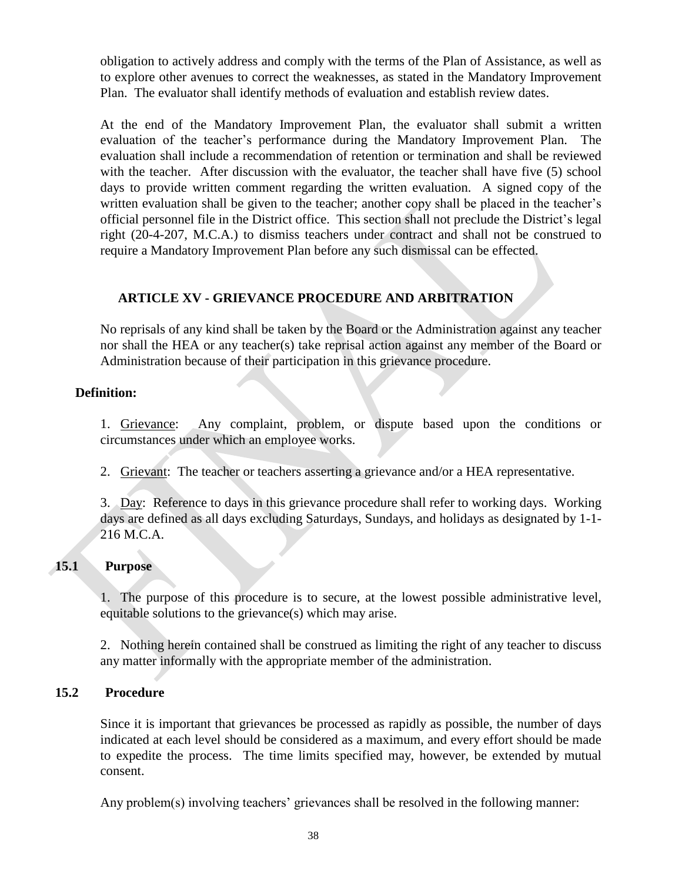obligation to actively address and comply with the terms of the Plan of Assistance, as well as to explore other avenues to correct the weaknesses, as stated in the Mandatory Improvement Plan. The evaluator shall identify methods of evaluation and establish review dates.

At the end of the Mandatory Improvement Plan, the evaluator shall submit a written evaluation of the teacher's performance during the Mandatory Improvement Plan. The evaluation shall include a recommendation of retention or termination and shall be reviewed with the teacher. After discussion with the evaluator, the teacher shall have five (5) school days to provide written comment regarding the written evaluation. A signed copy of the written evaluation shall be given to the teacher; another copy shall be placed in the teacher's official personnel file in the District office. This section shall not preclude the District's legal right (20-4-207, M.C.A.) to dismiss teachers under contract and shall not be construed to require a Mandatory Improvement Plan before any such dismissal can be effected.

## ARTICLE XV - GRIEVANCE PROCEDURE AND ARBITRATION

No reprisals of any kind shall be taken by the Board or the Administration against any teacher nor shall the HEA or any teacher(s) take reprisal action against any member of the Board or Administration because of their participation in this grievance procedure.

**Definition:**

1. Grievance: Any complaint, problem, or dispute based upon the conditions or circumstances under which an employee works.

2. Grievant: The teacher or teachers asserting a grievance and/or a HEA representative.

3. Day: Reference to days in this grievance procedure shall refer to working days. Working days are defined as all days excluding Saturdays, Sundays, and holidays as designated by 1-1-216 M.C.A.

### 15.1 Purpose

1. The purpose of this procedure is to secure, at the lowest possible administrative level, equitable solutions to the grievance(s) which may arise.

2. Nothing herein contained shall be construed as limiting the right of any teacher to discuss any matter informally with the appropriate member of the administration.

### 15.2 Procedure

Since it is important that grievances be processed as rapidly as possible, the number of days indicated at each level should be considered as a maximum, and every effort should be made to expedite the process. The time limits specified may, however, be extended by mutual consent.

Any problem(s) involving teachers' grievances shall be resolved in the following manner: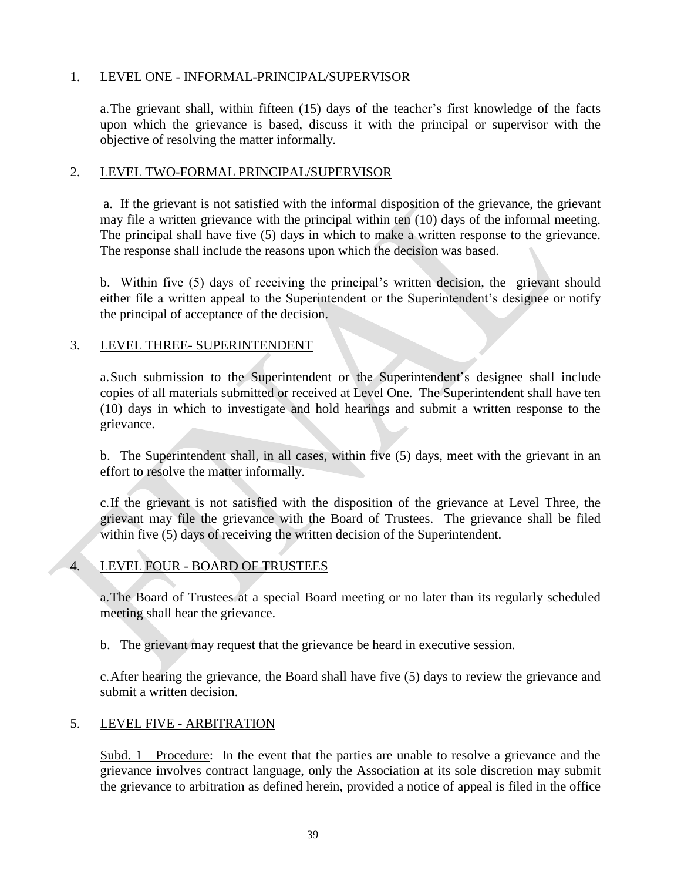1. <u>LEVEL ONE - INFORMAL-PRINCIPAL/SUPERVISOR</u>

   a. The grievant shall, within fifteen (15) days of the teacher's first knowledge of the facts upon which the grievance is based, discuss it with the principal or supervisor with the objective of resolving the matter informally.

2. <u>LEVEL TWO-FORMAL PRINCIPAL/SUPERVISOR</u>

   a. If the grievant is not satisfied with the informal disposition of the grievance, the grievant may file a written grievance with the principal within ten (10) days of the informal meeting. The principal shall have five (5) days in which to make a written response to the grievance. The response shall include the reasons upon which the decision was based.

   b. Within five (5) days of receiving the principal's written decision, the grievant should either file a written appeal to the Superintendent or the Superintendent's designee or notify the principal of acceptance of the decision.

3. <u>LEVEL THREE- SUPERINTENDENT</u>

   a. Such submission to the Superintendent or the Superintendent's designee shall include copies of all materials submitted or received at Level One. The Superintendent shall have ten (10) days in which to investigate and hold hearings and submit a written response to the grievance.

   b. The Superintendent shall, in all cases, within five (5) days, meet with the grievant in an effort to resolve the matter informally.

   c. If the grievant is not satisfied with the disposition of the grievance at Level Three, the grievant may file the grievance with the Board of Trustees. The grievance shall be filed within five (5) days of receiving the written decision of the Superintendent.

4. <u>LEVEL FOUR - BOARD OF TRUSTEES</u>

   a. The Board of Trustees at a special Board meeting or no later than its regularly scheduled meeting shall hear the grievance.

   b. The grievant may request that the grievance be heard in executive session.

   c. After hearing the grievance, the Board shall have five (5) days to review the grievance and submit a written decision.

5. <u>LEVEL FIVE - ARBITRATION</u>

   <u>Subd. 1—Procedure</u>: In the event that the parties are unable to resolve a grievance and the grievance involves contract language, only the Association at its sole discretion may submit the grievance to arbitration as defined herein, provided a notice of appeal is filed in the office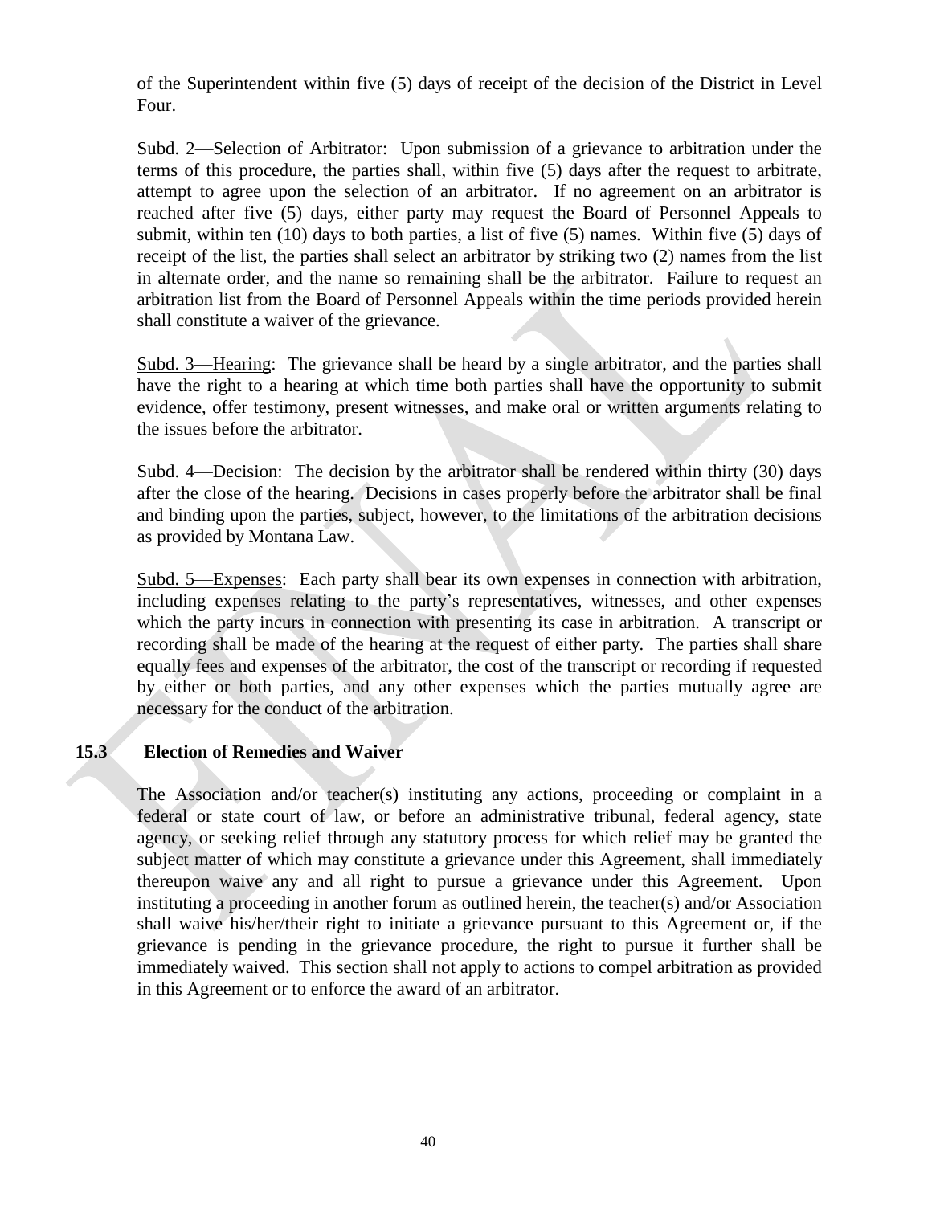of the Superintendent within five (5) days of receipt of the decision of the District in Level Four.

Subd. 2—Selection of Arbitrator: Upon submission of a grievance to arbitration under the terms of this procedure, the parties shall, within five (5) days after the request to arbitrate, attempt to agree upon the selection of an arbitrator. If no agreement on an arbitrator is reached after five (5) days, either party may request the Board of Personnel Appeals to submit, within ten (10) days to both parties, a list of five (5) names. Within five (5) days of receipt of the list, the parties shall select an arbitrator by striking two (2) names from the list in alternate order, and the name so remaining shall be the arbitrator. Failure to request an arbitration list from the Board of Personnel Appeals within the time periods provided herein shall constitute a waiver of the grievance.

Subd. 3—Hearing: The grievance shall be heard by a single arbitrator, and the parties shall have the right to a hearing at which time both parties shall have the opportunity to submit evidence, offer testimony, present witnesses, and make oral or written arguments relating to the issues before the arbitrator.

Subd. 4—Decision: The decision by the arbitrator shall be rendered within thirty (30) days after the close of the hearing. Decisions in cases properly before the arbitrator shall be final and binding upon the parties, subject, however, to the limitations of the arbitration decisions as provided by Montana Law.

Subd. 5—Expenses: Each party shall bear its own expenses in connection with arbitration, including expenses relating to the party's representatives, witnesses, and other expenses which the party incurs in connection with presenting its case in arbitration. A transcript or recording shall be made of the hearing at the request of either party. The parties shall share equally fees and expenses of the arbitrator, the cost of the transcript or recording if requested by either or both parties, and any other expenses which the parties mutually agree are necessary for the conduct of the arbitration.

### 15.3 Election of Remedies and Waiver

The Association and/or teacher(s) instituting any actions, proceeding or complaint in a federal or state court of law, or before an administrative tribunal, federal agency, state agency, or seeking relief through any statutory process for which relief may be granted the subject matter of which may constitute a grievance under this Agreement, shall immediately thereupon waive any and all right to pursue a grievance under this Agreement. Upon instituting a proceeding in another forum as outlined herein, the teacher(s) and/or Association shall waive his/her/their right to initiate a grievance pursuant to this Agreement or, if the grievance is pending in the grievance procedure, the right to pursue it further shall be immediately waived. This section shall not apply to actions to compel arbitration as provided in this Agreement or to enforce the award of an arbitrator.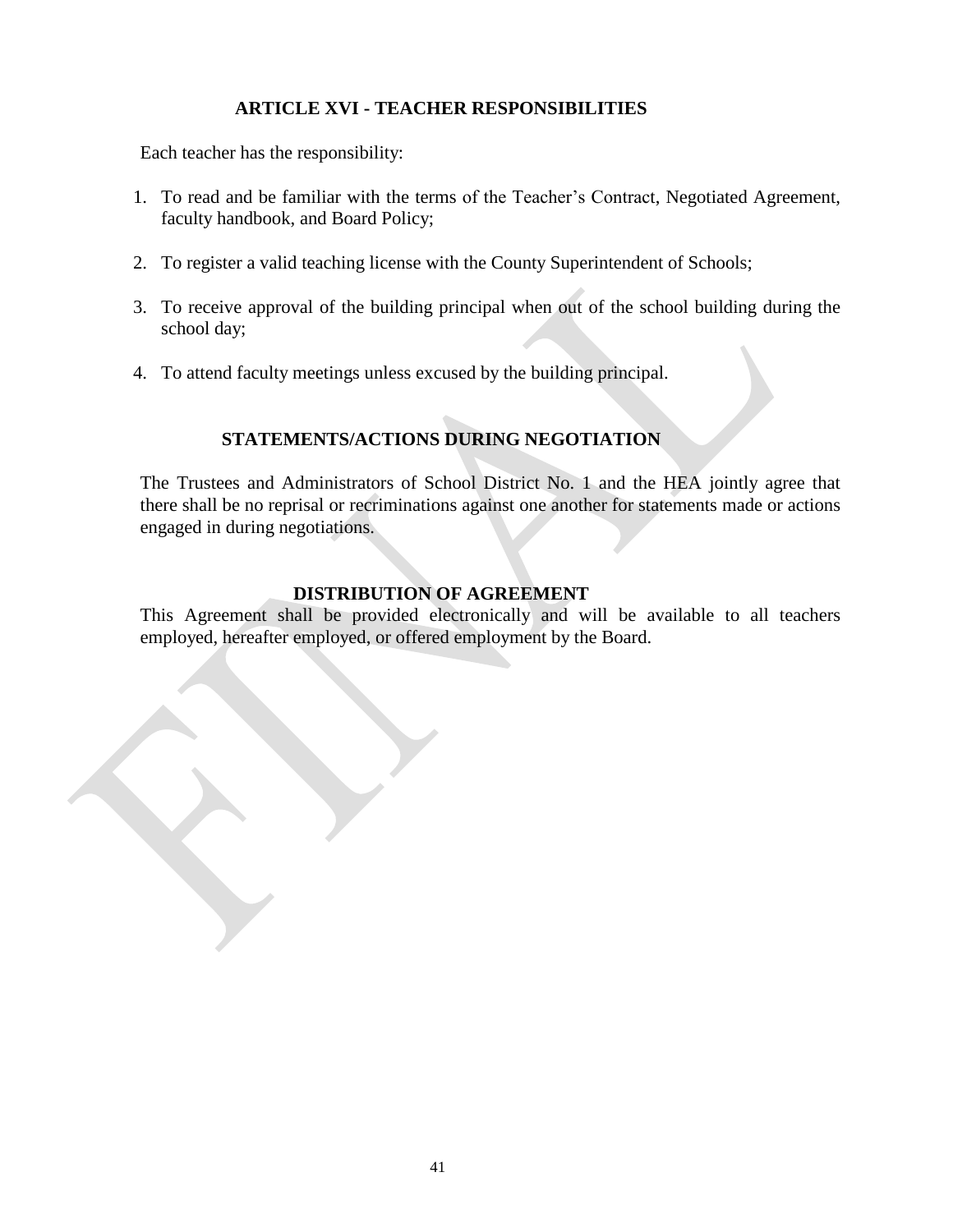## ARTICLE XVI - TEACHER RESPONSIBILITIES

Each teacher has the responsibility:

1. To read and be familiar with the terms of the Teacher's Contract, Negotiated Agreement, faculty handbook, and Board Policy;

2. To register a valid teaching license with the County Superintendent of Schools;

3. To receive approval of the building principal when out of the school building during the school day;

4. To attend faculty meetings unless excused by the building principal.

## STATEMENTS/ACTIONS DURING NEGOTIATION

The Trustees and Administrators of School District No. 1 and the HEA jointly agree that there shall be no reprisal or recriminations against one another for statements made or actions engaged in during negotiations.

## DISTRIBUTION OF AGREEMENT

This Agreement shall be provided electronically and will be available to all teachers employed, hereafter employed, or offered employment by the Board.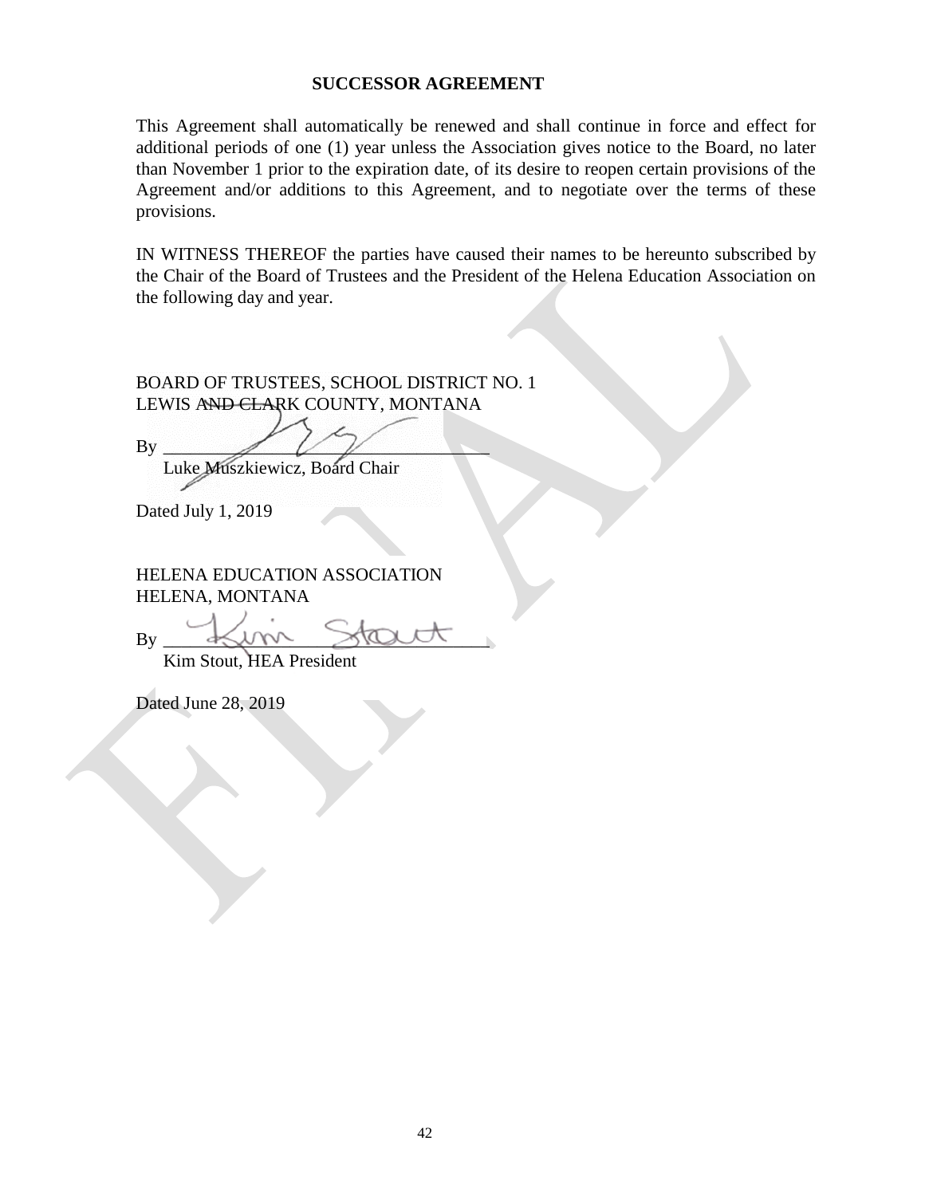## SUCCESSOR AGREEMENT

This Agreement shall automatically be renewed and shall continue in force and effect for additional periods of one (1) year unless the Association gives notice to the Board, no later than November 1 prior to the expiration date, of its desire to reopen certain provisions of the Agreement and/or additions to this Agreement, and to negotiate over the terms of these provisions.

IN WITNESS THEREOF the parties have caused their names to be hereunto subscribed by the Chair of the Board of Trustees and the President of the Helena Education Association on the following day and year.

BOARD OF TRUSTEES, SCHOOL DISTRICT NO. 1
LEWIS AND CLARK COUNTY, MONTANA

By ___________________________________
Luke Muszkiewicz, Board Chair

Dated July 1, 2019

HELENA EDUCATION ASSOCIATION
HELENA, MONTANA

By ___________________________________
Kim Stout, HEA President

Dated June 28, 2019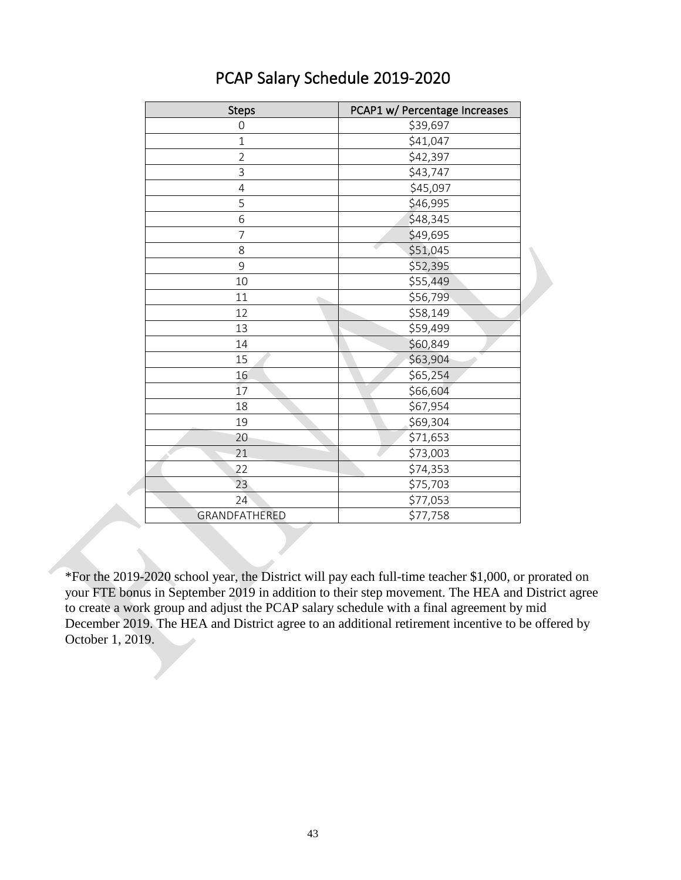# PCAP Salary Schedule 2019-2020

| Steps | PCAP1 w/ Percentage Increases |
|---|---|
| 0 | $39,697 |
| 1 | $41,047 |
| 2 | $42,397 |
| 3 | $43,747 |
| 4 | $45,097 |
| 5 | $46,995 |
| 6 | $48,345 |
| 7 | $49,695 |
| 8 | $51,045 |
| 9 | $52,395 |
| 10 | $55,449 |
| 11 | $56,799 |
| 12 | $58,149 |
| 13 | $59,499 |
| 14 | $60,849 |
| 15 | $63,904 |
| 16 | $65,254 |
| 17 | $66,604 |
| 18 | $67,954 |
| 19 | $69,304 |
| 20 | $71,653 |
| 21 | $73,003 |
| 22 | $74,353 |
| 23 | $75,703 |
| 24 | $77,053 |
| GRANDFATHERED | $77,758 |

*For the 2019-2020 school year, the District will pay each full-time teacher $1,000, or prorated on your FTE bonus in September 2019 in addition to their step movement. The HEA and District agree to create a work group and adjust the PCAP salary schedule with a final agreement by mid December 2019. The HEA and District agree to an additional retirement incentive to be offered by October 1, 2019.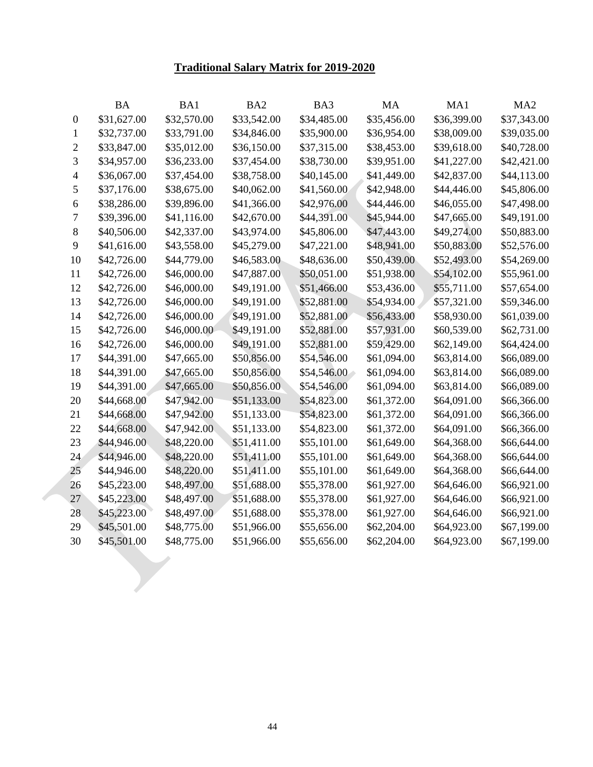## Traditional Salary Matrix for 2019-2020

| | BA | BA1 | BA2 | BA3 | MA | MA1 | MA2 |
|---|---|---|---|---|---|---|---|
| 0 | $31,627.00 | $32,570.00 | $33,542.00 | $34,485.00 | $35,456.00 | $36,399.00 | $37,343.00 |
| 1 | $32,737.00 | $33,791.00 | $34,846.00 | $35,900.00 | $36,954.00 | $38,009.00 | $39,035.00 |
| 2 | $33,847.00 | $35,012.00 | $36,150.00 | $37,315.00 | $38,453.00 | $39,618.00 | $40,728.00 |
| 3 | $34,957.00 | $36,233.00 | $37,454.00 | $38,730.00 | $39,951.00 | $41,227.00 | $42,421.00 |
| 4 | $36,067.00 | $37,454.00 | $38,758.00 | $40,145.00 | $41,449.00 | $42,837.00 | $44,113.00 |
| 5 | $37,176.00 | $38,675.00 | $40,062.00 | $41,560.00 | $42,948.00 | $44,446.00 | $45,806.00 |
| 6 | $38,286.00 | $39,896.00 | $41,366.00 | $42,976.00 | $44,446.00 | $46,055.00 | $47,498.00 |
| 7 | $39,396.00 | $41,116.00 | $42,670.00 | $44,391.00 | $45,944.00 | $47,665.00 | $49,191.00 |
| 8 | $40,506.00 | $42,337.00 | $43,974.00 | $45,806.00 | $47,443.00 | $49,274.00 | $50,883.00 |
| 9 | $41,616.00 | $43,558.00 | $45,279.00 | $47,221.00 | $48,941.00 | $50,883.00 | $52,576.00 |
| 10 | $42,726.00 | $44,779.00 | $46,583.00 | $48,636.00 | $50,439.00 | $52,493.00 | $54,269.00 |
| 11 | $42,726.00 | $46,000.00 | $47,887.00 | $50,051.00 | $51,938.00 | $54,102.00 | $55,961.00 |
| 12 | $42,726.00 | $46,000.00 | $49,191.00 | $51,466.00 | $53,436.00 | $55,711.00 | $57,654.00 |
| 13 | $42,726.00 | $46,000.00 | $49,191.00 | $52,881.00 | $54,934.00 | $57,321.00 | $59,346.00 |
| 14 | $42,726.00 | $46,000.00 | $49,191.00 | $52,881.00 | $56,433.00 | $58,930.00 | $61,039.00 |
| 15 | $42,726.00 | $46,000.00 | $49,191.00 | $52,881.00 | $57,931.00 | $60,539.00 | $62,731.00 |
| 16 | $42,726.00 | $46,000.00 | $49,191.00 | $52,881.00 | $59,429.00 | $62,149.00 | $64,424.00 |
| 17 | $44,391.00 | $47,665.00 | $50,856.00 | $54,546.00 | $61,094.00 | $63,814.00 | $66,089.00 |
| 18 | $44,391.00 | $47,665.00 | $50,856.00 | $54,546.00 | $61,094.00 | $63,814.00 | $66,089.00 |
| 19 | $44,391.00 | $47,665.00 | $50,856.00 | $54,546.00 | $61,094.00 | $63,814.00 | $66,089.00 |
| 20 | $44,668.00 | $47,942.00 | $51,133.00 | $54,823.00 | $61,372.00 | $64,091.00 | $66,366.00 |
| 21 | $44,668.00 | $47,942.00 | $51,133.00 | $54,823.00 | $61,372.00 | $64,091.00 | $66,366.00 |
| 22 | $44,668.00 | $47,942.00 | $51,133.00 | $54,823.00 | $61,372.00 | $64,091.00 | $66,366.00 |
| 23 | $44,946.00 | $48,220.00 | $51,411.00 | $55,101.00 | $61,649.00 | $64,368.00 | $66,644.00 |
| 24 | $44,946.00 | $48,220.00 | $51,411.00 | $55,101.00 | $61,649.00 | $64,368.00 | $66,644.00 |
| 25 | $44,946.00 | $48,220.00 | $51,411.00 | $55,101.00 | $61,649.00 | $64,368.00 | $66,644.00 |
| 26 | $45,223.00 | $48,497.00 | $51,688.00 | $55,378.00 | $61,927.00 | $64,646.00 | $66,921.00 |
| 27 | $45,223.00 | $48,497.00 | $51,688.00 | $55,378.00 | $61,927.00 | $64,646.00 | $66,921.00 |
| 28 | $45,223.00 | $48,497.00 | $51,688.00 | $55,378.00 | $61,927.00 | $64,646.00 | $66,921.00 |
| 29 | $45,501.00 | $48,775.00 | $51,966.00 | $55,656.00 | $62,204.00 | $64,923.00 | $67,199.00 |
| 30 | $45,501.00 | $48,775.00 | $51,966.00 | $55,656.00 | $62,204.00 | $64,923.00 | $67,199.00 |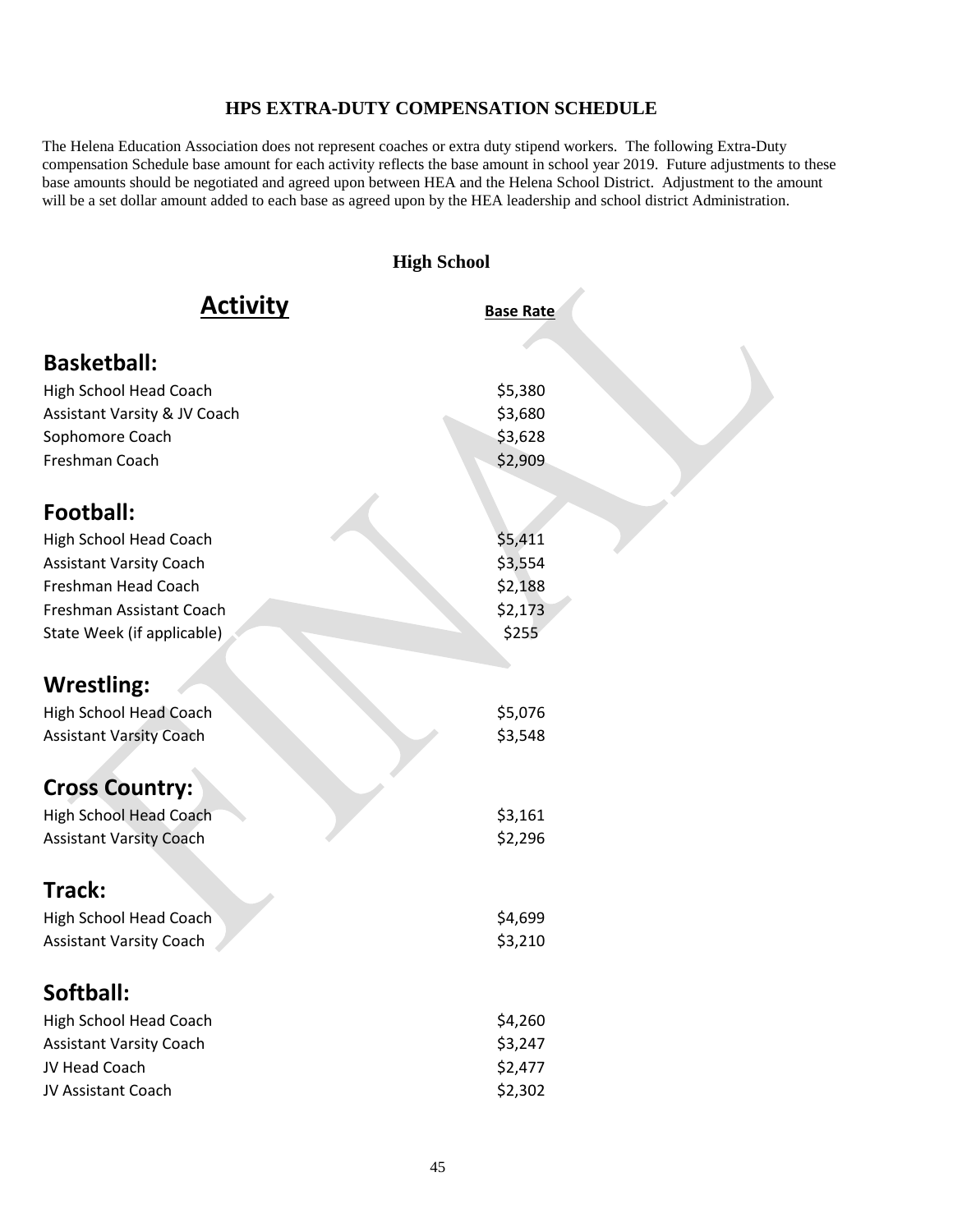# HPS EXTRA-DUTY COMPENSATION SCHEDULE

The Helena Education Association does not represent coaches or extra duty stipend workers. The following Extra-Duty compensation Schedule base amount for each activity reflects the base amount in school year 2019. Future adjustments to these base amounts should be negotiated and agreed upon between HEA and the Helena School District. Adjustment to the amount will be a set dollar amount added to each base as agreed upon by the HEA leadership and school district Administration.

## High School

| Activity | Base Rate |
|---|---|
| **Basketball:** | |
| High School Head Coach | $5,380 |
| Assistant Varsity & JV Coach | $3,680 |
| Sophomore Coach | $3,628 |
| Freshman Coach | $2,909 |
| **Football:** | |
| High School Head Coach | $5,411 |
| Assistant Varsity Coach | $3,554 |
| Freshman Head Coach | $2,188 |
| Freshman Assistant Coach | $2,173 |
| State Week (if applicable) | $255 |
| **Wrestling:** | |
| High School Head Coach | $5,076 |
| Assistant Varsity Coach | $3,548 |
| **Cross Country:** | |
| High School Head Coach | $3,161 |
| Assistant Varsity Coach | $2,296 |
| **Track:** | |
| High School Head Coach | $4,699 |
| Assistant Varsity Coach | $3,210 |
| **Softball:** | |
| High School Head Coach | $4,260 |
| Assistant Varsity Coach | $3,247 |
| JV Head Coach | $2,477 |
| JV Assistant Coach | $2,302 |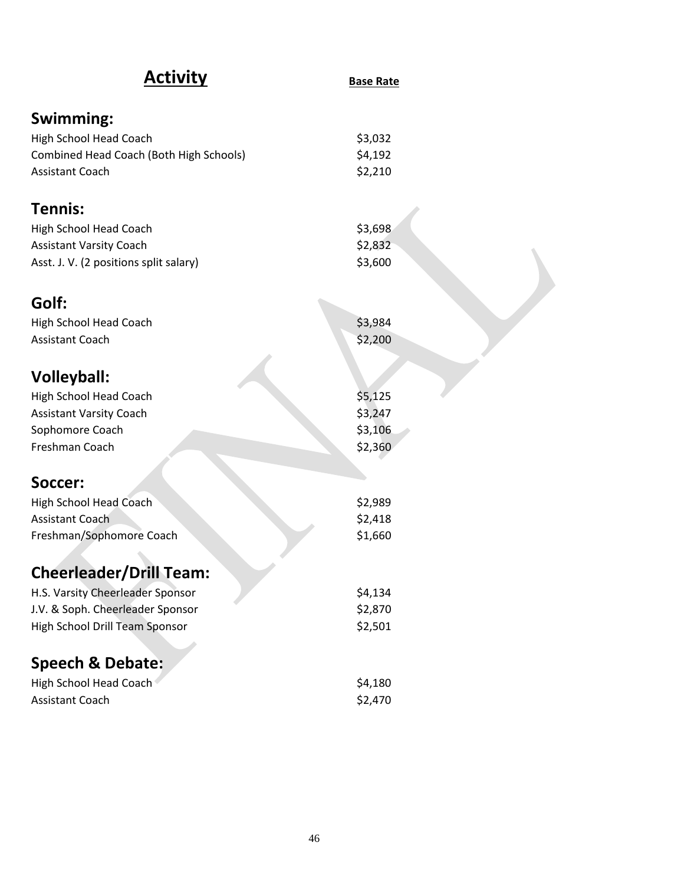| **Activity** | **Base Rate** |
|---|---|
| **Swimming:** | |
| High School Head Coach | $3,032 |
| Combined Head Coach (Both High Schools) | $4,192 |
| Assistant Coach | $2,210 |
| **Tennis:** | |
| High School Head Coach | $3,698 |
| Assistant Varsity Coach | $2,832 |
| Asst. J. V. (2 positions split salary) | $3,600 |
| **Golf:** | |
| High School Head Coach | $3,984 |
| Assistant Coach | $2,200 |
| **Volleyball:** | |
| High School Head Coach | $5,125 |
| Assistant Varsity Coach | $3,247 |
| Sophomore Coach | $3,106 |
| Freshman Coach | $2,360 |
| **Soccer:** | |
| High School Head Coach | $2,989 |
| Assistant Coach | $2,418 |
| Freshman/Sophomore Coach | $1,660 |
| **Cheerleader/Drill Team:** | |
| H.S. Varsity Cheerleader Sponsor | $4,134 |
| J.V. & Soph. Cheerleader Sponsor | $2,870 |
| High School Drill Team Sponsor | $2,501 |
| **Speech & Debate:** | |
| High School Head Coach | $4,180 |
| Assistant Coach | $2,470 |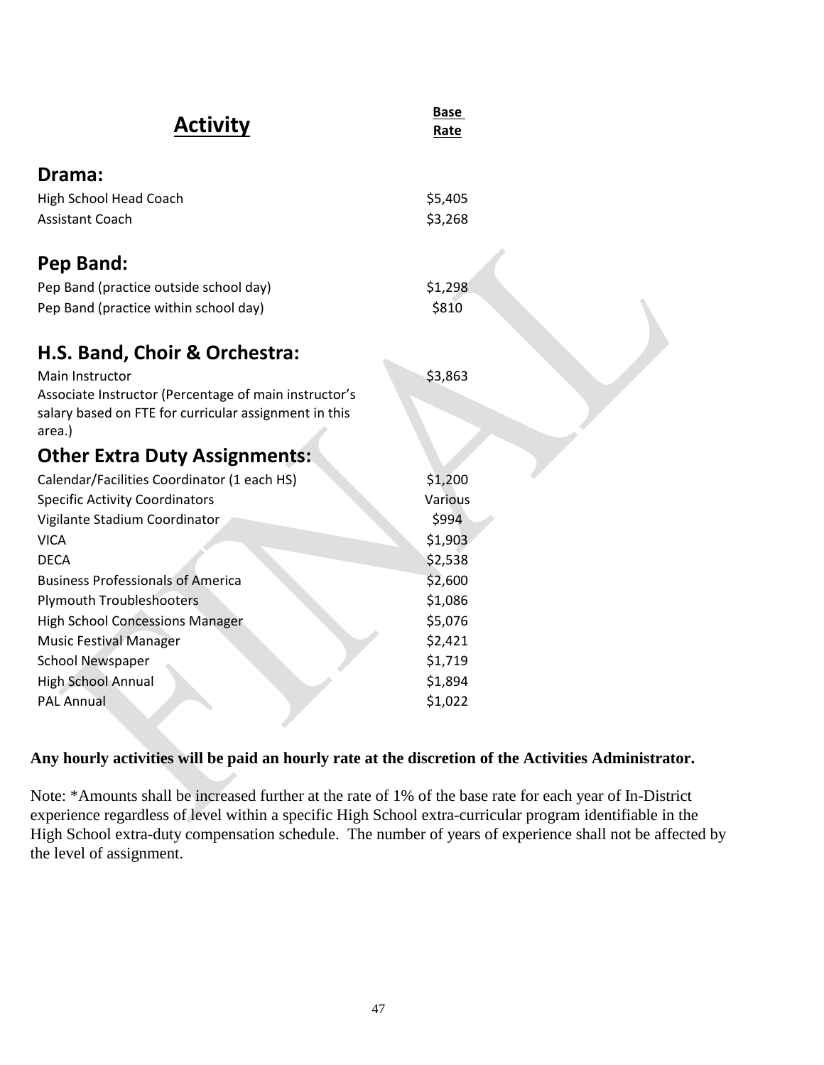| Activity | Base Rate |
|---|---|
| **Drama:** | |
| High School Head Coach | $5,405 |
| Assistant Coach | $3,268 |
| **Pep Band:** | |
| Pep Band (practice outside school day) | $1,298 |
| Pep Band (practice within school day) | $810 |
| **H.S. Band, Choir & Orchestra:** | |
| Main Instructor | $3,863 |
| Associate Instructor (Percentage of main instructor's salary based on FTE for curricular assignment in this area.) | |
| **Other Extra Duty Assignments:** | |
| Calendar/Facilities Coordinator (1 each HS) | $1,200 |
| Specific Activity Coordinators | Various |
| Vigilante Stadium Coordinator | $994 |
| VICA | $1,903 |
| DECA | $2,538 |
| Business Professionals of America | $2,600 |
| Plymouth Troubleshooters | $1,086 |
| High School Concessions Manager | $5,076 |
| Music Festival Manager | $2,421 |
| School Newspaper | $1,719 |
| High School Annual | $1,894 |
| PAL Annual | $1,022 |

**Any hourly activities will be paid an hourly rate at the discretion of the Activities Administrator.**

Note: *Amounts shall be increased further at the rate of 1% of the base rate for each year of In-District experience regardless of level within a specific High School extra-curricular program identifiable in the High School extra-duty compensation schedule. The number of years of experience shall not be affected by the level of assignment.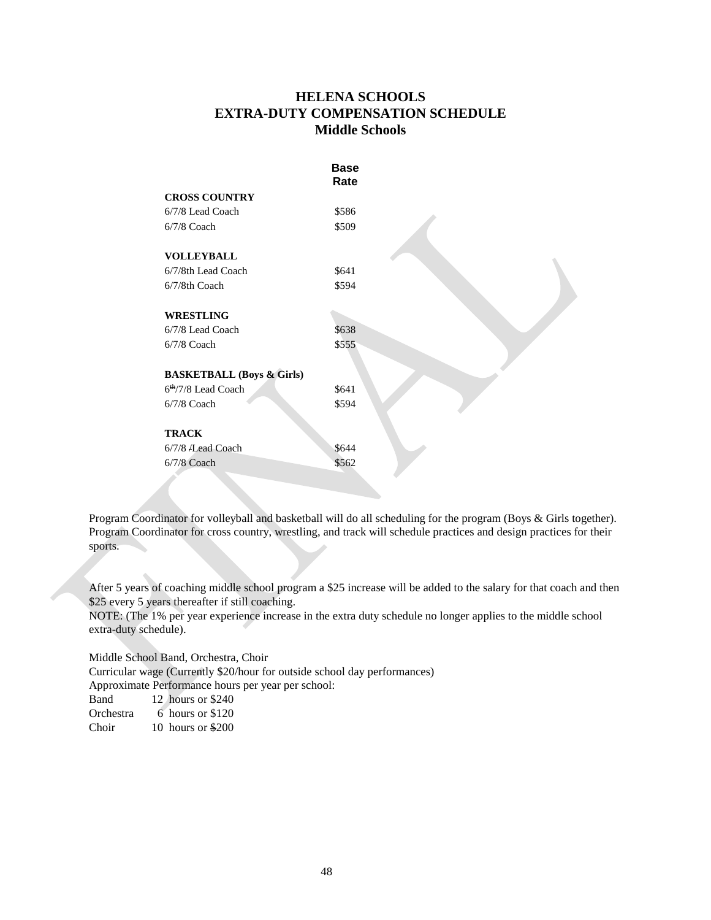# HELENA SCHOOLS
# EXTRA-DUTY COMPENSATION SCHEDULE
## Middle Schools

| | Base Rate |
|---|---|
| **CROSS COUNTRY** | |
| 6/7/8 Lead Coach | $586 |
| 6/7/8 Coach | $509 |
| | |
| **VOLLEYBALL** | |
| 6/7/8th Lead Coach | $641 |
| 6/7/8th Coach | $594 |
| | |
| **WRESTLING** | |
| 6/7/8 Lead Coach | $638 |
| 6/7/8 Coach | $555 |
| | |
| **BASKETBALL (Boys & Girls)** | |
| 6th/7/8 Lead Coach | $641 |
| 6/7/8 Coach | $594 |
| | |
| **TRACK** | |
| 6/7/8 /Lead Coach | $644 |
| 6/7/8 Coach | $562 |

Program Coordinator for volleyball and basketball will do all scheduling for the program (Boys & Girls together). Program Coordinator for cross country, wrestling, and track will schedule practices and design practices for their sports.

After 5 years of coaching middle school program a $25 increase will be added to the salary for that coach and then $25 every 5 years thereafter if still coaching.
NOTE: (The 1% per year experience increase in the extra duty schedule no longer applies to the middle school extra-duty schedule).

Middle School Band, Orchestra, Choir
Curricular wage (Currently $20/hour for outside school day performances)
Approximate Performance hours per year per school:

| | |
|---|---|
| Band | 12 hours or $240 |
| Orchestra | 6 hours or $120 |
| Choir | 10 hours or $200 |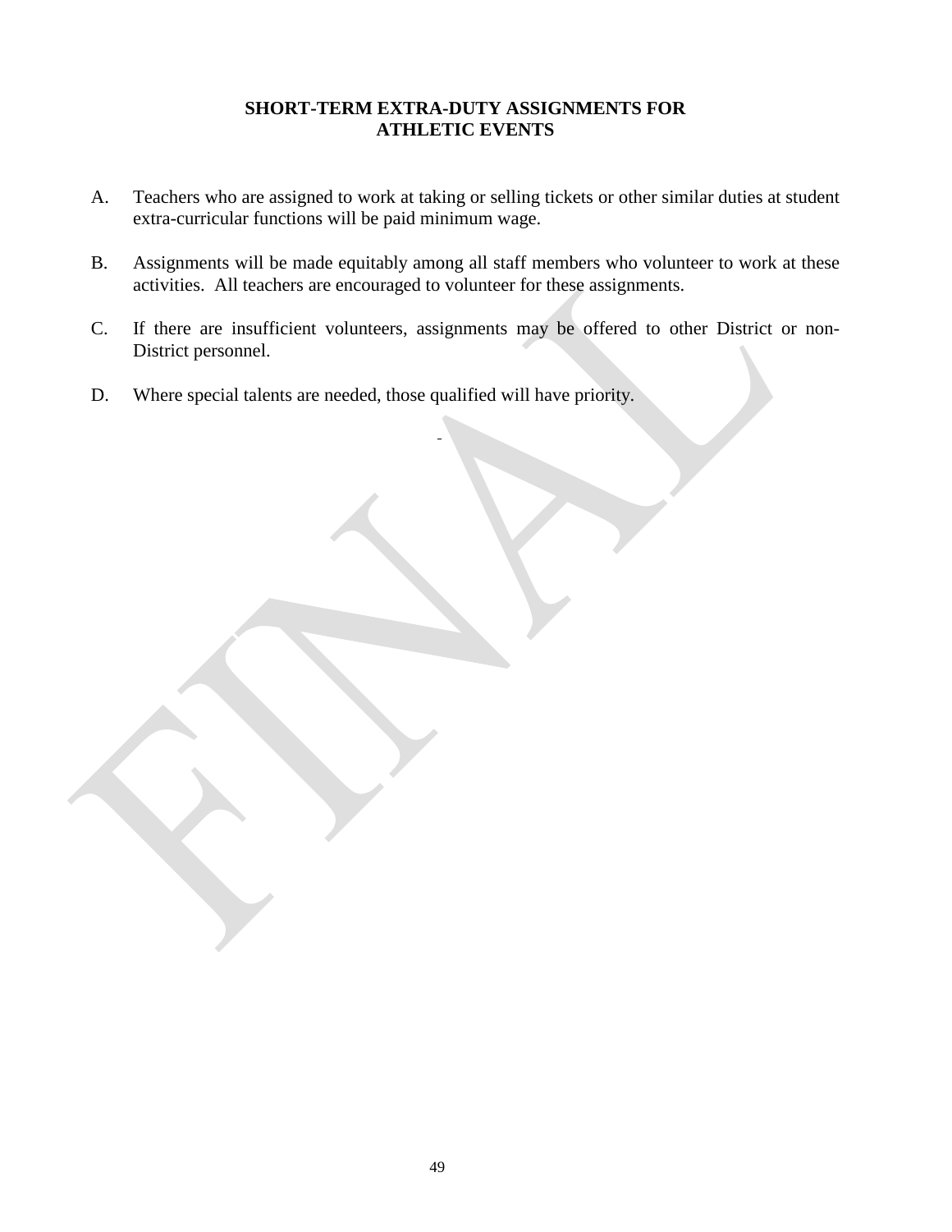## SHORT-TERM EXTRA-DUTY ASSIGNMENTS FOR ATHLETIC EVENTS

A. Teachers who are assigned to work at taking or selling tickets or other similar duties at student extra-curricular functions will be paid minimum wage.

B. Assignments will be made equitably among all staff members who volunteer to work at these activities. All teachers are encouraged to volunteer for these assignments.

C. If there are insufficient volunteers, assignments may be offered to other District or non-District personnel.

D. Where special talents are needed, those qualified will have priority.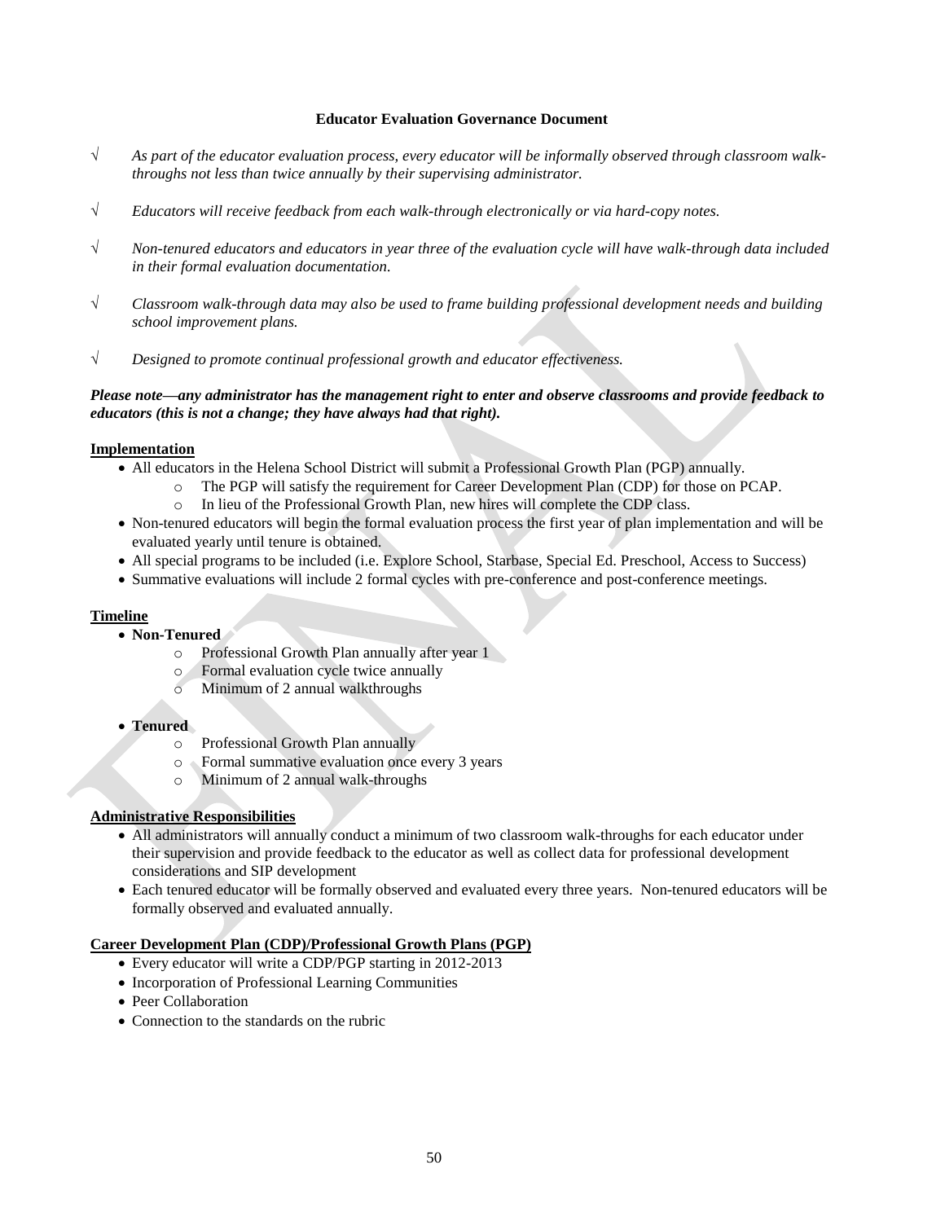**Educator Evaluation Governance Document**

√ *As part of the educator evaluation process, every educator will be informally observed through classroom walk-throughs not less than twice annually by their supervising administrator.*

√ *Educators will receive feedback from each walk-through electronically or via hard-copy notes.*

√ *Non-tenured educators and educators in year three of the evaluation cycle will have walk-through data included in their formal evaluation documentation.*

√ *Classroom walk-through data may also be used to frame building professional development needs and building school improvement plans.*

√ *Designed to promote continual professional growth and educator effectiveness.*

***Please note—any administrator has the management right to enter and observe classrooms and provide feedback to educators (this is not a change; they have always had that right).***

**Implementation**

- All educators in the Helena School District will submit a Professional Growth Plan (PGP) annually.
  - The PGP will satisfy the requirement for Career Development Plan (CDP) for those on PCAP.
  - In lieu of the Professional Growth Plan, new hires will complete the CDP class.
- Non-tenured educators will begin the formal evaluation process the first year of plan implementation and will be evaluated yearly until tenure is obtained.
- All special programs to be included (i.e. Explore School, Starbase, Special Ed. Preschool, Access to Success)
- Summative evaluations will include 2 formal cycles with pre-conference and post-conference meetings.

**Timeline**

- **Non-Tenured**
  - Professional Growth Plan annually after year 1
  - Formal evaluation cycle twice annually
  - Minimum of 2 annual walkthroughs
- **Tenured**
  - Professional Growth Plan annually
  - Formal summative evaluation once every 3 years
  - Minimum of 2 annual walk-throughs

**Administrative Responsibilities**

- All administrators will annually conduct a minimum of two classroom walk-throughs for each educator under their supervision and provide feedback to the educator as well as collect data for professional development considerations and SIP development
- Each tenured educator will be formally observed and evaluated every three years. Non-tenured educators will be formally observed and evaluated annually.

**Career Development Plan (CDP)/Professional Growth Plans (PGP)**

- Every educator will write a CDP/PGP starting in 2012-2013
- Incorporation of Professional Learning Communities
- Peer Collaboration
- Connection to the standards on the rubric